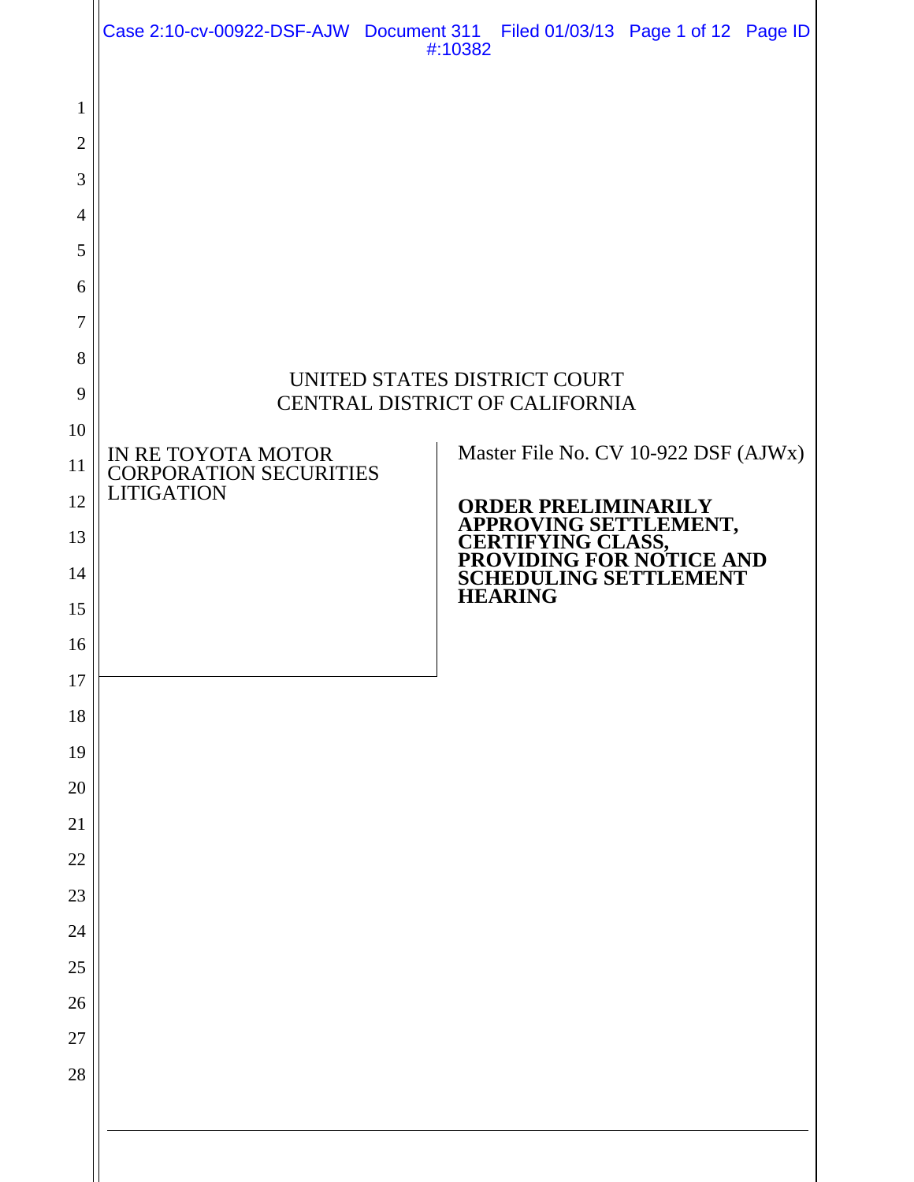UNITED STATES DISTRICT COURT
CENTRAL DISTRICT OF CALIFORNIA

| IN RE TOYOTA MOTOR CORPORATION SECURITIES LITIGATION | Master File No. CV 10-922 DSF (AJWx) |
|---|---|
| | **ORDER PRELIMINARILY APPROVING SETTLEMENT, CERTIFYING CLASS, PROVIDING FOR NOTICE AND SCHEDULING SETTLEMENT HEARING** |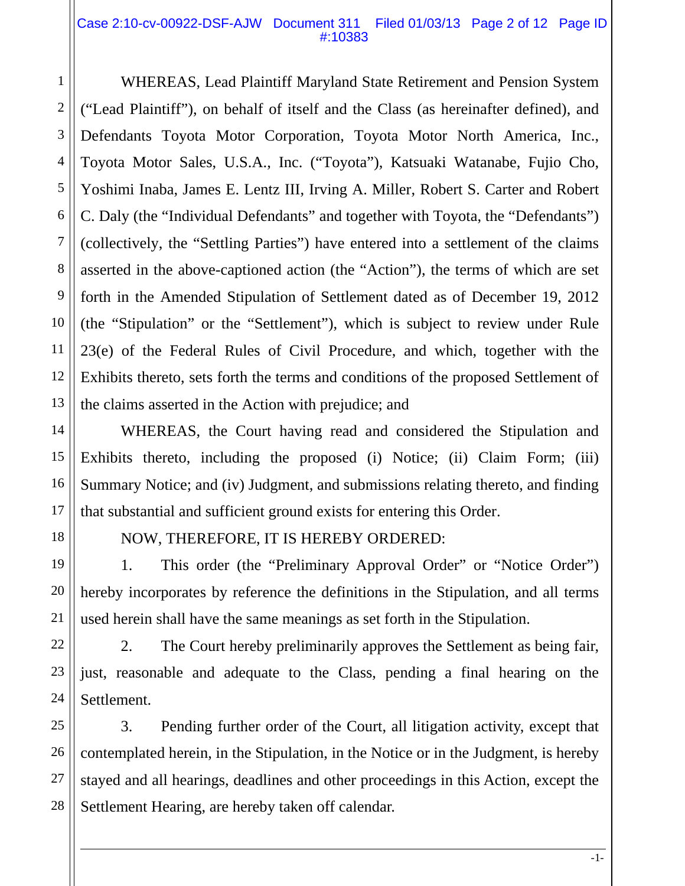WHEREAS, Lead Plaintiff Maryland State Retirement and Pension System ("Lead Plaintiff"), on behalf of itself and the Class (as hereinafter defined), and Defendants Toyota Motor Corporation, Toyota Motor North America, Inc., Toyota Motor Sales, U.S.A., Inc. ("Toyota"), Katsuaki Watanabe, Fujio Cho, Yoshimi Inaba, James E. Lentz III, Irving A. Miller, Robert S. Carter and Robert C. Daly (the "Individual Defendants" and together with Toyota, the "Defendants") (collectively, the "Settling Parties") have entered into a settlement of the claims asserted in the above-captioned action (the "Action"), the terms of which are set forth in the Amended Stipulation of Settlement dated as of December 19, 2012 (the "Stipulation" or the "Settlement"), which is subject to review under Rule 23(e) of the Federal Rules of Civil Procedure, and which, together with the Exhibits thereto, sets forth the terms and conditions of the proposed Settlement of the claims asserted in the Action with prejudice; and

WHEREAS, the Court having read and considered the Stipulation and Exhibits thereto, including the proposed (i) Notice; (ii) Claim Form; (iii) Summary Notice; and (iv) Judgment, and submissions relating thereto, and finding that substantial and sufficient ground exists for entering this Order.

NOW, THEREFORE, IT IS HEREBY ORDERED:

1. This order (the "Preliminary Approval Order" or "Notice Order") hereby incorporates by reference the definitions in the Stipulation, and all terms used herein shall have the same meanings as set forth in the Stipulation.

2. The Court hereby preliminarily approves the Settlement as being fair, just, reasonable and adequate to the Class, pending a final hearing on the Settlement.

3. Pending further order of the Court, all litigation activity, except that contemplated herein, in the Stipulation, in the Notice or in the Judgment, is hereby stayed and all hearings, deadlines and other proceedings in this Action, except the Settlement Hearing, are hereby taken off calendar.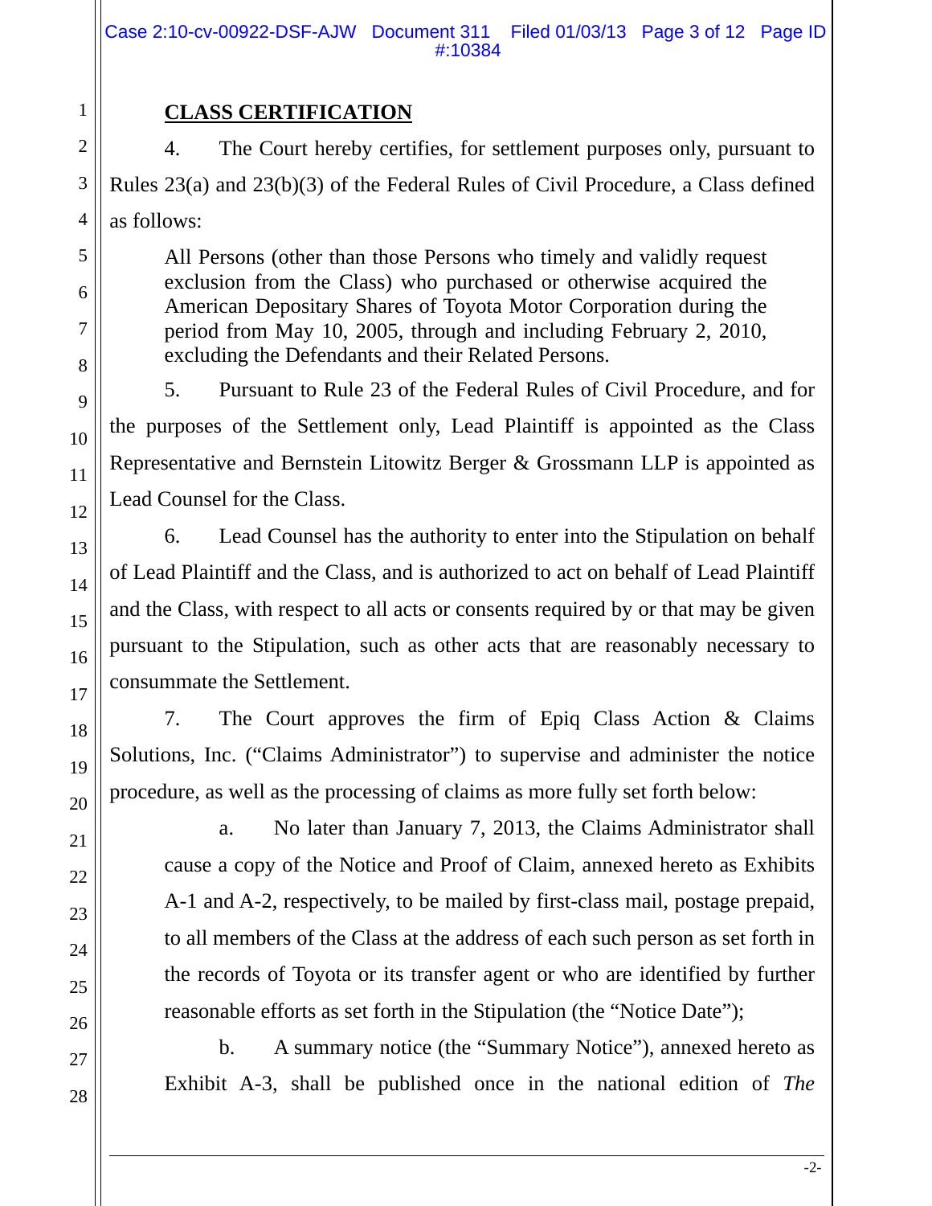**CLASS CERTIFICATION**

4. The Court hereby certifies, for settlement purposes only, pursuant to Rules 23(a) and 23(b)(3) of the Federal Rules of Civil Procedure, a Class defined as follows:

> All Persons (other than those Persons who timely and validly request exclusion from the Class) who purchased or otherwise acquired the American Depositary Shares of Toyota Motor Corporation during the period from May 10, 2005, through and including February 2, 2010, excluding the Defendants and their Related Persons.

5. Pursuant to Rule 23 of the Federal Rules of Civil Procedure, and for the purposes of the Settlement only, Lead Plaintiff is appointed as the Class Representative and Bernstein Litowitz Berger & Grossmann LLP is appointed as Lead Counsel for the Class.

6. Lead Counsel has the authority to enter into the Stipulation on behalf of Lead Plaintiff and the Class, and is authorized to act on behalf of Lead Plaintiff and the Class, with respect to all acts or consents required by or that may be given pursuant to the Stipulation, such as other acts that are reasonably necessary to consummate the Settlement.

7. The Court approves the firm of Epiq Class Action & Claims Solutions, Inc. ("Claims Administrator") to supervise and administer the notice procedure, as well as the processing of claims as more fully set forth below:

a. No later than January 7, 2013, the Claims Administrator shall cause a copy of the Notice and Proof of Claim, annexed hereto as Exhibits A-1 and A-2, respectively, to be mailed by first-class mail, postage prepaid, to all members of the Class at the address of each such person as set forth in the records of Toyota or its transfer agent or who are identified by further reasonable efforts as set forth in the Stipulation (the "Notice Date");

b. A summary notice (the "Summary Notice"), annexed hereto as Exhibit A-3, shall be published once in the national edition of *The*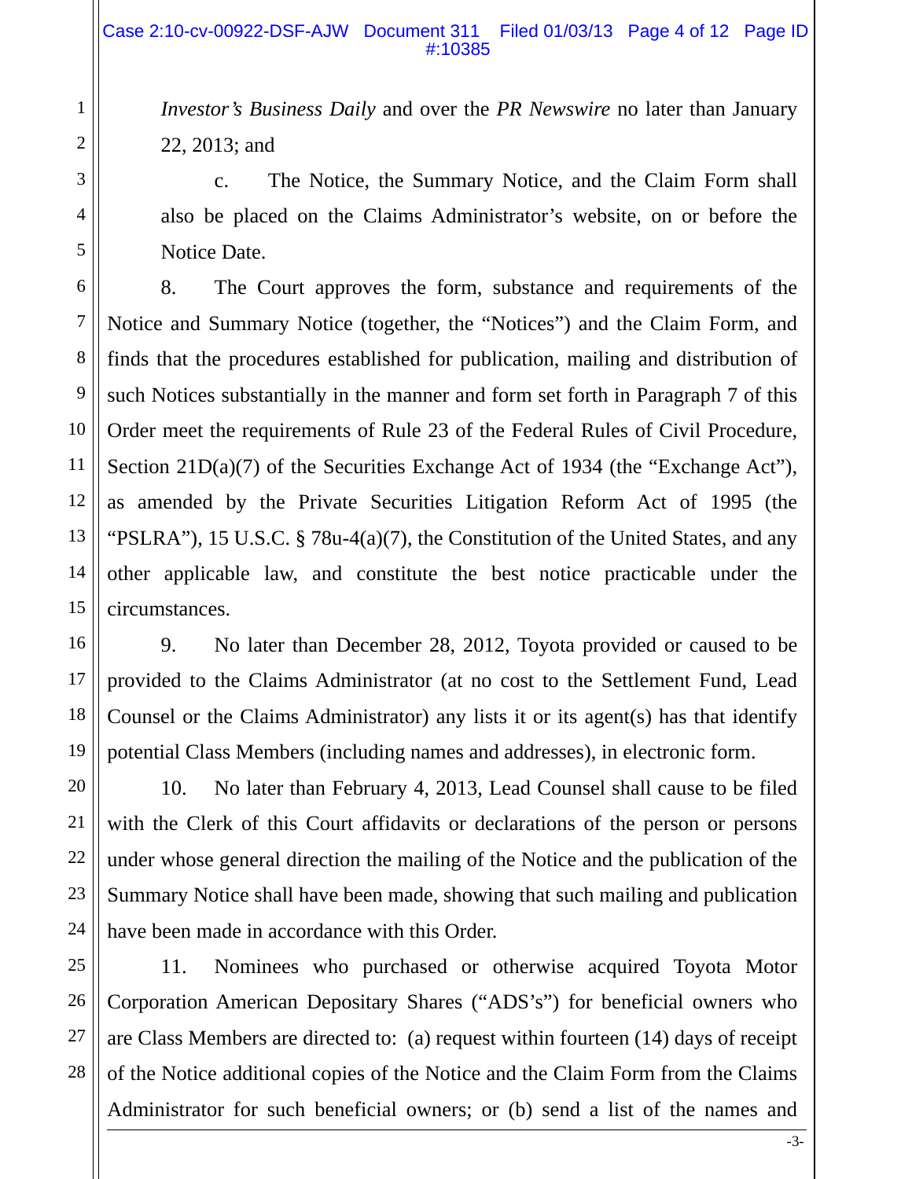*Investor's Business Daily* and over the *PR Newswire* no later than January 22, 2013; and

c. The Notice, the Summary Notice, and the Claim Form shall also be placed on the Claims Administrator's website, on or before the Notice Date.

8. The Court approves the form, substance and requirements of the Notice and Summary Notice (together, the "Notices") and the Claim Form, and finds that the procedures established for publication, mailing and distribution of such Notices substantially in the manner and form set forth in Paragraph 7 of this Order meet the requirements of Rule 23 of the Federal Rules of Civil Procedure, Section 21D(a)(7) of the Securities Exchange Act of 1934 (the "Exchange Act"), as amended by the Private Securities Litigation Reform Act of 1995 (the "PSLRA"), 15 U.S.C. § 78u-4(a)(7), the Constitution of the United States, and any other applicable law, and constitute the best notice practicable under the circumstances.

9. No later than December 28, 2012, Toyota provided or caused to be provided to the Claims Administrator (at no cost to the Settlement Fund, Lead Counsel or the Claims Administrator) any lists it or its agent(s) has that identify potential Class Members (including names and addresses), in electronic form.

10. No later than February 4, 2013, Lead Counsel shall cause to be filed with the Clerk of this Court affidavits or declarations of the person or persons under whose general direction the mailing of the Notice and the publication of the Summary Notice shall have been made, showing that such mailing and publication have been made in accordance with this Order.

11. Nominees who purchased or otherwise acquired Toyota Motor Corporation American Depositary Shares ("ADS's") for beneficial owners who are Class Members are directed to: (a) request within fourteen (14) days of receipt of the Notice additional copies of the Notice and the Claim Form from the Claims Administrator for such beneficial owners; or (b) send a list of the names and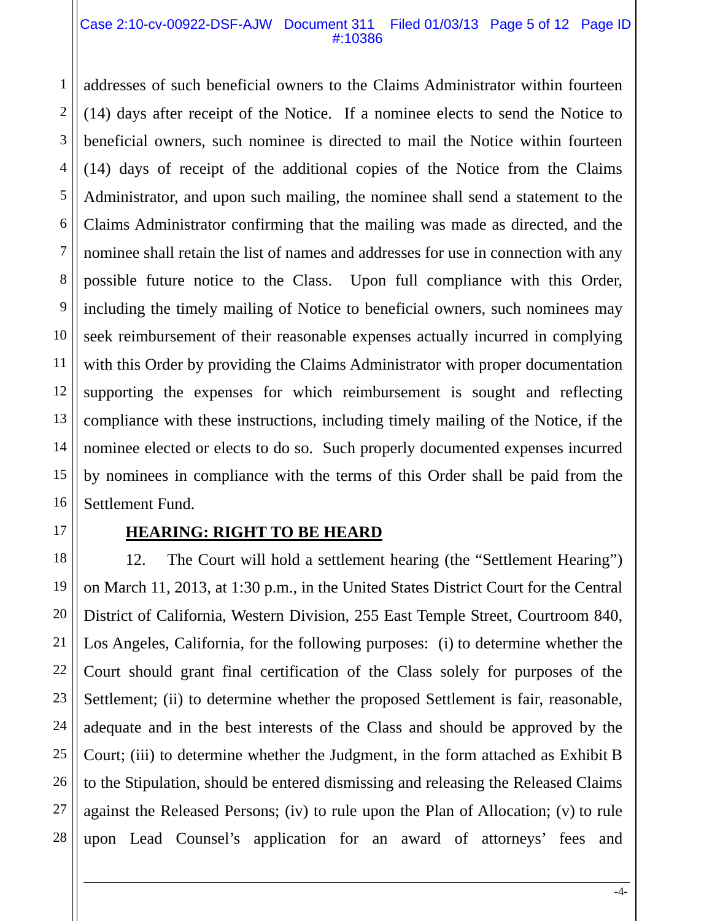addresses of such beneficial owners to the Claims Administrator within fourteen (14) days after receipt of the Notice. If a nominee elects to send the Notice to beneficial owners, such nominee is directed to mail the Notice within fourteen (14) days of receipt of the additional copies of the Notice from the Claims Administrator, and upon such mailing, the nominee shall send a statement to the Claims Administrator confirming that the mailing was made as directed, and the nominee shall retain the list of names and addresses for use in connection with any possible future notice to the Class. Upon full compliance with this Order, including the timely mailing of Notice to beneficial owners, such nominees may seek reimbursement of their reasonable expenses actually incurred in complying with this Order by providing the Claims Administrator with proper documentation supporting the expenses for which reimbursement is sought and reflecting compliance with these instructions, including timely mailing of the Notice, if the nominee elected or elects to do so. Such properly documented expenses incurred by nominees in compliance with the terms of this Order shall be paid from the Settlement Fund.

**HEARING: RIGHT TO BE HEARD**

12. The Court will hold a settlement hearing (the "Settlement Hearing") on March 11, 2013, at 1:30 p.m., in the United States District Court for the Central District of California, Western Division, 255 East Temple Street, Courtroom 840, Los Angeles, California, for the following purposes: (i) to determine whether the Court should grant final certification of the Class solely for purposes of the Settlement; (ii) to determine whether the proposed Settlement is fair, reasonable, adequate and in the best interests of the Class and should be approved by the Court; (iii) to determine whether the Judgment, in the form attached as Exhibit B to the Stipulation, should be entered dismissing and releasing the Released Claims against the Released Persons; (iv) to rule upon the Plan of Allocation; (v) to rule upon Lead Counsel's application for an award of attorneys' fees and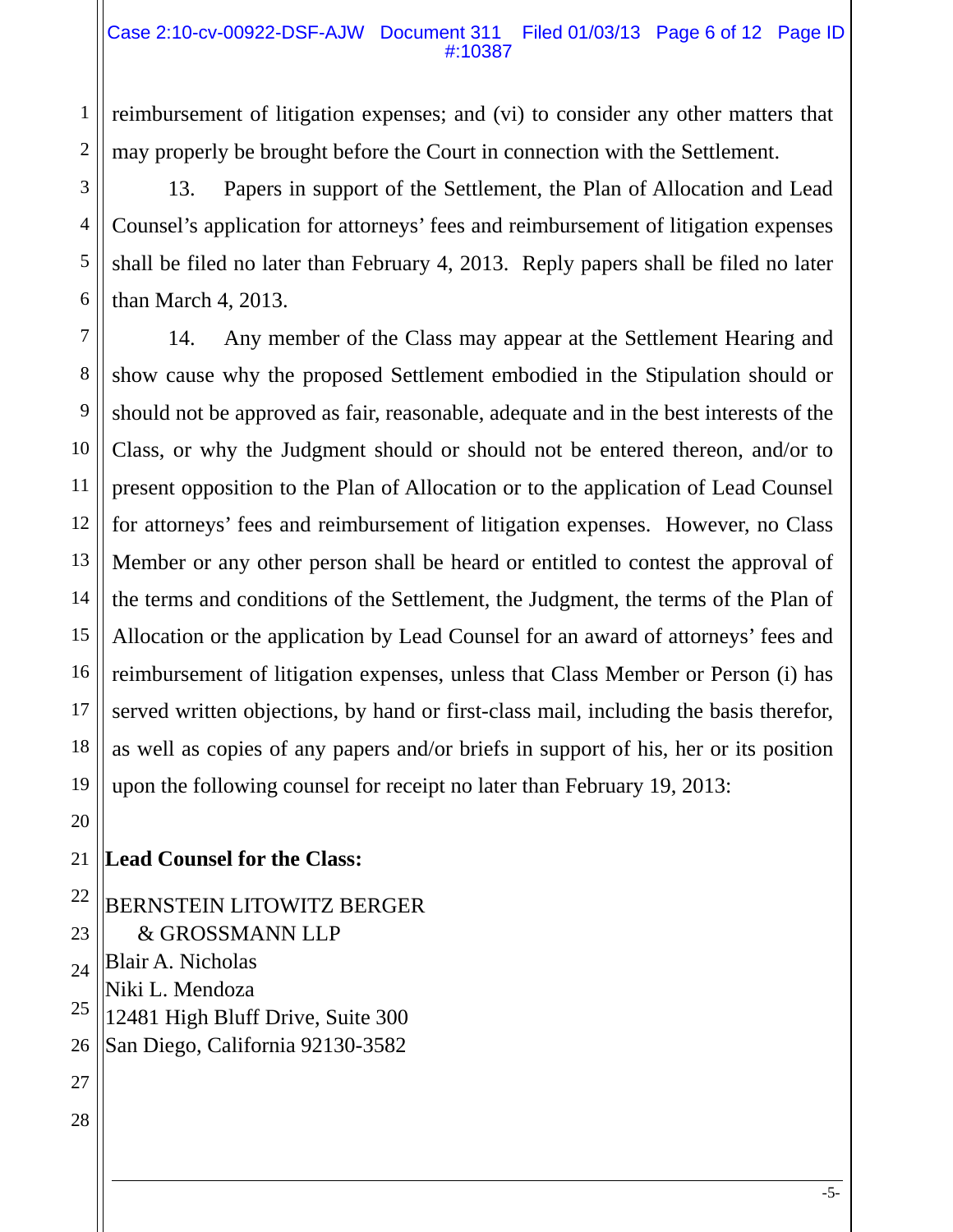reimbursement of litigation expenses; and (vi) to consider any other matters that may properly be brought before the Court in connection with the Settlement.

13. Papers in support of the Settlement, the Plan of Allocation and Lead Counsel's application for attorneys' fees and reimbursement of litigation expenses shall be filed no later than February 4, 2013. Reply papers shall be filed no later than March 4, 2013.

14. Any member of the Class may appear at the Settlement Hearing and show cause why the proposed Settlement embodied in the Stipulation should or should not be approved as fair, reasonable, adequate and in the best interests of the Class, or why the Judgment should or should not be entered thereon, and/or to present opposition to the Plan of Allocation or to the application of Lead Counsel for attorneys' fees and reimbursement of litigation expenses. However, no Class Member or any other person shall be heard or entitled to contest the approval of the terms and conditions of the Settlement, the Judgment, the terms of the Plan of Allocation or the application by Lead Counsel for an award of attorneys' fees and reimbursement of litigation expenses, unless that Class Member or Person (i) has served written objections, by hand or first-class mail, including the basis therefor, as well as copies of any papers and/or briefs in support of his, her or its position upon the following counsel for receipt no later than February 19, 2013:

**Lead Counsel for the Class:**

BERNSTEIN LITOWITZ BERGER
& GROSSMANN LLP
Blair A. Nicholas
Niki L. Mendoza
12481 High Bluff Drive, Suite 300
San Diego, California 92130-3582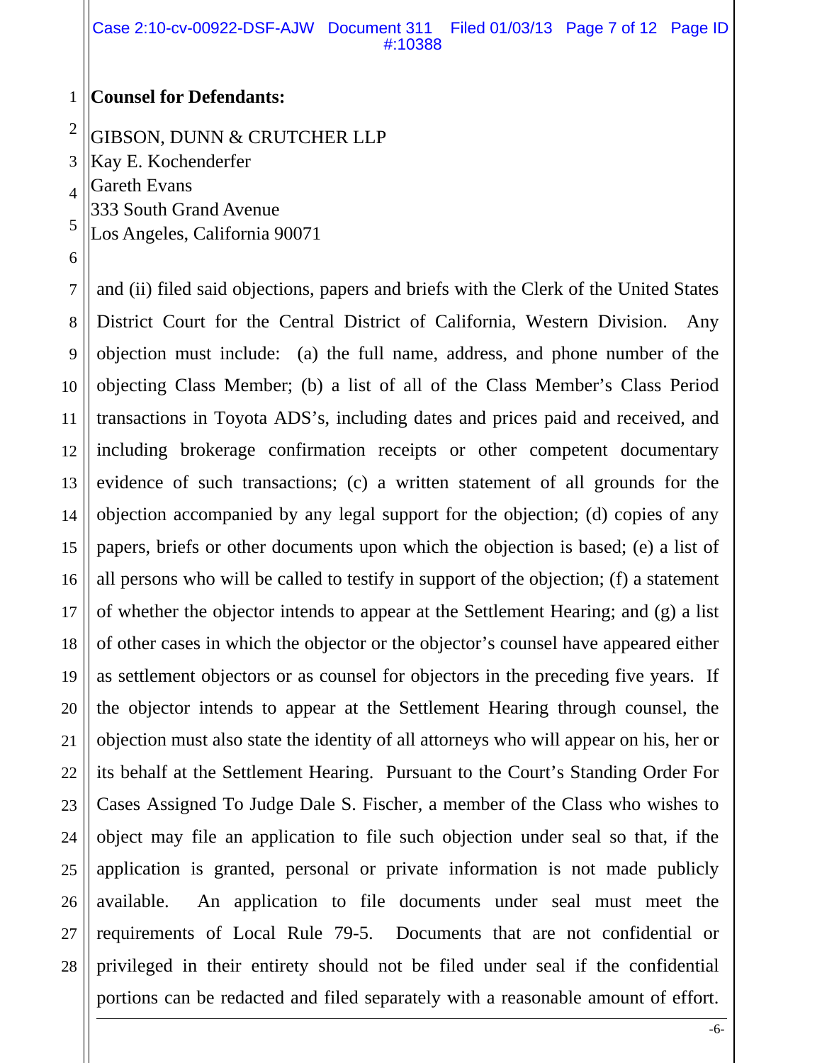**Counsel for Defendants:**

GIBSON, DUNN & CRUTCHER LLP
Kay E. Kochenderfer
Gareth Evans
333 South Grand Avenue
Los Angeles, California 90071

and (ii) filed said objections, papers and briefs with the Clerk of the United States District Court for the Central District of California, Western Division. Any objection must include: (a) the full name, address, and phone number of the objecting Class Member; (b) a list of all of the Class Member's Class Period transactions in Toyota ADS's, including dates and prices paid and received, and including brokerage confirmation receipts or other competent documentary evidence of such transactions; (c) a written statement of all grounds for the objection accompanied by any legal support for the objection; (d) copies of any papers, briefs or other documents upon which the objection is based; (e) a list of all persons who will be called to testify in support of the objection; (f) a statement of whether the objector intends to appear at the Settlement Hearing; and (g) a list of other cases in which the objector or the objector's counsel have appeared either as settlement objectors or as counsel for objectors in the preceding five years. If the objector intends to appear at the Settlement Hearing through counsel, the objection must also state the identity of all attorneys who will appear on his, her or its behalf at the Settlement Hearing. Pursuant to the Court's Standing Order For Cases Assigned To Judge Dale S. Fischer, a member of the Class who wishes to object may file an application to file such objection under seal so that, if the application is granted, personal or private information is not made publicly available. An application to file documents under seal must meet the requirements of Local Rule 79-5. Documents that are not confidential or privileged in their entirety should not be filed under seal if the confidential portions can be redacted and filed separately with a reasonable amount of effort.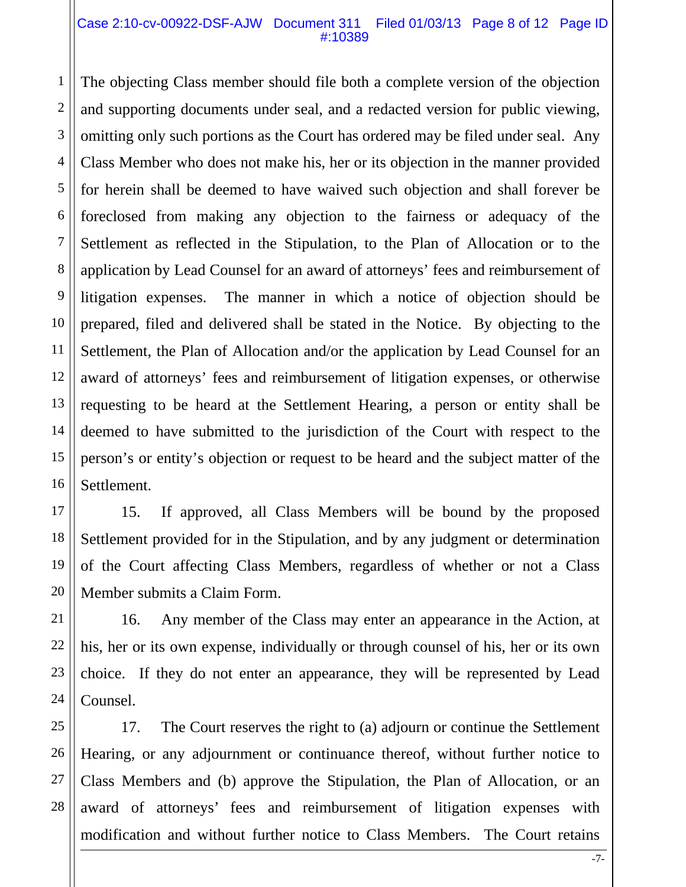The objecting Class member should file both a complete version of the objection and supporting documents under seal, and a redacted version for public viewing, omitting only such portions as the Court has ordered may be filed under seal. Any Class Member who does not make his, her or its objection in the manner provided for herein shall be deemed to have waived such objection and shall forever be foreclosed from making any objection to the fairness or adequacy of the Settlement as reflected in the Stipulation, to the Plan of Allocation or to the application by Lead Counsel for an award of attorneys' fees and reimbursement of litigation expenses. The manner in which a notice of objection should be prepared, filed and delivered shall be stated in the Notice. By objecting to the Settlement, the Plan of Allocation and/or the application by Lead Counsel for an award of attorneys' fees and reimbursement of litigation expenses, or otherwise requesting to be heard at the Settlement Hearing, a person or entity shall be deemed to have submitted to the jurisdiction of the Court with respect to the person's or entity's objection or request to be heard and the subject matter of the Settlement.

15. If approved, all Class Members will be bound by the proposed Settlement provided for in the Stipulation, and by any judgment or determination of the Court affecting Class Members, regardless of whether or not a Class Member submits a Claim Form.

16. Any member of the Class may enter an appearance in the Action, at his, her or its own expense, individually or through counsel of his, her or its own choice. If they do not enter an appearance, they will be represented by Lead Counsel.

17. The Court reserves the right to (a) adjourn or continue the Settlement Hearing, or any adjournment or continuance thereof, without further notice to Class Members and (b) approve the Stipulation, the Plan of Allocation, or an award of attorneys' fees and reimbursement of litigation expenses with modification and without further notice to Class Members. The Court retains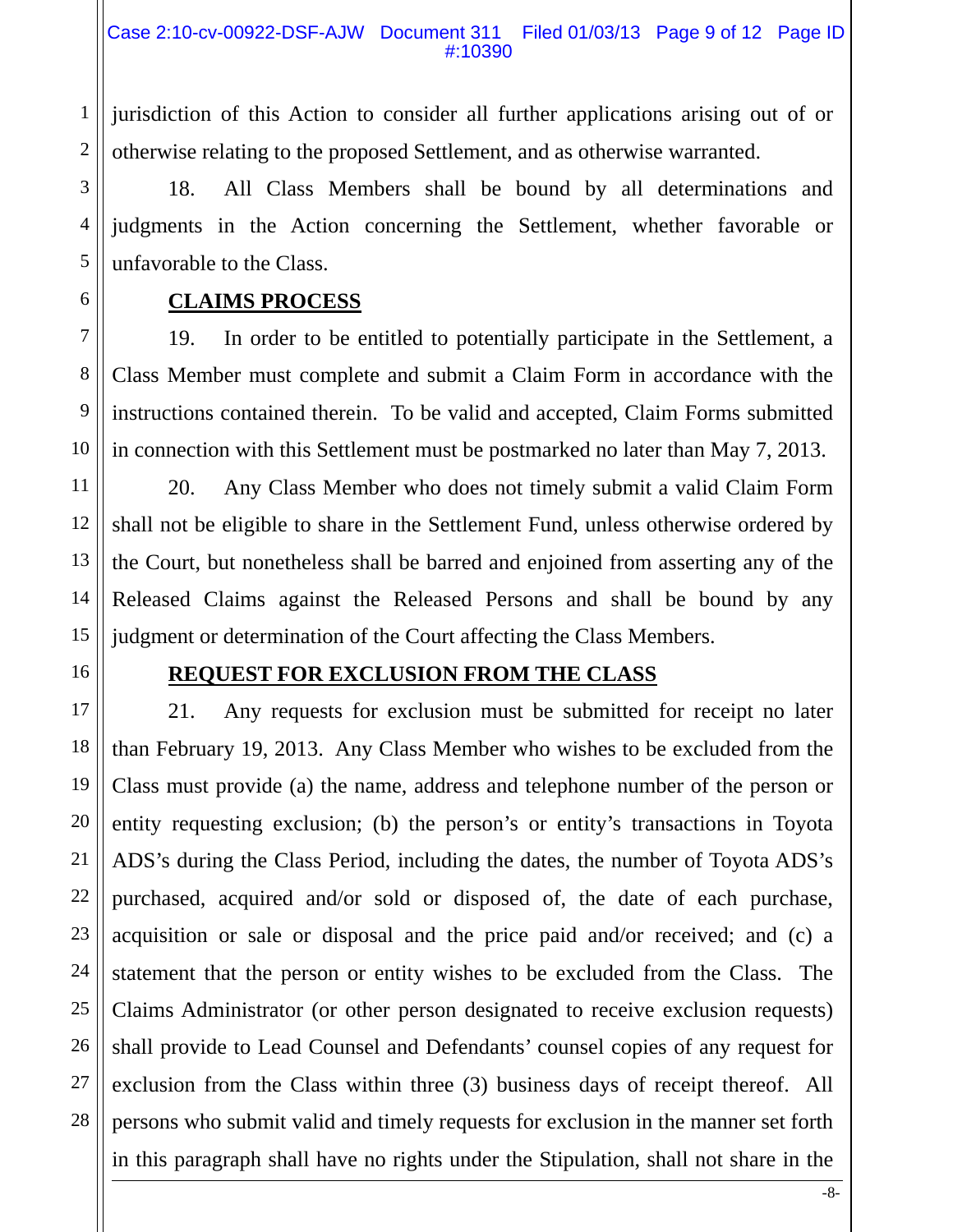jurisdiction of this Action to consider all further applications arising out of or otherwise relating to the proposed Settlement, and as otherwise warranted.

18. All Class Members shall be bound by all determinations and judgments in the Action concerning the Settlement, whether favorable or unfavorable to the Class.

**CLAIMS PROCESS**

19. In order to be entitled to potentially participate in the Settlement, a Class Member must complete and submit a Claim Form in accordance with the instructions contained therein. To be valid and accepted, Claim Forms submitted in connection with this Settlement must be postmarked no later than May 7, 2013.

20. Any Class Member who does not timely submit a valid Claim Form shall not be eligible to share in the Settlement Fund, unless otherwise ordered by the Court, but nonetheless shall be barred and enjoined from asserting any of the Released Claims against the Released Persons and shall be bound by any judgment or determination of the Court affecting the Class Members.

**REQUEST FOR EXCLUSION FROM THE CLASS**

21. Any requests for exclusion must be submitted for receipt no later than February 19, 2013. Any Class Member who wishes to be excluded from the Class must provide (a) the name, address and telephone number of the person or entity requesting exclusion; (b) the person's or entity's transactions in Toyota ADS's during the Class Period, including the dates, the number of Toyota ADS's purchased, acquired and/or sold or disposed of, the date of each purchase, acquisition or sale or disposal and the price paid and/or received; and (c) a statement that the person or entity wishes to be excluded from the Class. The Claims Administrator (or other person designated to receive exclusion requests) shall provide to Lead Counsel and Defendants' counsel copies of any request for exclusion from the Class within three (3) business days of receipt thereof. All persons who submit valid and timely requests for exclusion in the manner set forth in this paragraph shall have no rights under the Stipulation, shall not share in the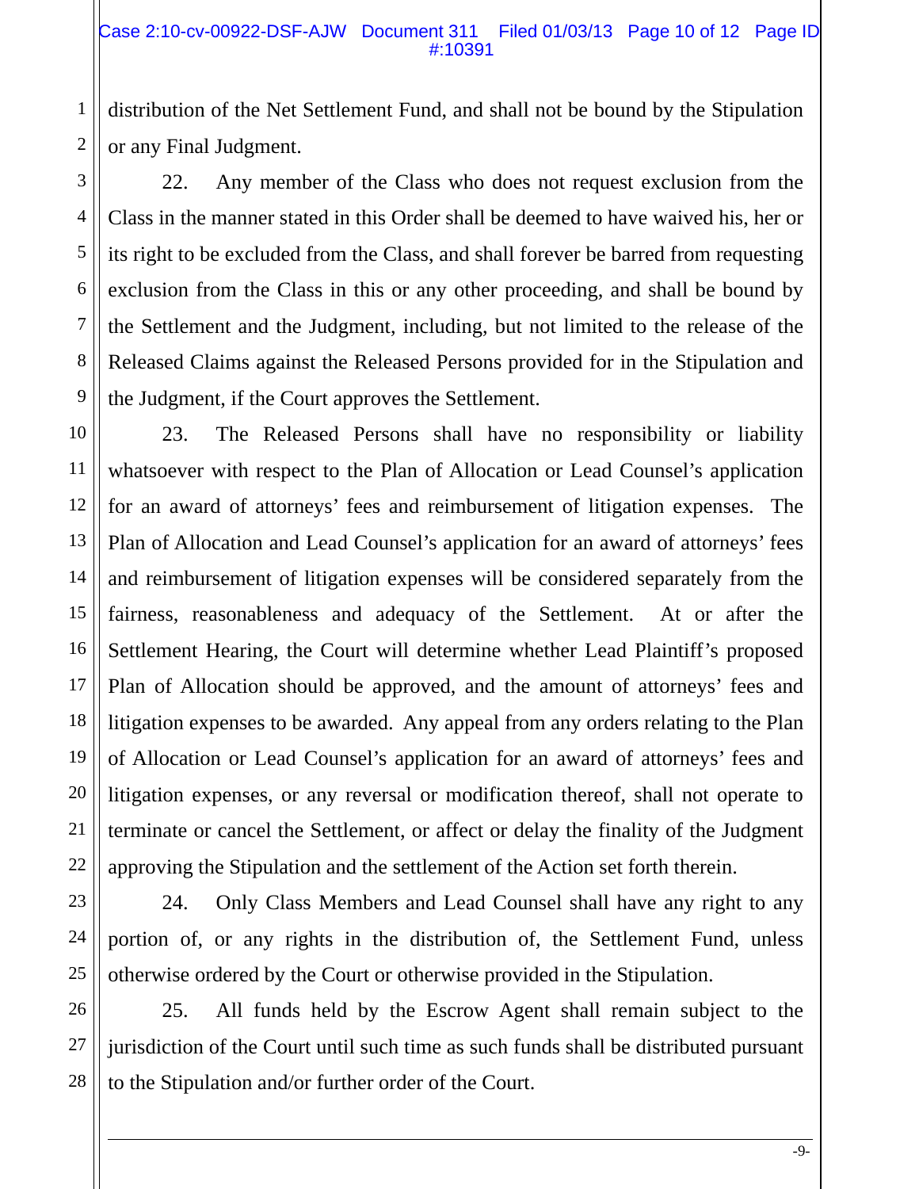distribution of the Net Settlement Fund, and shall not be bound by the Stipulation or any Final Judgment.

22. Any member of the Class who does not request exclusion from the Class in the manner stated in this Order shall be deemed to have waived his, her or its right to be excluded from the Class, and shall forever be barred from requesting exclusion from the Class in this or any other proceeding, and shall be bound by the Settlement and the Judgment, including, but not limited to the release of the Released Claims against the Released Persons provided for in the Stipulation and the Judgment, if the Court approves the Settlement.

23. The Released Persons shall have no responsibility or liability whatsoever with respect to the Plan of Allocation or Lead Counsel's application for an award of attorneys' fees and reimbursement of litigation expenses. The Plan of Allocation and Lead Counsel's application for an award of attorneys' fees and reimbursement of litigation expenses will be considered separately from the fairness, reasonableness and adequacy of the Settlement. At or after the Settlement Hearing, the Court will determine whether Lead Plaintiff's proposed Plan of Allocation should be approved, and the amount of attorneys' fees and litigation expenses to be awarded. Any appeal from any orders relating to the Plan of Allocation or Lead Counsel's application for an award of attorneys' fees and litigation expenses, or any reversal or modification thereof, shall not operate to terminate or cancel the Settlement, or affect or delay the finality of the Judgment approving the Stipulation and the settlement of the Action set forth therein.

24. Only Class Members and Lead Counsel shall have any right to any portion of, or any rights in the distribution of, the Settlement Fund, unless otherwise ordered by the Court or otherwise provided in the Stipulation.

25. All funds held by the Escrow Agent shall remain subject to the jurisdiction of the Court until such time as such funds shall be distributed pursuant to the Stipulation and/or further order of the Court.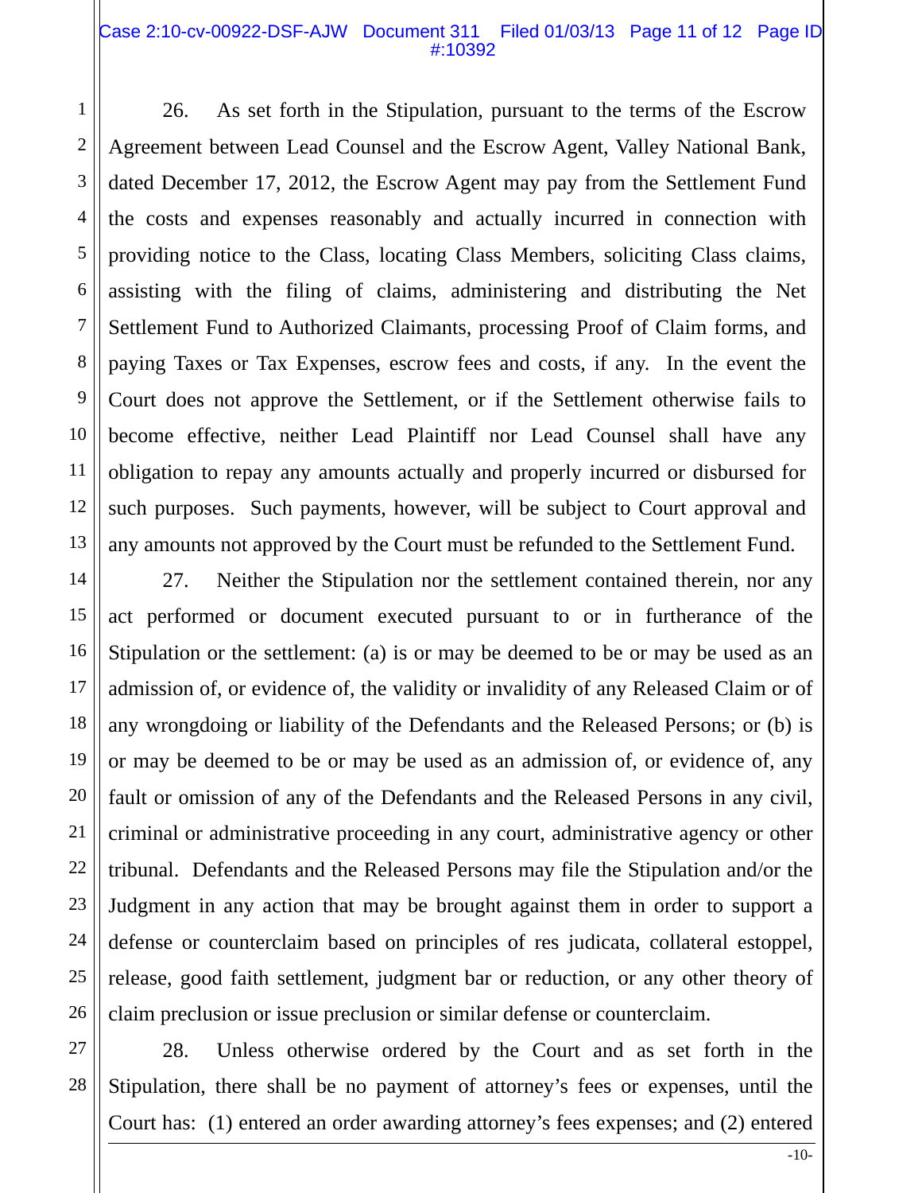26. As set forth in the Stipulation, pursuant to the terms of the Escrow Agreement between Lead Counsel and the Escrow Agent, Valley National Bank, dated December 17, 2012, the Escrow Agent may pay from the Settlement Fund the costs and expenses reasonably and actually incurred in connection with providing notice to the Class, locating Class Members, soliciting Class claims, assisting with the filing of claims, administering and distributing the Net Settlement Fund to Authorized Claimants, processing Proof of Claim forms, and paying Taxes or Tax Expenses, escrow fees and costs, if any. In the event the Court does not approve the Settlement, or if the Settlement otherwise fails to become effective, neither Lead Plaintiff nor Lead Counsel shall have any obligation to repay any amounts actually and properly incurred or disbursed for such purposes. Such payments, however, will be subject to Court approval and any amounts not approved by the Court must be refunded to the Settlement Fund.

27. Neither the Stipulation nor the settlement contained therein, nor any act performed or document executed pursuant to or in furtherance of the Stipulation or the settlement: (a) is or may be deemed to be or may be used as an admission of, or evidence of, the validity or invalidity of any Released Claim or of any wrongdoing or liability of the Defendants and the Released Persons; or (b) is or may be deemed to be or may be used as an admission of, or evidence of, any fault or omission of any of the Defendants and the Released Persons in any civil, criminal or administrative proceeding in any court, administrative agency or other tribunal. Defendants and the Released Persons may file the Stipulation and/or the Judgment in any action that may be brought against them in order to support a defense or counterclaim based on principles of res judicata, collateral estoppel, release, good faith settlement, judgment bar or reduction, or any other theory of claim preclusion or issue preclusion or similar defense or counterclaim.

28. Unless otherwise ordered by the Court and as set forth in the Stipulation, there shall be no payment of attorney's fees or expenses, until the Court has: (1) entered an order awarding attorney's fees expenses; and (2) entered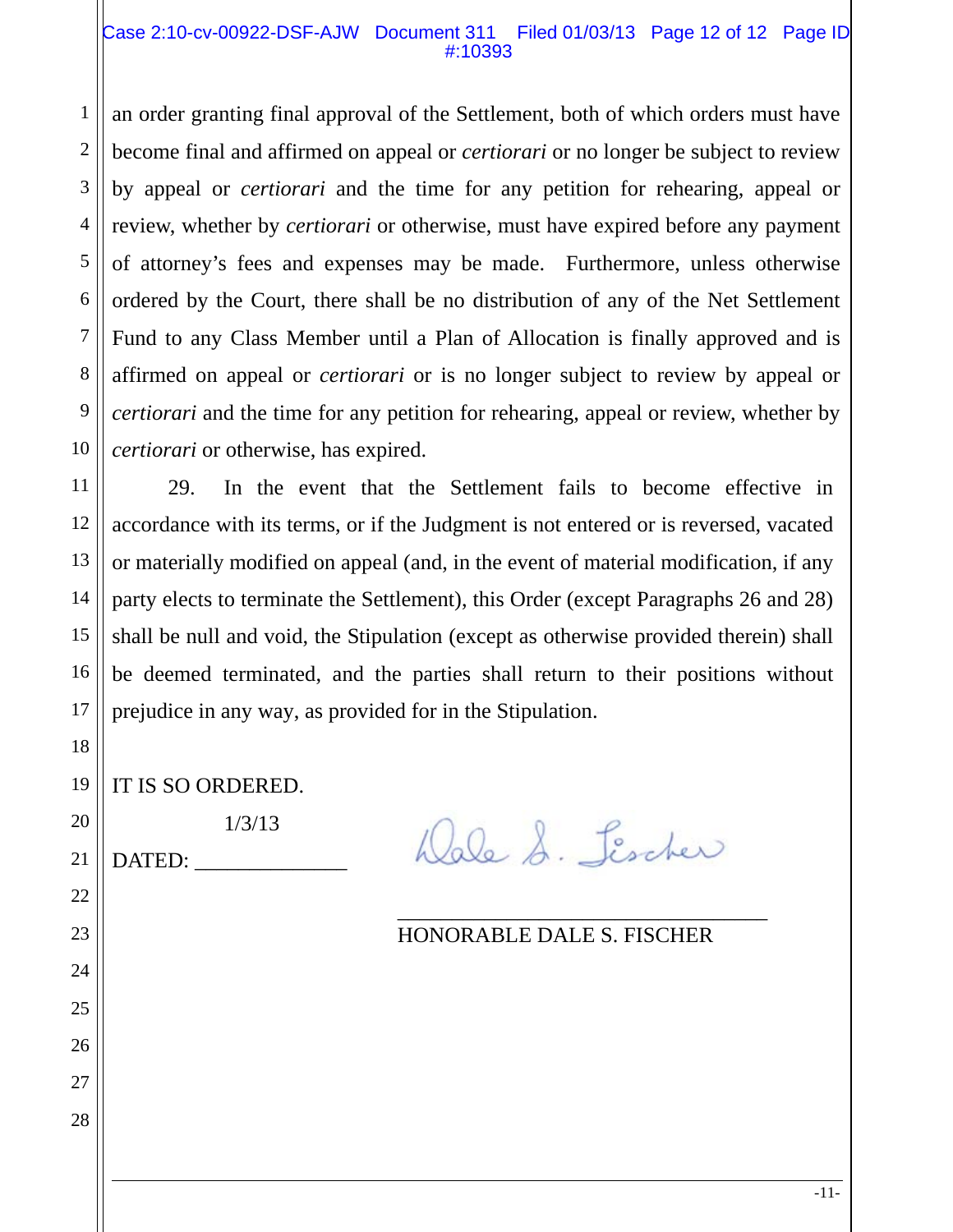an order granting final approval of the Settlement, both of which orders must have become final and affirmed on appeal or *certiorari* or no longer be subject to review by appeal or *certiorari* and the time for any petition for rehearing, appeal or review, whether by *certiorari* or otherwise, must have expired before any payment of attorney's fees and expenses may be made. Furthermore, unless otherwise ordered by the Court, there shall be no distribution of any of the Net Settlement Fund to any Class Member until a Plan of Allocation is finally approved and is affirmed on appeal or *certiorari* or is no longer subject to review by appeal or *certiorari* and the time for any petition for rehearing, appeal or review, whether by *certiorari* or otherwise, has expired.

29. In the event that the Settlement fails to become effective in accordance with its terms, or if the Judgment is not entered or is reversed, vacated or materially modified on appeal (and, in the event of material modification, if any party elects to terminate the Settlement), this Order (except Paragraphs 26 and 28) shall be null and void, the Stipulation (except as otherwise provided therein) shall be deemed terminated, and the parties shall return to their positions without prejudice in any way, as provided for in the Stipulation.

IT IS SO ORDERED.

DATED: 1/3/13

Dale S. Fischer

HONORABLE DALE S. FISCHER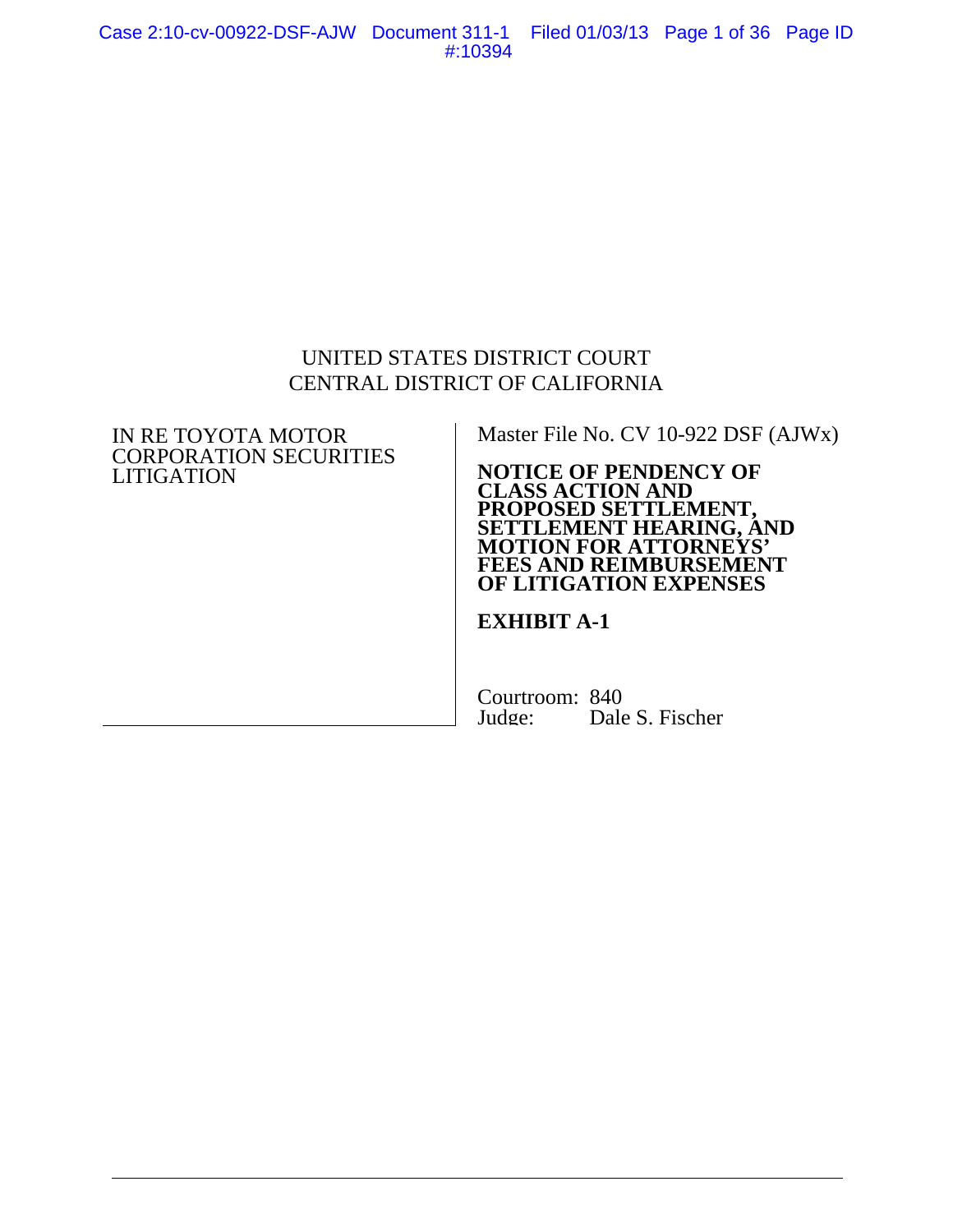UNITED STATES DISTRICT COURT
CENTRAL DISTRICT OF CALIFORNIA

| IN RE TOYOTA MOTOR CORPORATION SECURITIES LITIGATION | Master File No. CV 10-922 DSF (AJWx) |
|---|---|
| | **NOTICE OF PENDENCY OF CLASS ACTION AND PROPOSED SETTLEMENT, SETTLEMENT HEARING, AND MOTION FOR ATTORNEYS' FEES AND REIMBURSEMENT OF LITIGATION EXPENSES** |
| | **EXHIBIT A-1** |
| | Courtroom: 840<br>Judge: Dale S. Fischer |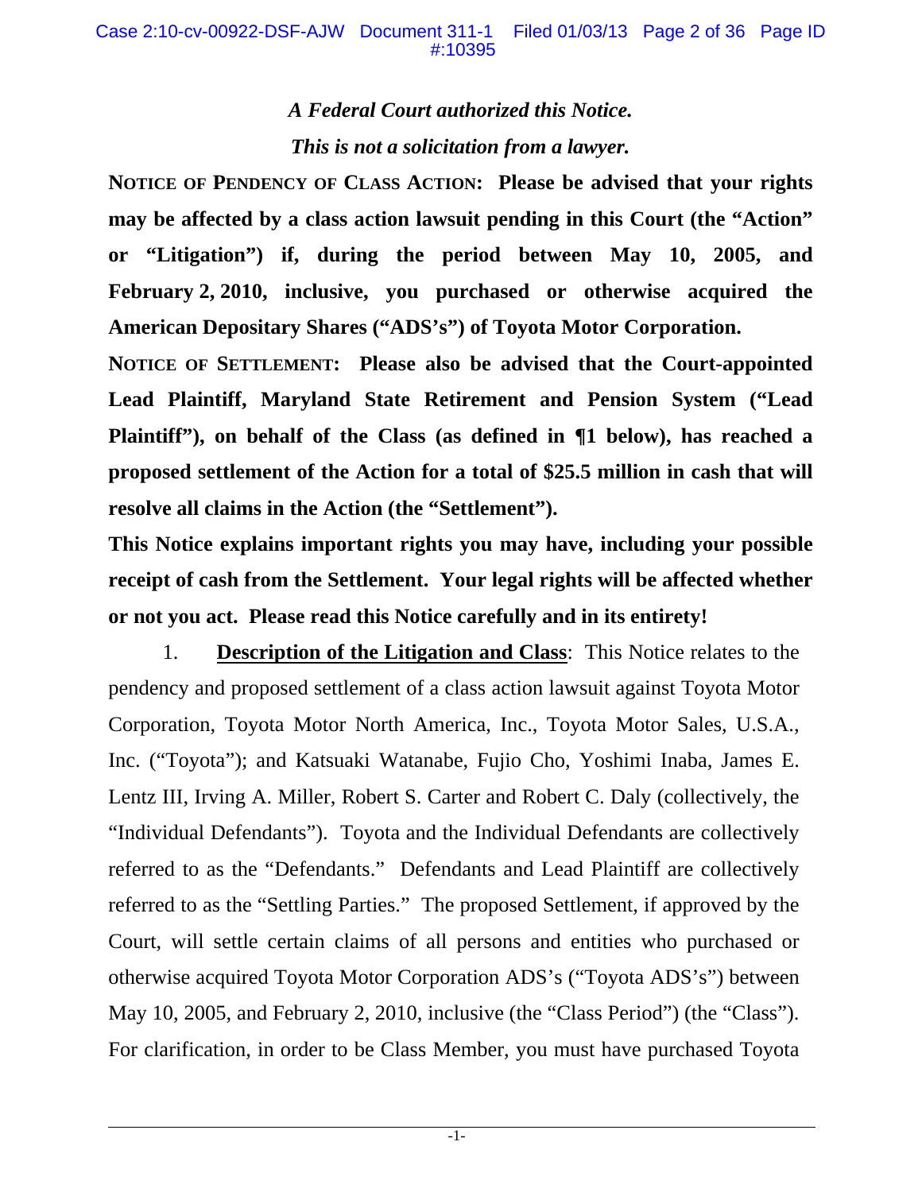*A Federal Court authorized this Notice.*

*This is not a solicitation from a lawyer.*

**NOTICE OF PENDENCY OF CLASS ACTION: Please be advised that your rights may be affected by a class action lawsuit pending in this Court (the "Action" or "Litigation") if, during the period between May 10, 2005, and February 2, 2010, inclusive, you purchased or otherwise acquired the American Depositary Shares ("ADS's") of Toyota Motor Corporation.**

**NOTICE OF SETTLEMENT: Please also be advised that the Court-appointed Lead Plaintiff, Maryland State Retirement and Pension System ("Lead Plaintiff"), on behalf of the Class (as defined in ¶1 below), has reached a proposed settlement of the Action for a total of $25.5 million in cash that will resolve all claims in the Action (the "Settlement").**

**This Notice explains important rights you may have, including your possible receipt of cash from the Settlement. Your legal rights will be affected whether or not you act. Please read this Notice carefully and in its entirety!**

1. **Description of the Litigation and Class**: This Notice relates to the pendency and proposed settlement of a class action lawsuit against Toyota Motor Corporation, Toyota Motor North America, Inc., Toyota Motor Sales, U.S.A., Inc. ("Toyota"); and Katsuaki Watanabe, Fujio Cho, Yoshimi Inaba, James E. Lentz III, Irving A. Miller, Robert S. Carter and Robert C. Daly (collectively, the "Individual Defendants"). Toyota and the Individual Defendants are collectively referred to as the "Defendants." Defendants and Lead Plaintiff are collectively referred to as the "Settling Parties." The proposed Settlement, if approved by the Court, will settle certain claims of all persons and entities who purchased or otherwise acquired Toyota Motor Corporation ADS's ("Toyota ADS's") between May 10, 2005, and February 2, 2010, inclusive (the "Class Period") (the "Class"). For clarification, in order to be Class Member, you must have purchased Toyota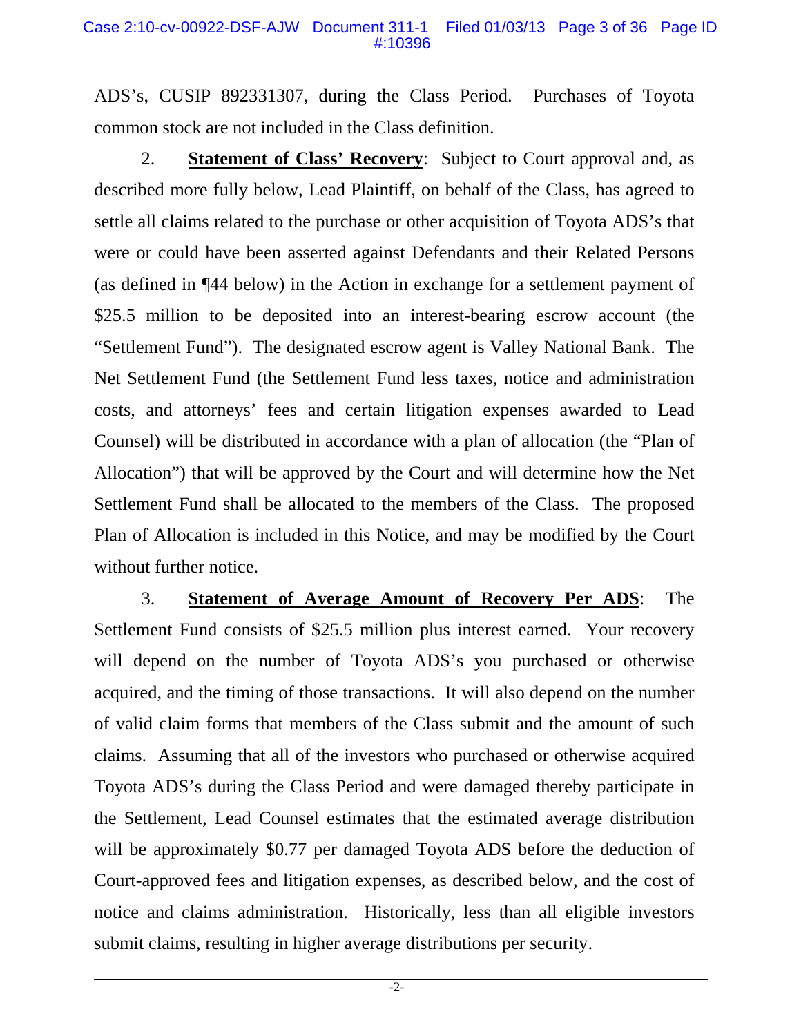ADS's, CUSIP 892331307, during the Class Period. Purchases of Toyota common stock are not included in the Class definition.

2. **Statement of Class' Recovery**: Subject to Court approval and, as described more fully below, Lead Plaintiff, on behalf of the Class, has agreed to settle all claims related to the purchase or other acquisition of Toyota ADS's that were or could have been asserted against Defendants and their Related Persons (as defined in ¶44 below) in the Action in exchange for a settlement payment of $25.5 million to be deposited into an interest-bearing escrow account (the "Settlement Fund"). The designated escrow agent is Valley National Bank. The Net Settlement Fund (the Settlement Fund less taxes, notice and administration costs, and attorneys' fees and certain litigation expenses awarded to Lead Counsel) will be distributed in accordance with a plan of allocation (the "Plan of Allocation") that will be approved by the Court and will determine how the Net Settlement Fund shall be allocated to the members of the Class. The proposed Plan of Allocation is included in this Notice, and may be modified by the Court without further notice.

3. **Statement of Average Amount of Recovery Per ADS**: The Settlement Fund consists of $25.5 million plus interest earned. Your recovery will depend on the number of Toyota ADS's you purchased or otherwise acquired, and the timing of those transactions. It will also depend on the number of valid claim forms that members of the Class submit and the amount of such claims. Assuming that all of the investors who purchased or otherwise acquired Toyota ADS's during the Class Period and were damaged thereby participate in the Settlement, Lead Counsel estimates that the estimated average distribution will be approximately $0.77 per damaged Toyota ADS before the deduction of Court-approved fees and litigation expenses, as described below, and the cost of notice and claims administration. Historically, less than all eligible investors submit claims, resulting in higher average distributions per security.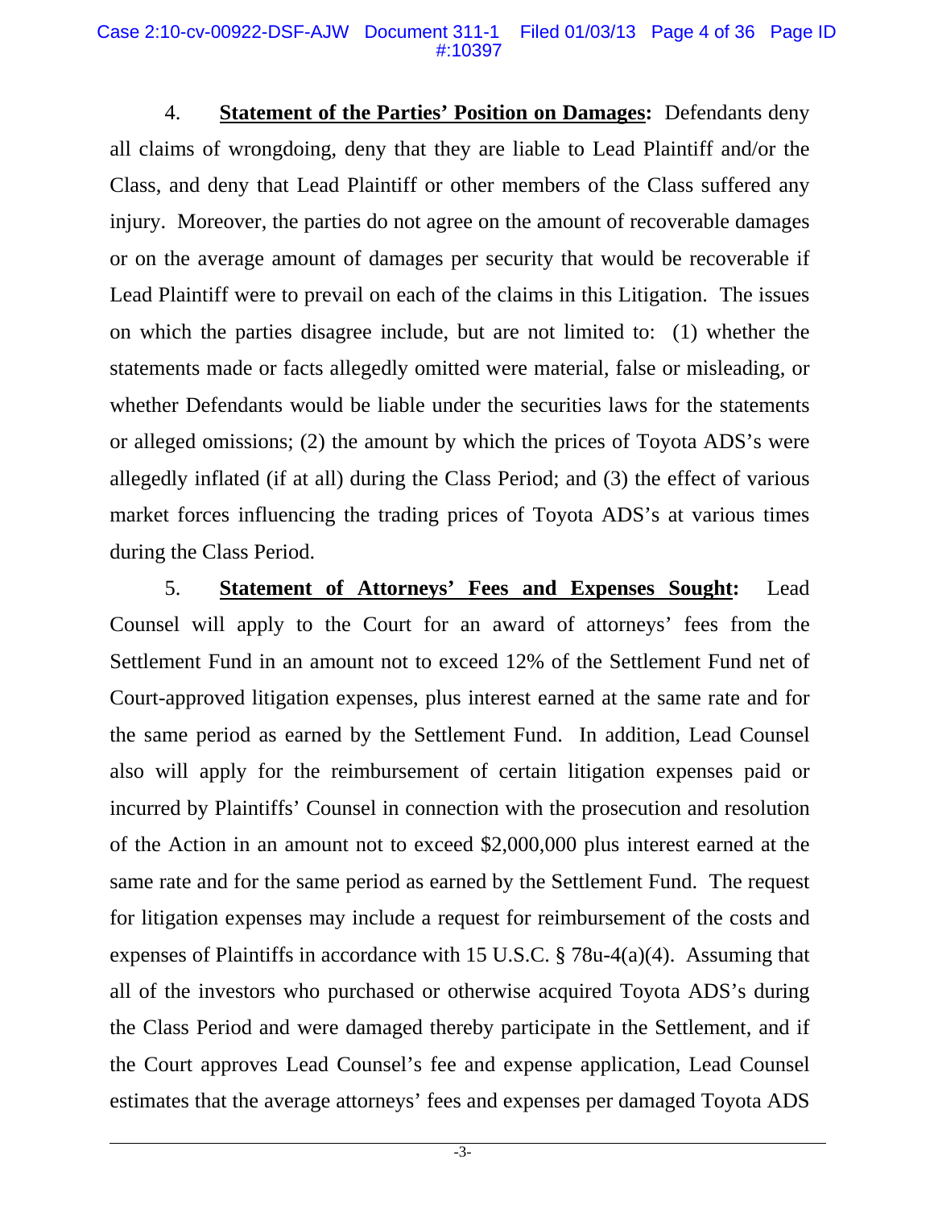4. **Statement of the Parties' Position on Damages:** Defendants deny all claims of wrongdoing, deny that they are liable to Lead Plaintiff and/or the Class, and deny that Lead Plaintiff or other members of the Class suffered any injury. Moreover, the parties do not agree on the amount of recoverable damages or on the average amount of damages per security that would be recoverable if Lead Plaintiff were to prevail on each of the claims in this Litigation. The issues on which the parties disagree include, but are not limited to: (1) whether the statements made or facts allegedly omitted were material, false or misleading, or whether Defendants would be liable under the securities laws for the statements or alleged omissions; (2) the amount by which the prices of Toyota ADS's were allegedly inflated (if at all) during the Class Period; and (3) the effect of various market forces influencing the trading prices of Toyota ADS's at various times during the Class Period.

5. **Statement of Attorneys' Fees and Expenses Sought:** Lead Counsel will apply to the Court for an award of attorneys' fees from the Settlement Fund in an amount not to exceed 12% of the Settlement Fund net of Court-approved litigation expenses, plus interest earned at the same rate and for the same period as earned by the Settlement Fund. In addition, Lead Counsel also will apply for the reimbursement of certain litigation expenses paid or incurred by Plaintiffs' Counsel in connection with the prosecution and resolution of the Action in an amount not to exceed $2,000,000 plus interest earned at the same rate and for the same period as earned by the Settlement Fund. The request for litigation expenses may include a request for reimbursement of the costs and expenses of Plaintiffs in accordance with 15 U.S.C. § 78u-4(a)(4). Assuming that all of the investors who purchased or otherwise acquired Toyota ADS's during the Class Period and were damaged thereby participate in the Settlement, and if the Court approves Lead Counsel's fee and expense application, Lead Counsel estimates that the average attorneys' fees and expenses per damaged Toyota ADS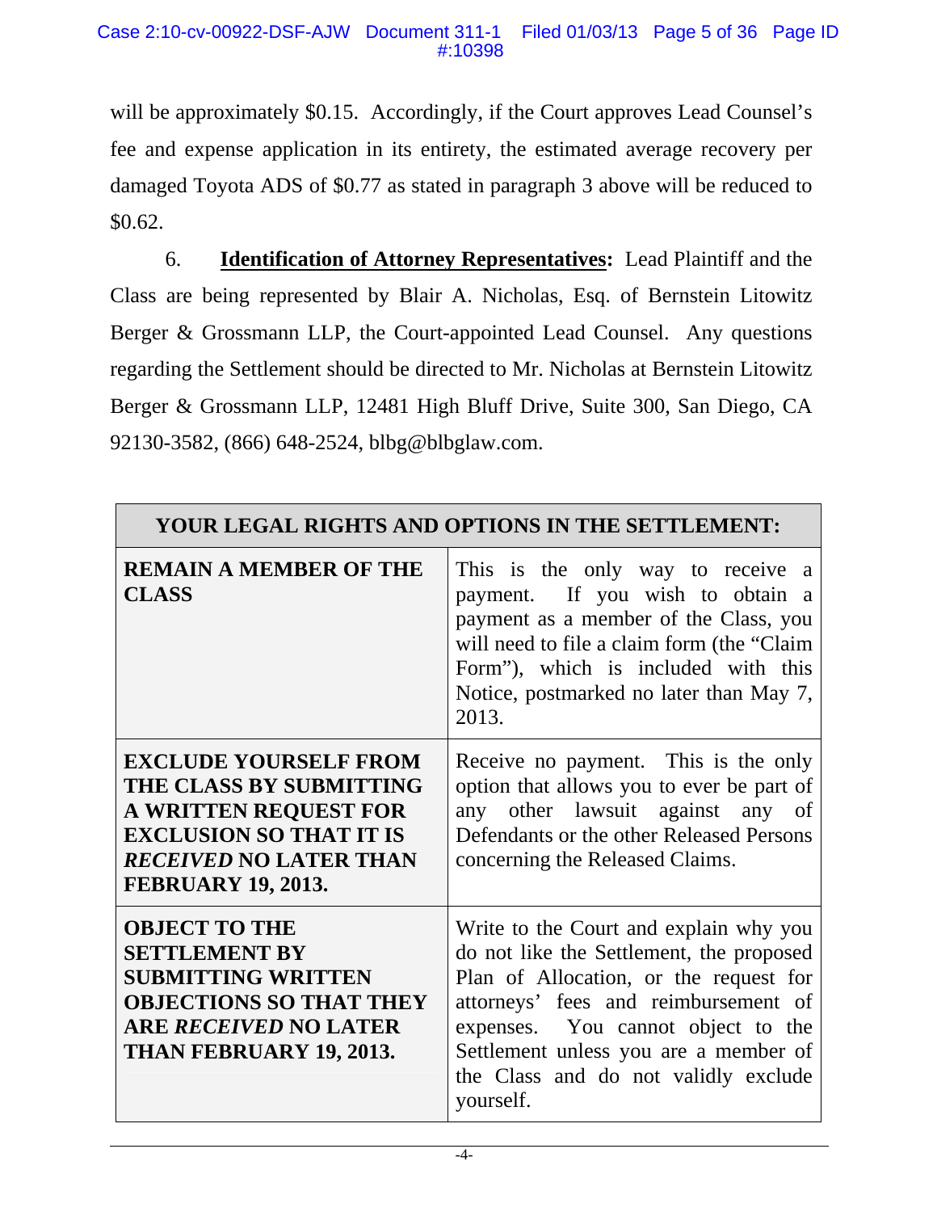will be approximately $0.15. Accordingly, if the Court approves Lead Counsel's fee and expense application in its entirety, the estimated average recovery per damaged Toyota ADS of $0.77 as stated in paragraph 3 above will be reduced to $0.62.

6. **Identification of Attorney Representatives:** Lead Plaintiff and the Class are being represented by Blair A. Nicholas, Esq. of Bernstein Litowitz Berger & Grossmann LLP, the Court-appointed Lead Counsel. Any questions regarding the Settlement should be directed to Mr. Nicholas at Bernstein Litowitz Berger & Grossmann LLP, 12481 High Bluff Drive, Suite 300, San Diego, CA 92130-3582, (866) 648-2524, blbg@blbglaw.com.

| YOUR LEGAL RIGHTS AND OPTIONS IN THE SETTLEMENT: | |
|---|---|
| **REMAIN A MEMBER OF THE CLASS** | This is the only way to receive a payment. If you wish to obtain a payment as a member of the Class, you will need to file a claim form (the "Claim Form"), which is included with this Notice, postmarked no later than May 7, 2013. |
| **EXCLUDE YOURSELF FROM THE CLASS BY SUBMITTING A WRITTEN REQUEST FOR EXCLUSION SO THAT IT IS *RECEIVED* NO LATER THAN FEBRUARY 19, 2013.** | Receive no payment. This is the only option that allows you to ever be part of any other lawsuit against any of Defendants or the other Released Persons concerning the Released Claims. |
| **OBJECT TO THE SETTLEMENT BY SUBMITTING WRITTEN OBJECTIONS SO THAT THEY ARE *RECEIVED* NO LATER THAN FEBRUARY 19, 2013.** | Write to the Court and explain why you do not like the Settlement, the proposed Plan of Allocation, or the request for attorneys' fees and reimbursement of expenses. You cannot object to the Settlement unless you are a member of the Class and do not validly exclude yourself. |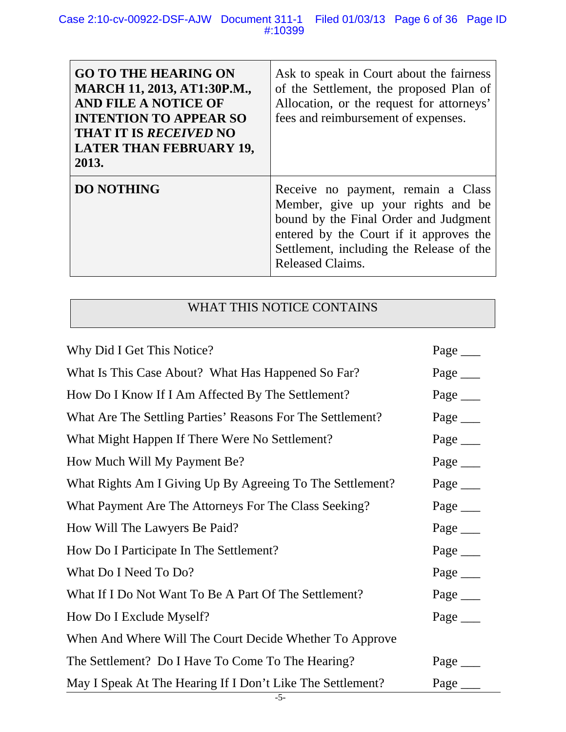| | |
|---|---|
| **GO TO THE HEARING ON MARCH 11, 2013, AT1:30P.M., AND FILE A NOTICE OF INTENTION TO APPEAR SO THAT IT IS *RECEIVED* NO LATER THAN FEBRUARY 19, 2013.** | Ask to speak in Court about the fairness of the Settlement, the proposed Plan of Allocation, or the request for attorneys' fees and reimbursement of expenses. |
| **DO NOTHING** | Receive no payment, remain a Class Member, give up your rights and be bound by the Final Order and Judgment entered by the Court if it approves the Settlement, including the Release of the Released Claims. |

## WHAT THIS NOTICE CONTAINS

| | |
|---|---|
| Why Did I Get This Notice? | Page ___ |
| What Is This Case About? What Has Happened So Far? | Page ___ |
| How Do I Know If I Am Affected By The Settlement? | Page ___ |
| What Are The Settling Parties' Reasons For The Settlement? | Page ___ |
| What Might Happen If There Were No Settlement? | Page ___ |
| How Much Will My Payment Be? | Page ___ |
| What Rights Am I Giving Up By Agreeing To The Settlement? | Page ___ |
| What Payment Are The Attorneys For The Class Seeking? | Page ___ |
| How Will The Lawyers Be Paid? | Page ___ |
| How Do I Participate In The Settlement? | Page ___ |
| What Do I Need To Do? | Page ___ |
| What If I Do Not Want To Be A Part Of The Settlement? | Page ___ |
| How Do I Exclude Myself? | Page ___ |
| When And Where Will The Court Decide Whether To Approve The Settlement? Do I Have To Come To The Hearing? | Page ___ |
| May I Speak At The Hearing If I Don't Like The Settlement? | Page ___ |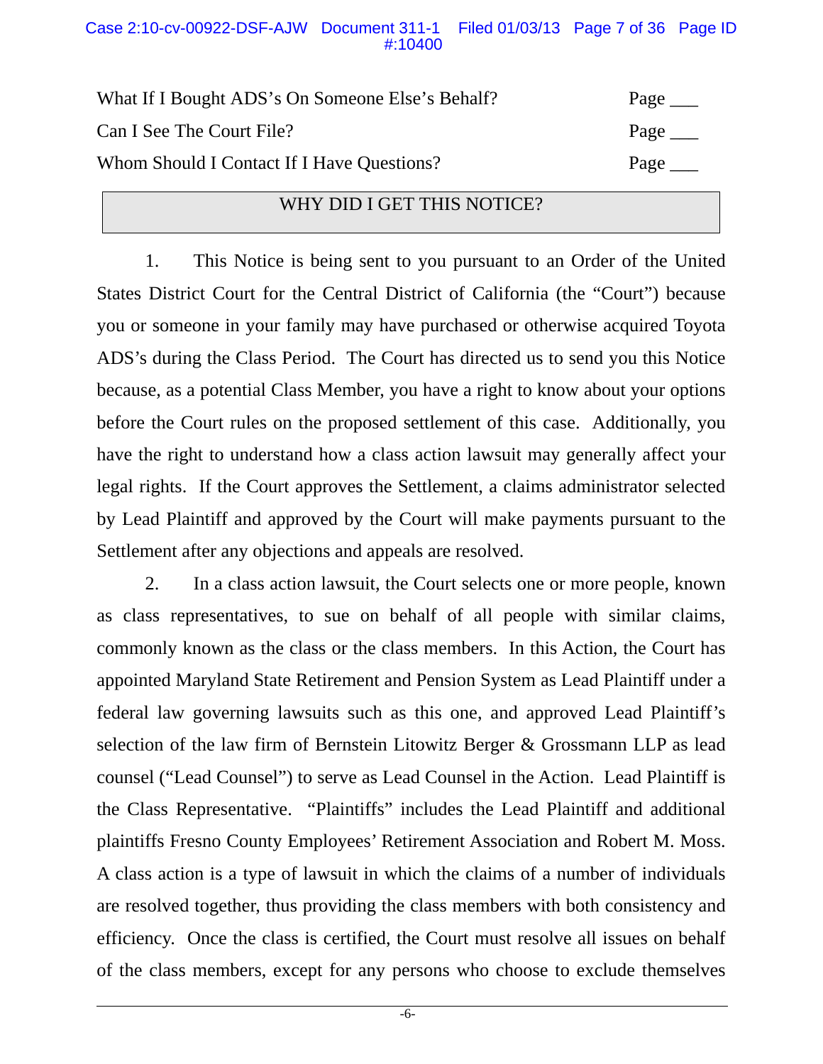| | |
|---|---|
| What If I Bought ADS's On Someone Else's Behalf? | Page ___ |
| Can I See The Court File? | Page ___ |
| Whom Should I Contact If I Have Questions? | Page ___ |

## WHY DID I GET THIS NOTICE?

1. This Notice is being sent to you pursuant to an Order of the United States District Court for the Central District of California (the "Court") because you or someone in your family may have purchased or otherwise acquired Toyota ADS's during the Class Period. The Court has directed us to send you this Notice because, as a potential Class Member, you have a right to know about your options before the Court rules on the proposed settlement of this case. Additionally, you have the right to understand how a class action lawsuit may generally affect your legal rights. If the Court approves the Settlement, a claims administrator selected by Lead Plaintiff and approved by the Court will make payments pursuant to the Settlement after any objections and appeals are resolved.

2. In a class action lawsuit, the Court selects one or more people, known as class representatives, to sue on behalf of all people with similar claims, commonly known as the class or the class members. In this Action, the Court has appointed Maryland State Retirement and Pension System as Lead Plaintiff under a federal law governing lawsuits such as this one, and approved Lead Plaintiff's selection of the law firm of Bernstein Litowitz Berger & Grossmann LLP as lead counsel ("Lead Counsel") to serve as Lead Counsel in the Action. Lead Plaintiff is the Class Representative. "Plaintiffs" includes the Lead Plaintiff and additional plaintiffs Fresno County Employees' Retirement Association and Robert M. Moss. A class action is a type of lawsuit in which the claims of a number of individuals are resolved together, thus providing the class members with both consistency and efficiency. Once the class is certified, the Court must resolve all issues on behalf of the class members, except for any persons who choose to exclude themselves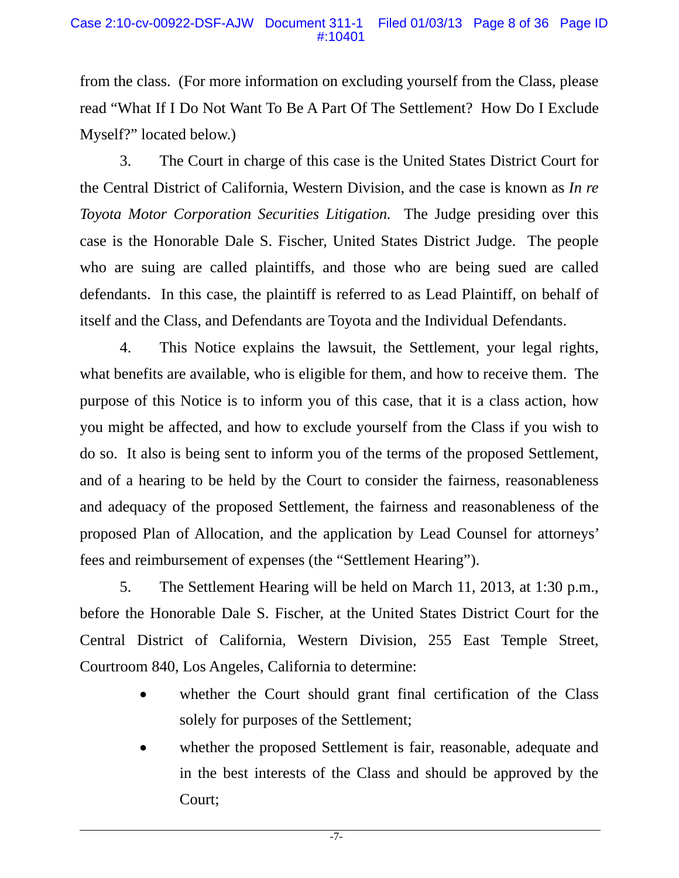from the class. (For more information on excluding yourself from the Class, please read "What If I Do Not Want To Be A Part Of The Settlement? How Do I Exclude Myself?" located below.)

3. The Court in charge of this case is the United States District Court for the Central District of California, Western Division, and the case is known as *In re Toyota Motor Corporation Securities Litigation.* The Judge presiding over this case is the Honorable Dale S. Fischer, United States District Judge. The people who are suing are called plaintiffs, and those who are being sued are called defendants. In this case, the plaintiff is referred to as Lead Plaintiff, on behalf of itself and the Class, and Defendants are Toyota and the Individual Defendants.

4. This Notice explains the lawsuit, the Settlement, your legal rights, what benefits are available, who is eligible for them, and how to receive them. The purpose of this Notice is to inform you of this case, that it is a class action, how you might be affected, and how to exclude yourself from the Class if you wish to do so. It also is being sent to inform you of the terms of the proposed Settlement, and of a hearing to be held by the Court to consider the fairness, reasonableness and adequacy of the proposed Settlement, the fairness and reasonableness of the proposed Plan of Allocation, and the application by Lead Counsel for attorneys' fees and reimbursement of expenses (the "Settlement Hearing").

5. The Settlement Hearing will be held on March 11, 2013, at 1:30 p.m., before the Honorable Dale S. Fischer, at the United States District Court for the Central District of California, Western Division, 255 East Temple Street, Courtroom 840, Los Angeles, California to determine:

- whether the Court should grant final certification of the Class solely for purposes of the Settlement;
- whether the proposed Settlement is fair, reasonable, adequate and in the best interests of the Class and should be approved by the Court;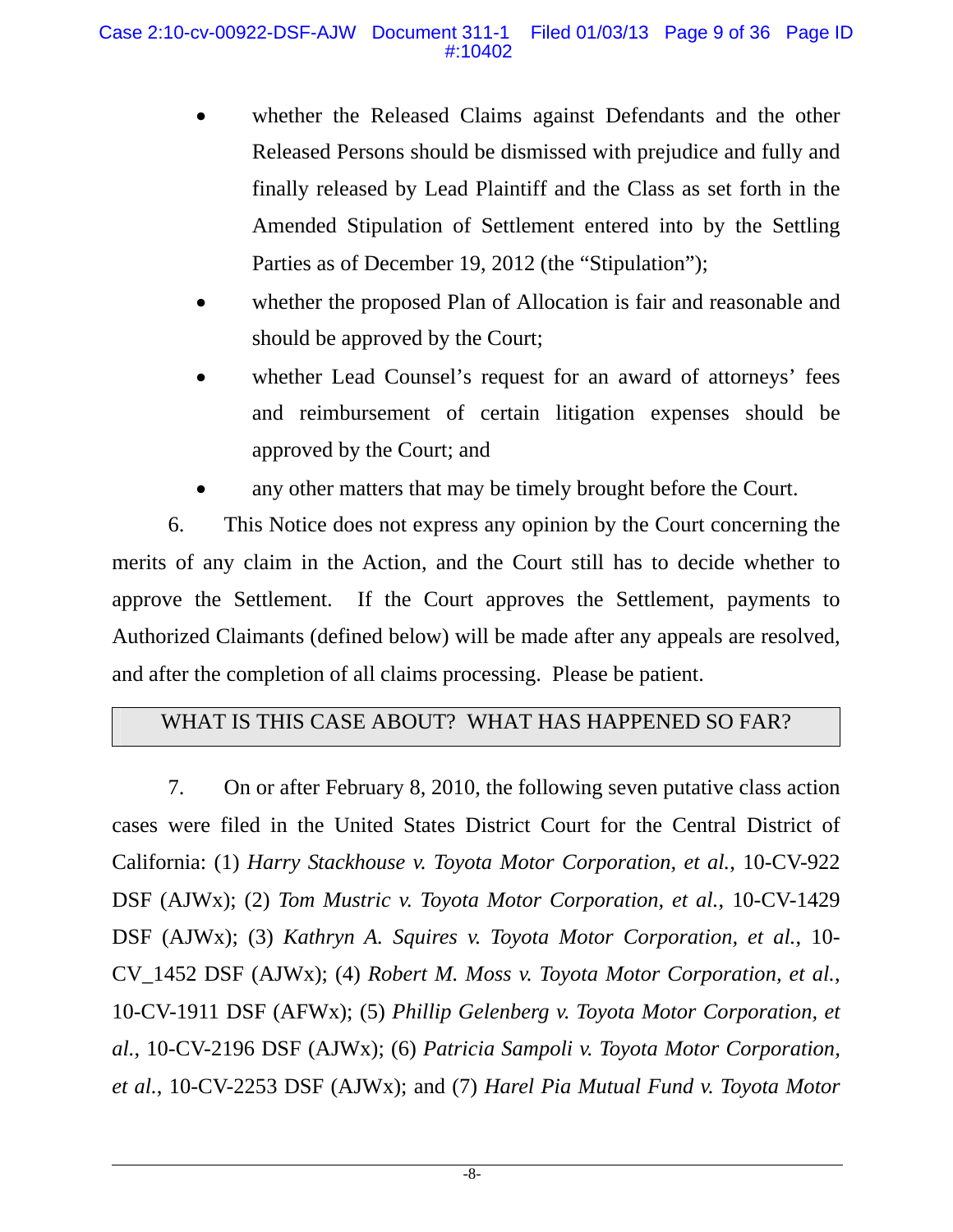- whether the Released Claims against Defendants and the other Released Persons should be dismissed with prejudice and fully and finally released by Lead Plaintiff and the Class as set forth in the Amended Stipulation of Settlement entered into by the Settling Parties as of December 19, 2012 (the "Stipulation");
- whether the proposed Plan of Allocation is fair and reasonable and should be approved by the Court;
- whether Lead Counsel's request for an award of attorneys' fees and reimbursement of certain litigation expenses should be approved by the Court; and
- any other matters that may be timely brought before the Court.

6. This Notice does not express any opinion by the Court concerning the merits of any claim in the Action, and the Court still has to decide whether to approve the Settlement. If the Court approves the Settlement, payments to Authorized Claimants (defined below) will be made after any appeals are resolved, and after the completion of all claims processing. Please be patient.

## WHAT IS THIS CASE ABOUT? WHAT HAS HAPPENED SO FAR?

7. On or after February 8, 2010, the following seven putative class action cases were filed in the United States District Court for the Central District of California: (1) *Harry Stackhouse v. Toyota Motor Corporation, et al.*, 10-CV-922 DSF (AJWx); (2) *Tom Mustric v. Toyota Motor Corporation, et al.*, 10-CV-1429 DSF (AJWx); (3) *Kathryn A. Squires v. Toyota Motor Corporation, et al.*, 10-CV_1452 DSF (AJWx); (4) *Robert M. Moss v. Toyota Motor Corporation, et al.*, 10-CV-1911 DSF (AFWx); (5) *Phillip Gelenberg v. Toyota Motor Corporation, et al.*, 10-CV-2196 DSF (AJWx); (6) *Patricia Sampoli v. Toyota Motor Corporation, et al.*, 10-CV-2253 DSF (AJWx); and (7) *Harel Pia Mutual Fund v. Toyota Motor*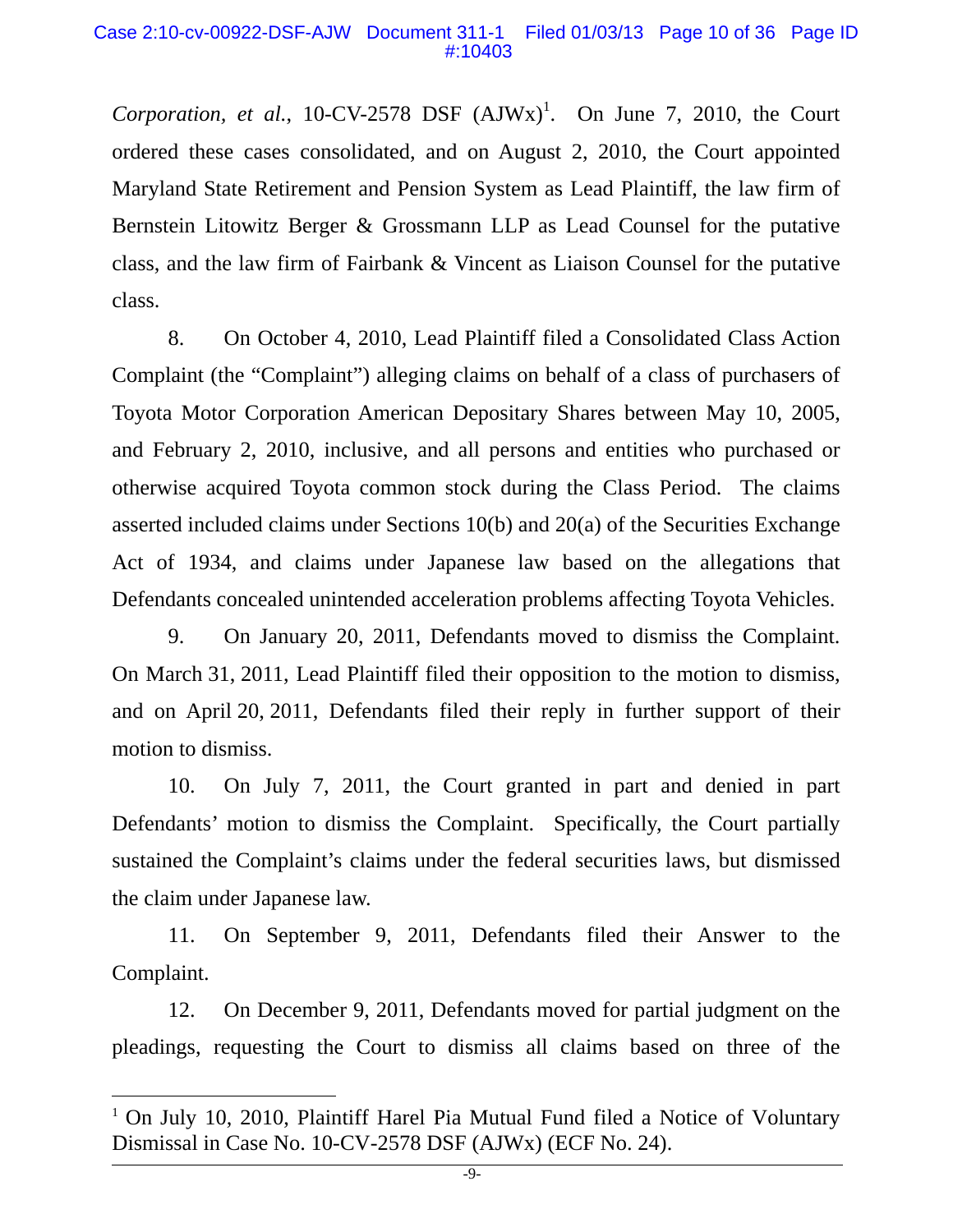*Corporation, et al.*, 10-CV-2578 DSF (AJWx)[1]. On June 7, 2010, the Court ordered these cases consolidated, and on August 2, 2010, the Court appointed Maryland State Retirement and Pension System as Lead Plaintiff, the law firm of Bernstein Litowitz Berger & Grossmann LLP as Lead Counsel for the putative class, and the law firm of Fairbank & Vincent as Liaison Counsel for the putative class.

8. On October 4, 2010, Lead Plaintiff filed a Consolidated Class Action Complaint (the "Complaint") alleging claims on behalf of a class of purchasers of Toyota Motor Corporation American Depositary Shares between May 10, 2005, and February 2, 2010, inclusive, and all persons and entities who purchased or otherwise acquired Toyota common stock during the Class Period. The claims asserted included claims under Sections 10(b) and 20(a) of the Securities Exchange Act of 1934, and claims under Japanese law based on the allegations that Defendants concealed unintended acceleration problems affecting Toyota Vehicles.

9. On January 20, 2011, Defendants moved to dismiss the Complaint. On March 31, 2011, Lead Plaintiff filed their opposition to the motion to dismiss, and on April 20, 2011, Defendants filed their reply in further support of their motion to dismiss.

10. On July 7, 2011, the Court granted in part and denied in part Defendants' motion to dismiss the Complaint. Specifically, the Court partially sustained the Complaint's claims under the federal securities laws, but dismissed the claim under Japanese law.

11. On September 9, 2011, Defendants filed their Answer to the Complaint.

12. On December 9, 2011, Defendants moved for partial judgment on the pleadings, requesting the Court to dismiss all claims based on three of the

[1] On July 10, 2010, Plaintiff Harel Pia Mutual Fund filed a Notice of Voluntary Dismissal in Case No. 10-CV-2578 DSF (AJWx) (ECF No. 24).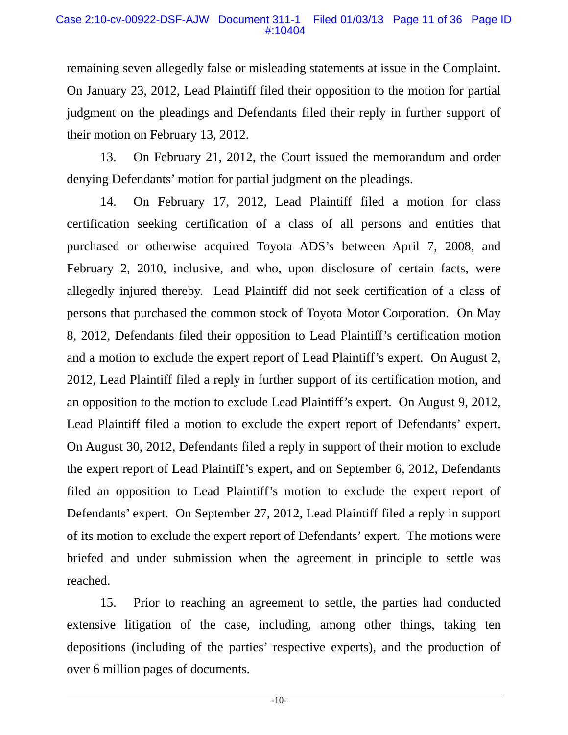remaining seven allegedly false or misleading statements at issue in the Complaint. On January 23, 2012, Lead Plaintiff filed their opposition to the motion for partial judgment on the pleadings and Defendants filed their reply in further support of their motion on February 13, 2012.

13. On February 21, 2012, the Court issued the memorandum and order denying Defendants' motion for partial judgment on the pleadings.

14. On February 17, 2012, Lead Plaintiff filed a motion for class certification seeking certification of a class of all persons and entities that purchased or otherwise acquired Toyota ADS's between April 7, 2008, and February 2, 2010, inclusive, and who, upon disclosure of certain facts, were allegedly injured thereby. Lead Plaintiff did not seek certification of a class of persons that purchased the common stock of Toyota Motor Corporation. On May 8, 2012, Defendants filed their opposition to Lead Plaintiff's certification motion and a motion to exclude the expert report of Lead Plaintiff's expert. On August 2, 2012, Lead Plaintiff filed a reply in further support of its certification motion, and an opposition to the motion to exclude Lead Plaintiff's expert. On August 9, 2012, Lead Plaintiff filed a motion to exclude the expert report of Defendants' expert. On August 30, 2012, Defendants filed a reply in support of their motion to exclude the expert report of Lead Plaintiff's expert, and on September 6, 2012, Defendants filed an opposition to Lead Plaintiff's motion to exclude the expert report of Defendants' expert. On September 27, 2012, Lead Plaintiff filed a reply in support of its motion to exclude the expert report of Defendants' expert. The motions were briefed and under submission when the agreement in principle to settle was reached.

15. Prior to reaching an agreement to settle, the parties had conducted extensive litigation of the case, including, among other things, taking ten depositions (including of the parties' respective experts), and the production of over 6 million pages of documents.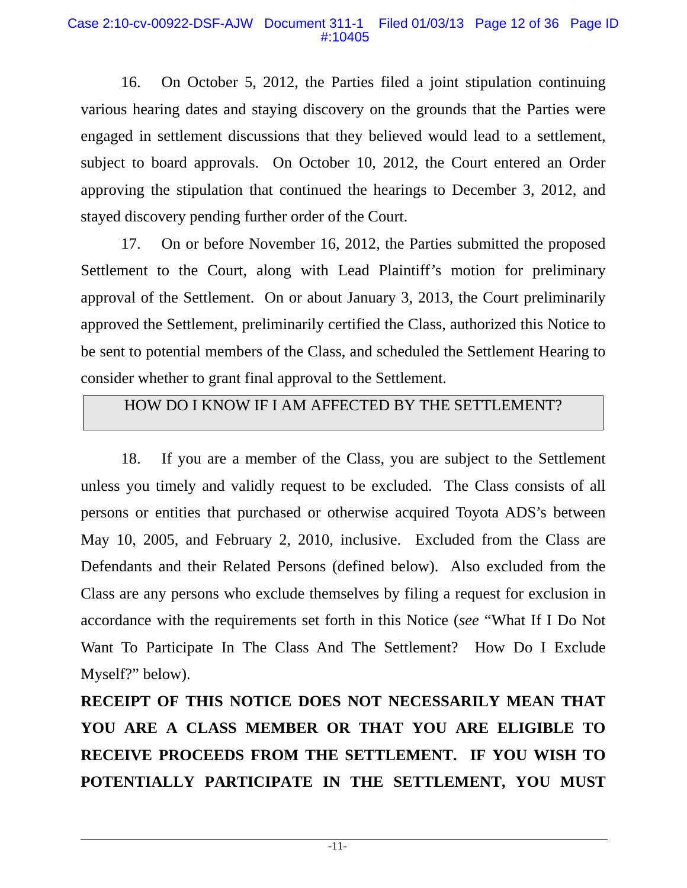16. On October 5, 2012, the Parties filed a joint stipulation continuing various hearing dates and staying discovery on the grounds that the Parties were engaged in settlement discussions that they believed would lead to a settlement, subject to board approvals. On October 10, 2012, the Court entered an Order approving the stipulation that continued the hearings to December 3, 2012, and stayed discovery pending further order of the Court.

17. On or before November 16, 2012, the Parties submitted the proposed Settlement to the Court, along with Lead Plaintiff's motion for preliminary approval of the Settlement. On or about January 3, 2013, the Court preliminarily approved the Settlement, preliminarily certified the Class, authorized this Notice to be sent to potential members of the Class, and scheduled the Settlement Hearing to consider whether to grant final approval to the Settlement.

## HOW DO I KNOW IF I AM AFFECTED BY THE SETTLEMENT?

18. If you are a member of the Class, you are subject to the Settlement unless you timely and validly request to be excluded. The Class consists of all persons or entities that purchased or otherwise acquired Toyota ADS's between May 10, 2005, and February 2, 2010, inclusive. Excluded from the Class are Defendants and their Related Persons (defined below). Also excluded from the Class are any persons who exclude themselves by filing a request for exclusion in accordance with the requirements set forth in this Notice (*see* "What If I Do Not Want To Participate In The Class And The Settlement? How Do I Exclude Myself?" below).

**RECEIPT OF THIS NOTICE DOES NOT NECESSARILY MEAN THAT YOU ARE A CLASS MEMBER OR THAT YOU ARE ELIGIBLE TO RECEIVE PROCEEDS FROM THE SETTLEMENT. IF YOU WISH TO POTENTIALLY PARTICIPATE IN THE SETTLEMENT, YOU MUST**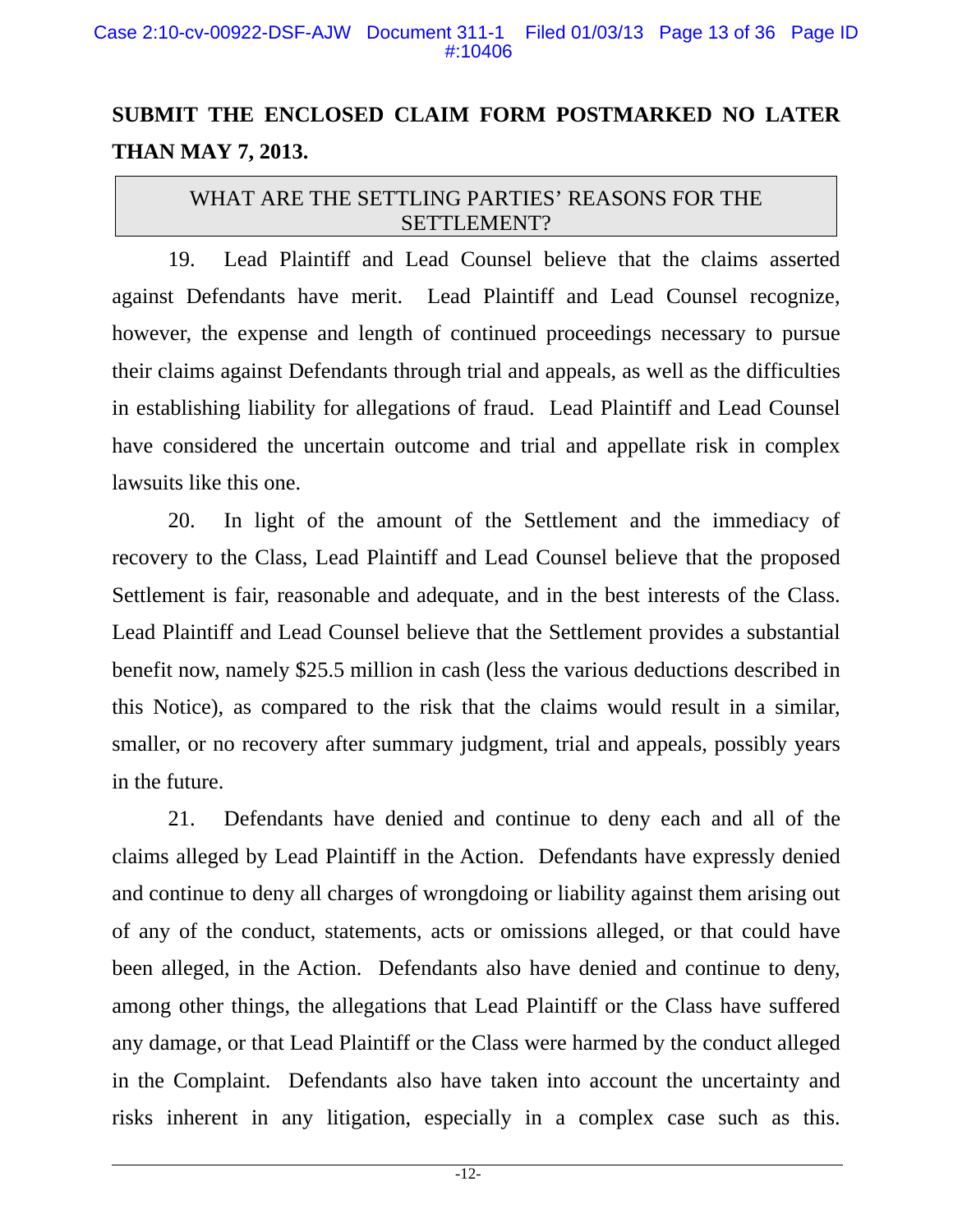**SUBMIT THE ENCLOSED CLAIM FORM POSTMARKED NO LATER THAN MAY 7, 2013.**

## WHAT ARE THE SETTLING PARTIES' REASONS FOR THE SETTLEMENT?

19. Lead Plaintiff and Lead Counsel believe that the claims asserted against Defendants have merit. Lead Plaintiff and Lead Counsel recognize, however, the expense and length of continued proceedings necessary to pursue their claims against Defendants through trial and appeals, as well as the difficulties in establishing liability for allegations of fraud. Lead Plaintiff and Lead Counsel have considered the uncertain outcome and trial and appellate risk in complex lawsuits like this one.

20. In light of the amount of the Settlement and the immediacy of recovery to the Class, Lead Plaintiff and Lead Counsel believe that the proposed Settlement is fair, reasonable and adequate, and in the best interests of the Class. Lead Plaintiff and Lead Counsel believe that the Settlement provides a substantial benefit now, namely $25.5 million in cash (less the various deductions described in this Notice), as compared to the risk that the claims would result in a similar, smaller, or no recovery after summary judgment, trial and appeals, possibly years in the future.

21. Defendants have denied and continue to deny each and all of the claims alleged by Lead Plaintiff in the Action. Defendants have expressly denied and continue to deny all charges of wrongdoing or liability against them arising out of any of the conduct, statements, acts or omissions alleged, or that could have been alleged, in the Action. Defendants also have denied and continue to deny, among other things, the allegations that Lead Plaintiff or the Class have suffered any damage, or that Lead Plaintiff or the Class were harmed by the conduct alleged in the Complaint. Defendants also have taken into account the uncertainty and risks inherent in any litigation, especially in a complex case such as this.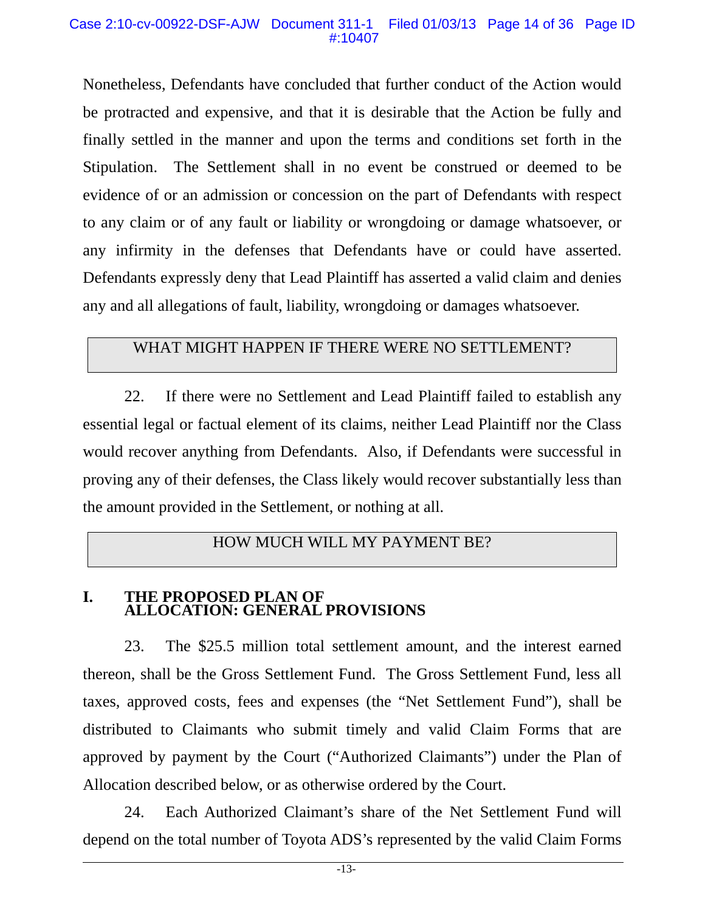Nonetheless, Defendants have concluded that further conduct of the Action would be protracted and expensive, and that it is desirable that the Action be fully and finally settled in the manner and upon the terms and conditions set forth in the Stipulation. The Settlement shall in no event be construed or deemed to be evidence of or an admission or concession on the part of Defendants with respect to any claim or of any fault or liability or wrongdoing or damage whatsoever, or any infirmity in the defenses that Defendants have or could have asserted. Defendants expressly deny that Lead Plaintiff has asserted a valid claim and denies any and all allegations of fault, liability, wrongdoing or damages whatsoever.

## WHAT MIGHT HAPPEN IF THERE WERE NO SETTLEMENT?

22. If there were no Settlement and Lead Plaintiff failed to establish any essential legal or factual element of its claims, neither Lead Plaintiff nor the Class would recover anything from Defendants. Also, if Defendants were successful in proving any of their defenses, the Class likely would recover substantially less than the amount provided in the Settlement, or nothing at all.

## HOW MUCH WILL MY PAYMENT BE?

### I. THE PROPOSED PLAN OF ALLOCATION: GENERAL PROVISIONS

23. The $25.5 million total settlement amount, and the interest earned thereon, shall be the Gross Settlement Fund. The Gross Settlement Fund, less all taxes, approved costs, fees and expenses (the "Net Settlement Fund"), shall be distributed to Claimants who submit timely and valid Claim Forms that are approved by payment by the Court ("Authorized Claimants") under the Plan of Allocation described below, or as otherwise ordered by the Court.

24. Each Authorized Claimant's share of the Net Settlement Fund will depend on the total number of Toyota ADS's represented by the valid Claim Forms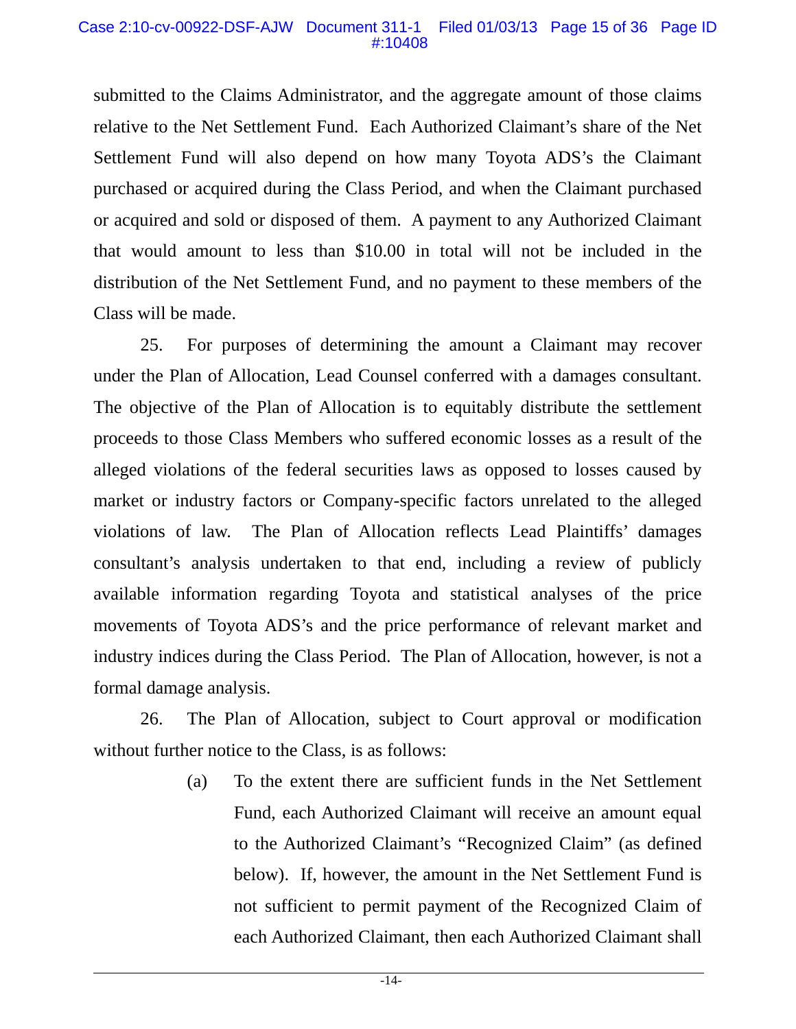submitted to the Claims Administrator, and the aggregate amount of those claims relative to the Net Settlement Fund. Each Authorized Claimant's share of the Net Settlement Fund will also depend on how many Toyota ADS's the Claimant purchased or acquired during the Class Period, and when the Claimant purchased or acquired and sold or disposed of them. A payment to any Authorized Claimant that would amount to less than $10.00 in total will not be included in the distribution of the Net Settlement Fund, and no payment to these members of the Class will be made.

25. For purposes of determining the amount a Claimant may recover under the Plan of Allocation, Lead Counsel conferred with a damages consultant. The objective of the Plan of Allocation is to equitably distribute the settlement proceeds to those Class Members who suffered economic losses as a result of the alleged violations of the federal securities laws as opposed to losses caused by market or industry factors or Company-specific factors unrelated to the alleged violations of law. The Plan of Allocation reflects Lead Plaintiffs' damages consultant's analysis undertaken to that end, including a review of publicly available information regarding Toyota and statistical analyses of the price movements of Toyota ADS's and the price performance of relevant market and industry indices during the Class Period. The Plan of Allocation, however, is not a formal damage analysis.

26. The Plan of Allocation, subject to Court approval or modification without further notice to the Class, is as follows:

(a) To the extent there are sufficient funds in the Net Settlement Fund, each Authorized Claimant will receive an amount equal to the Authorized Claimant's "Recognized Claim" (as defined below). If, however, the amount in the Net Settlement Fund is not sufficient to permit payment of the Recognized Claim of each Authorized Claimant, then each Authorized Claimant shall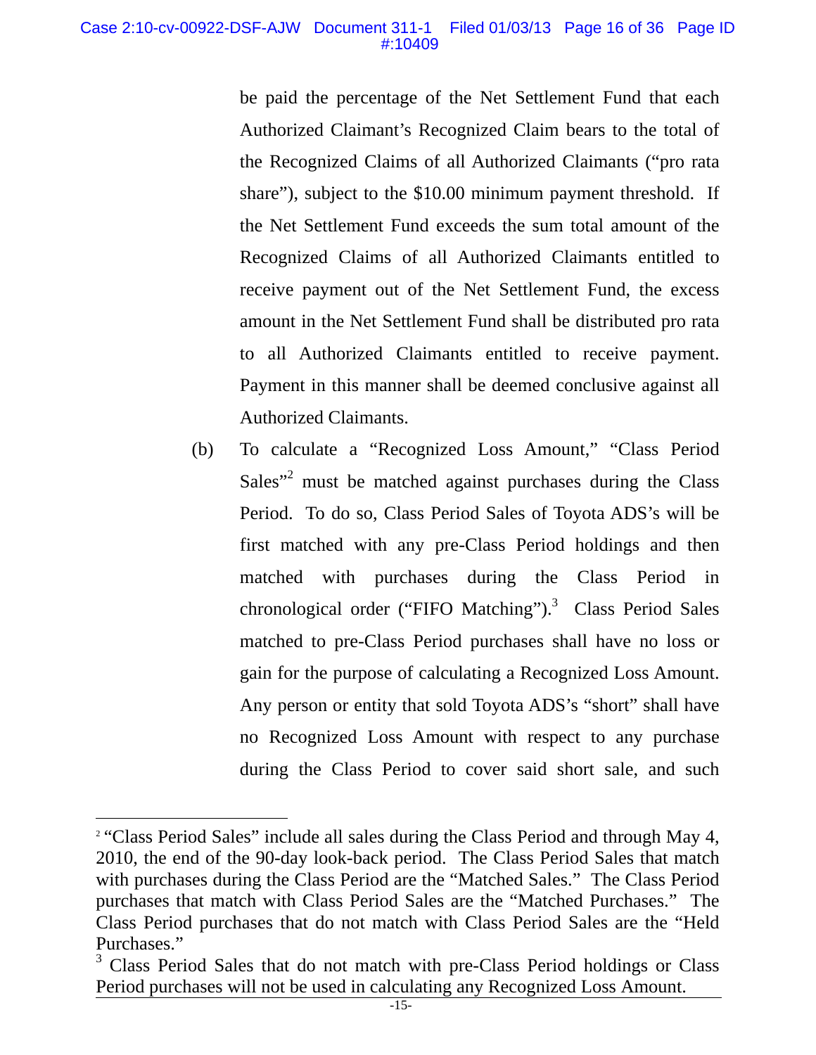be paid the percentage of the Net Settlement Fund that each Authorized Claimant's Recognized Claim bears to the total of the Recognized Claims of all Authorized Claimants ("pro rata share"), subject to the $10.00 minimum payment threshold. If the Net Settlement Fund exceeds the sum total amount of the Recognized Claims of all Authorized Claimants entitled to receive payment out of the Net Settlement Fund, the excess amount in the Net Settlement Fund shall be distributed pro rata to all Authorized Claimants entitled to receive payment. Payment in this manner shall be deemed conclusive against all Authorized Claimants.

(b) To calculate a "Recognized Loss Amount," "Class Period Sales"[2] must be matched against purchases during the Class Period. To do so, Class Period Sales of Toyota ADS's will be first matched with any pre-Class Period holdings and then matched with purchases during the Class Period in chronological order ("FIFO Matching").[3] Class Period Sales matched to pre-Class Period purchases shall have no loss or gain for the purpose of calculating a Recognized Loss Amount. Any person or entity that sold Toyota ADS's "short" shall have no Recognized Loss Amount with respect to any purchase during the Class Period to cover said short sale, and such

---

[2] "Class Period Sales" include all sales during the Class Period and through May 4, 2010, the end of the 90-day look-back period. The Class Period Sales that match with purchases during the Class Period are the "Matched Sales." The Class Period purchases that match with Class Period Sales are the "Matched Purchases." The Class Period purchases that do not match with Class Period Sales are the "Held Purchases."

[3] Class Period Sales that do not match with pre-Class Period holdings or Class Period purchases will not be used in calculating any Recognized Loss Amount.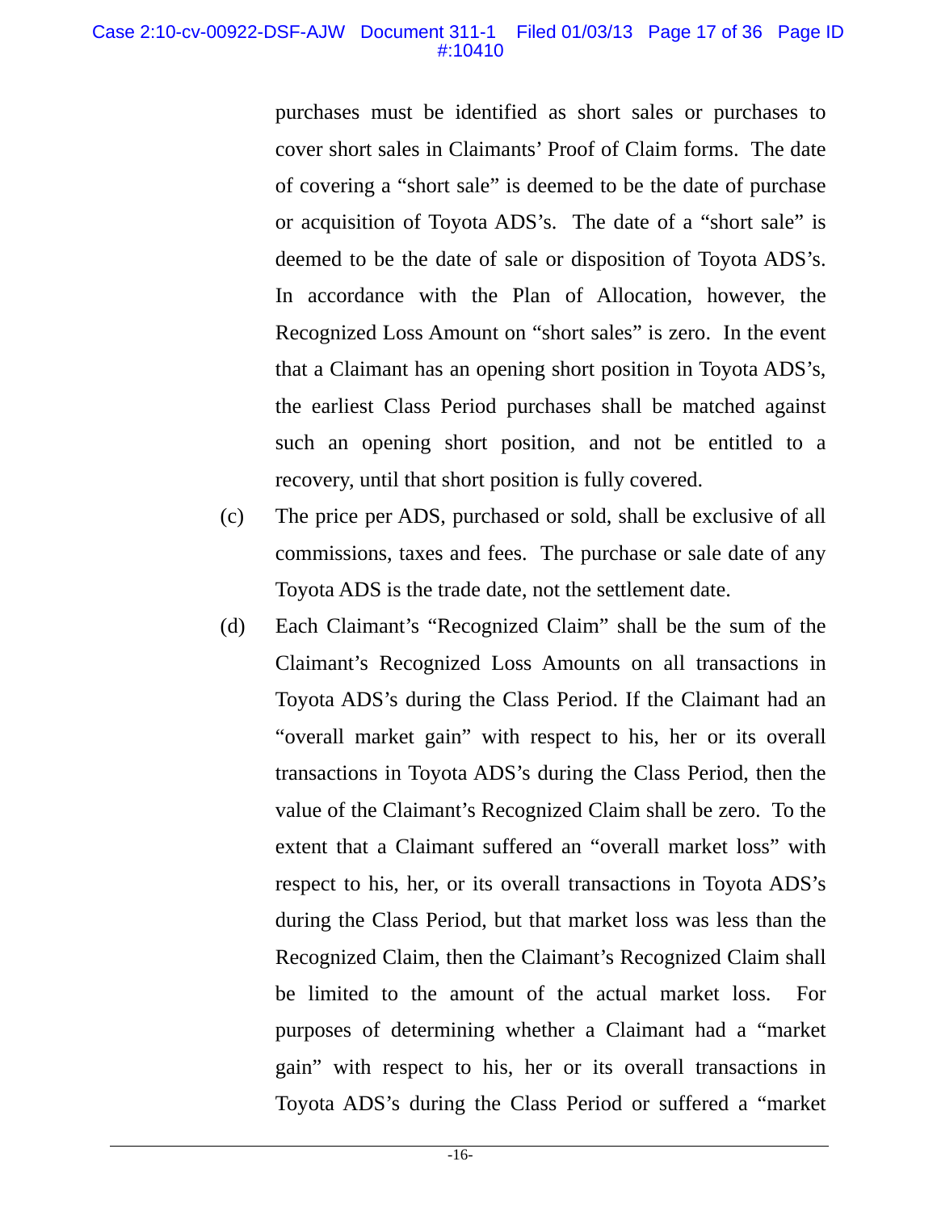purchases must be identified as short sales or purchases to cover short sales in Claimants' Proof of Claim forms. The date of covering a "short sale" is deemed to be the date of purchase or acquisition of Toyota ADS's. The date of a "short sale" is deemed to be the date of sale or disposition of Toyota ADS's. In accordance with the Plan of Allocation, however, the Recognized Loss Amount on "short sales" is zero. In the event that a Claimant has an opening short position in Toyota ADS's, the earliest Class Period purchases shall be matched against such an opening short position, and not be entitled to a recovery, until that short position is fully covered.

(c) The price per ADS, purchased or sold, shall be exclusive of all commissions, taxes and fees. The purchase or sale date of any Toyota ADS is the trade date, not the settlement date.

(d) Each Claimant's "Recognized Claim" shall be the sum of the Claimant's Recognized Loss Amounts on all transactions in Toyota ADS's during the Class Period. If the Claimant had an "overall market gain" with respect to his, her or its overall transactions in Toyota ADS's during the Class Period, then the value of the Claimant's Recognized Claim shall be zero. To the extent that a Claimant suffered an "overall market loss" with respect to his, her, or its overall transactions in Toyota ADS's during the Class Period, but that market loss was less than the Recognized Claim, then the Claimant's Recognized Claim shall be limited to the amount of the actual market loss. For purposes of determining whether a Claimant had a "market gain" with respect to his, her or its overall transactions in Toyota ADS's during the Class Period or suffered a "market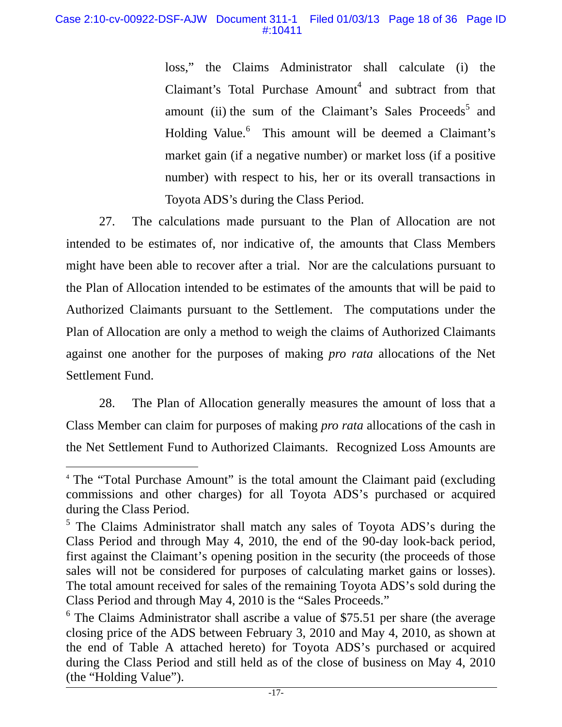loss," the Claims Administrator shall calculate (i) the Claimant's Total Purchase Amount[4] and subtract from that amount (ii) the sum of the Claimant's Sales Proceeds[5] and Holding Value.[6] This amount will be deemed a Claimant's market gain (if a negative number) or market loss (if a positive number) with respect to his, her or its overall transactions in Toyota ADS's during the Class Period.

27. The calculations made pursuant to the Plan of Allocation are not intended to be estimates of, nor indicative of, the amounts that Class Members might have been able to recover after a trial. Nor are the calculations pursuant to the Plan of Allocation intended to be estimates of the amounts that will be paid to Authorized Claimants pursuant to the Settlement. The computations under the Plan of Allocation are only a method to weigh the claims of Authorized Claimants against one another for the purposes of making *pro rata* allocations of the Net Settlement Fund.

28. The Plan of Allocation generally measures the amount of loss that a Class Member can claim for purposes of making *pro rata* allocations of the cash in the Net Settlement Fund to Authorized Claimants. Recognized Loss Amounts are

---

[4] The "Total Purchase Amount" is the total amount the Claimant paid (excluding commissions and other charges) for all Toyota ADS's purchased or acquired during the Class Period.

[5] The Claims Administrator shall match any sales of Toyota ADS's during the Class Period and through May 4, 2010, the end of the 90-day look-back period, first against the Claimant's opening position in the security (the proceeds of those sales will not be considered for purposes of calculating market gains or losses). The total amount received for sales of the remaining Toyota ADS's sold during the Class Period and through May 4, 2010 is the "Sales Proceeds."

[6] The Claims Administrator shall ascribe a value of $75.51 per share (the average closing price of the ADS between February 3, 2010 and May 4, 2010, as shown at the end of Table A attached hereto) for Toyota ADS's purchased or acquired during the Class Period and still held as of the close of business on May 4, 2010 (the "Holding Value").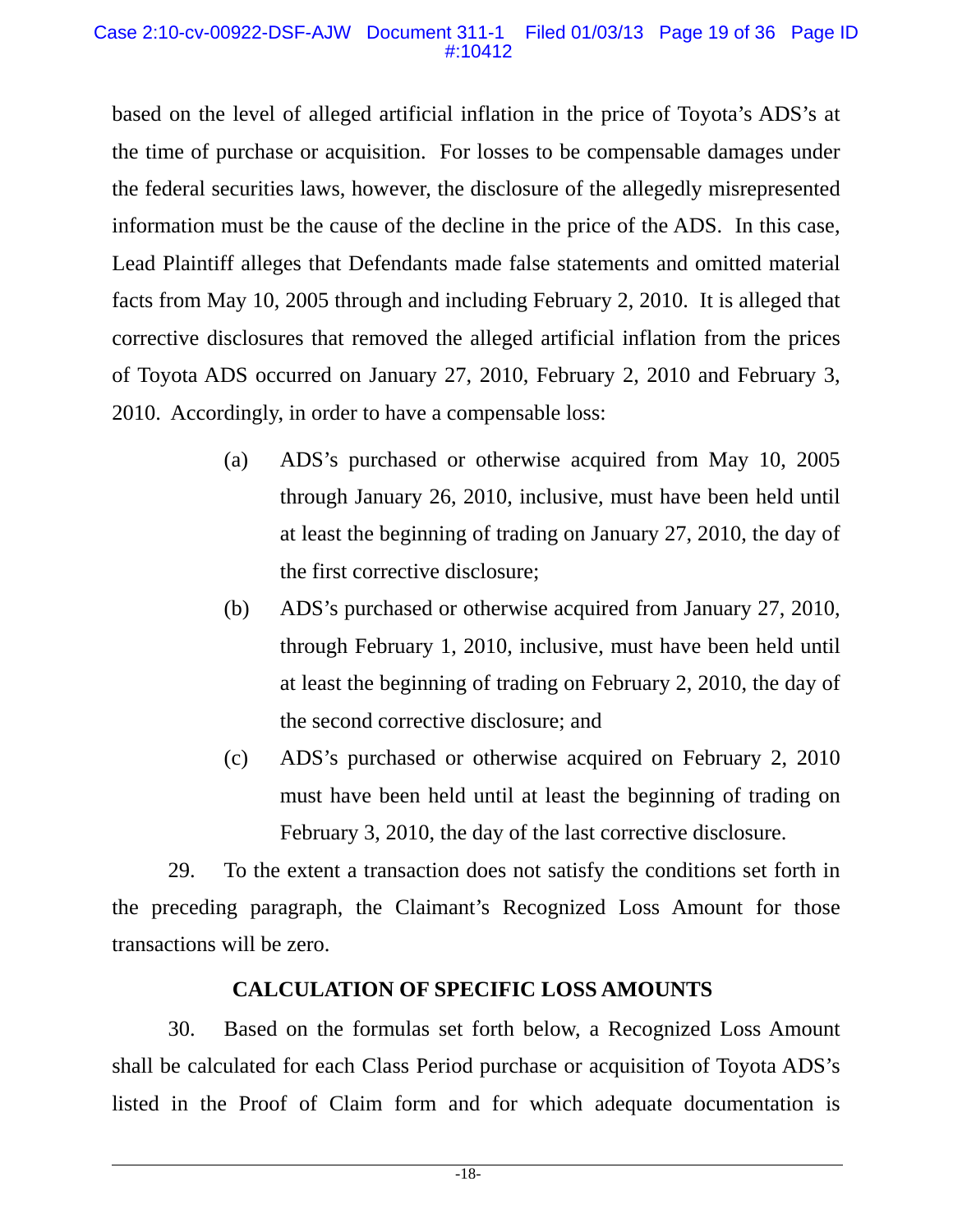based on the level of alleged artificial inflation in the price of Toyota's ADS's at the time of purchase or acquisition. For losses to be compensable damages under the federal securities laws, however, the disclosure of the allegedly misrepresented information must be the cause of the decline in the price of the ADS. In this case, Lead Plaintiff alleges that Defendants made false statements and omitted material facts from May 10, 2005 through and including February 2, 2010. It is alleged that corrective disclosures that removed the alleged artificial inflation from the prices of Toyota ADS occurred on January 27, 2010, February 2, 2010 and February 3, 2010. Accordingly, in order to have a compensable loss:

(a) ADS's purchased or otherwise acquired from May 10, 2005 through January 26, 2010, inclusive, must have been held until at least the beginning of trading on January 27, 2010, the day of the first corrective disclosure;

(b) ADS's purchased or otherwise acquired from January 27, 2010, through February 1, 2010, inclusive, must have been held until at least the beginning of trading on February 2, 2010, the day of the second corrective disclosure; and

(c) ADS's purchased or otherwise acquired on February 2, 2010 must have been held until at least the beginning of trading on February 3, 2010, the day of the last corrective disclosure.

29. To the extent a transaction does not satisfy the conditions set forth in the preceding paragraph, the Claimant's Recognized Loss Amount for those transactions will be zero.

## CALCULATION OF SPECIFIC LOSS AMOUNTS

30. Based on the formulas set forth below, a Recognized Loss Amount shall be calculated for each Class Period purchase or acquisition of Toyota ADS's listed in the Proof of Claim form and for which adequate documentation is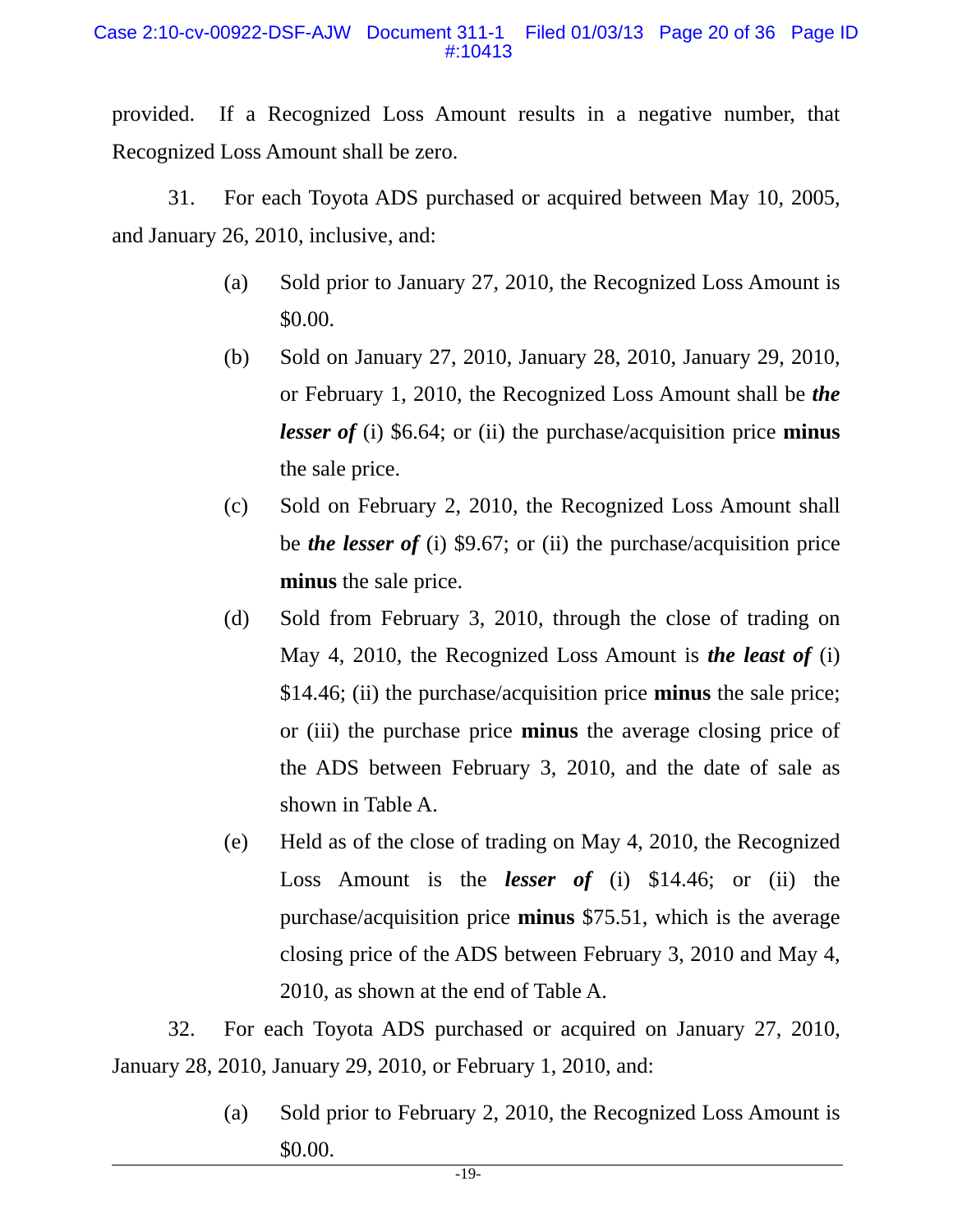provided. If a Recognized Loss Amount results in a negative number, that Recognized Loss Amount shall be zero.

31. For each Toyota ADS purchased or acquired between May 10, 2005, and January 26, 2010, inclusive, and:

(a) Sold prior to January 27, 2010, the Recognized Loss Amount is $0.00.

(b) Sold on January 27, 2010, January 28, 2010, January 29, 2010, or February 1, 2010, the Recognized Loss Amount shall be ***the lesser of*** (i) $6.64; or (ii) the purchase/acquisition price **minus** the sale price.

(c) Sold on February 2, 2010, the Recognized Loss Amount shall be ***the lesser of*** (i) $9.67; or (ii) the purchase/acquisition price **minus** the sale price.

(d) Sold from February 3, 2010, through the close of trading on May 4, 2010, the Recognized Loss Amount is ***the least of*** (i) $14.46; (ii) the purchase/acquisition price **minus** the sale price; or (iii) the purchase price **minus** the average closing price of the ADS between February 3, 2010, and the date of sale as shown in Table A.

(e) Held as of the close of trading on May 4, 2010, the Recognized Loss Amount is the ***lesser of*** (i) $14.46; or (ii) the purchase/acquisition price **minus** $75.51, which is the average closing price of the ADS between February 3, 2010 and May 4, 2010, as shown at the end of Table A.

32. For each Toyota ADS purchased or acquired on January 27, 2010, January 28, 2010, January 29, 2010, or February 1, 2010, and:

(a) Sold prior to February 2, 2010, the Recognized Loss Amount is $0.00.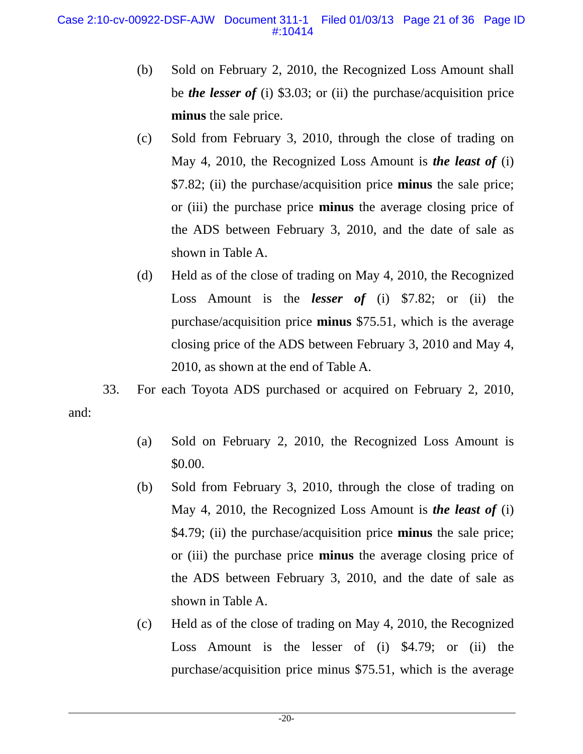(b) Sold on February 2, 2010, the Recognized Loss Amount shall be ***the lesser of*** (i) $3.03; or (ii) the purchase/acquisition price **minus** the sale price.

(c) Sold from February 3, 2010, through the close of trading on May 4, 2010, the Recognized Loss Amount is ***the least of*** (i) $7.82; (ii) the purchase/acquisition price **minus** the sale price; or (iii) the purchase price **minus** the average closing price of the ADS between February 3, 2010, and the date of sale as shown in Table A.

(d) Held as of the close of trading on May 4, 2010, the Recognized Loss Amount is the ***lesser of*** (i) $7.82; or (ii) the purchase/acquisition price **minus** $75.51, which is the average closing price of the ADS between February 3, 2010 and May 4, 2010, as shown at the end of Table A.

33. For each Toyota ADS purchased or acquired on February 2, 2010, and:

(a) Sold on February 2, 2010, the Recognized Loss Amount is $0.00.

(b) Sold from February 3, 2010, through the close of trading on May 4, 2010, the Recognized Loss Amount is ***the least of*** (i) $4.79; (ii) the purchase/acquisition price **minus** the sale price; or (iii) the purchase price **minus** the average closing price of the ADS between February 3, 2010, and the date of sale as shown in Table A.

(c) Held as of the close of trading on May 4, 2010, the Recognized Loss Amount is the lesser of (i) $4.79; or (ii) the purchase/acquisition price minus $75.51, which is the average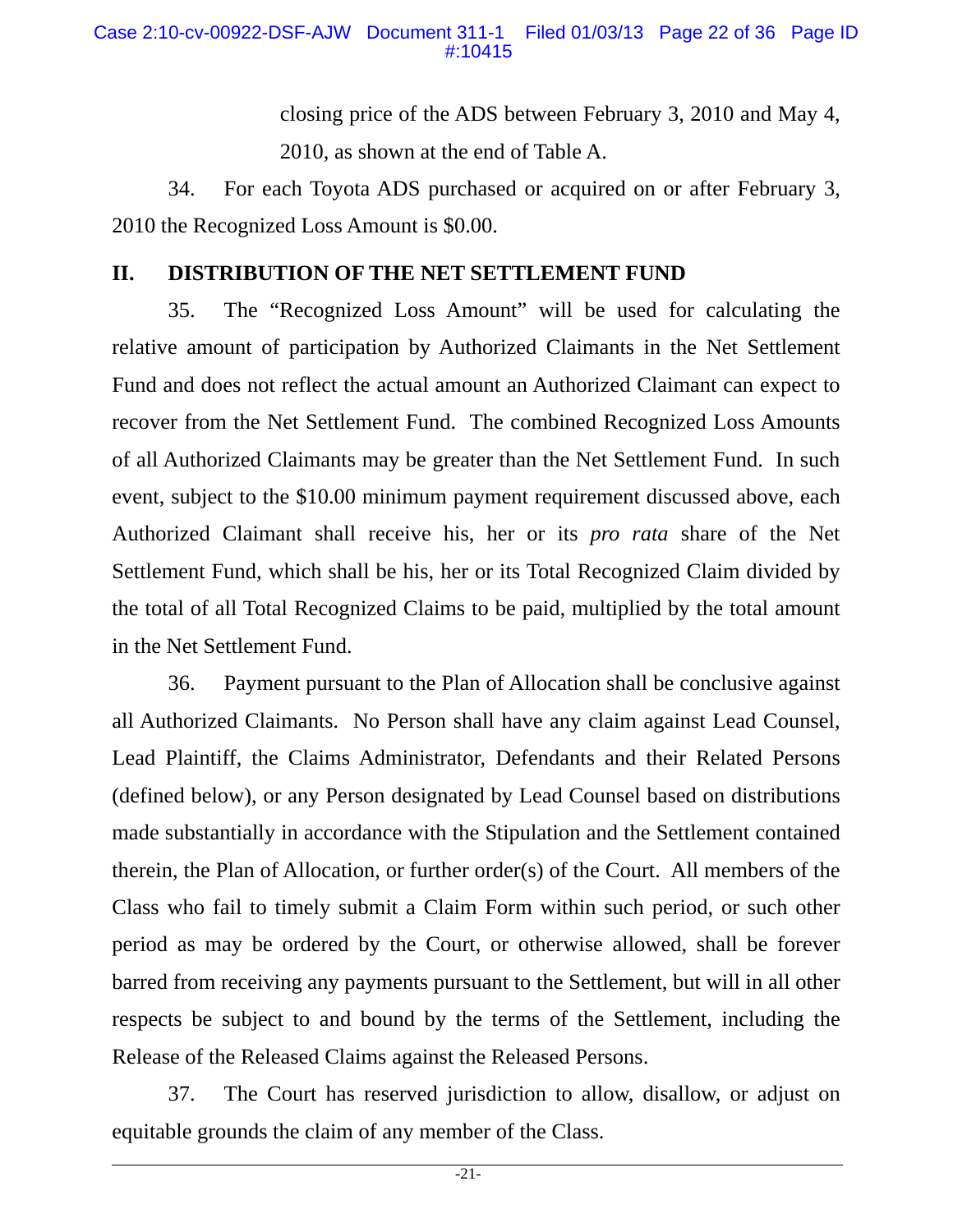closing price of the ADS between February 3, 2010 and May 4, 2010, as shown at the end of Table A.

34. For each Toyota ADS purchased or acquired on or after February 3, 2010 the Recognized Loss Amount is $0.00.

## II. DISTRIBUTION OF THE NET SETTLEMENT FUND

35. The "Recognized Loss Amount" will be used for calculating the relative amount of participation by Authorized Claimants in the Net Settlement Fund and does not reflect the actual amount an Authorized Claimant can expect to recover from the Net Settlement Fund. The combined Recognized Loss Amounts of all Authorized Claimants may be greater than the Net Settlement Fund. In such event, subject to the $10.00 minimum payment requirement discussed above, each Authorized Claimant shall receive his, her or its *pro rata* share of the Net Settlement Fund, which shall be his, her or its Total Recognized Claim divided by the total of all Total Recognized Claims to be paid, multiplied by the total amount in the Net Settlement Fund.

36. Payment pursuant to the Plan of Allocation shall be conclusive against all Authorized Claimants. No Person shall have any claim against Lead Counsel, Lead Plaintiff, the Claims Administrator, Defendants and their Related Persons (defined below), or any Person designated by Lead Counsel based on distributions made substantially in accordance with the Stipulation and the Settlement contained therein, the Plan of Allocation, or further order(s) of the Court. All members of the Class who fail to timely submit a Claim Form within such period, or such other period as may be ordered by the Court, or otherwise allowed, shall be forever barred from receiving any payments pursuant to the Settlement, but will in all other respects be subject to and bound by the terms of the Settlement, including the Release of the Released Claims against the Released Persons.

37. The Court has reserved jurisdiction to allow, disallow, or adjust on equitable grounds the claim of any member of the Class.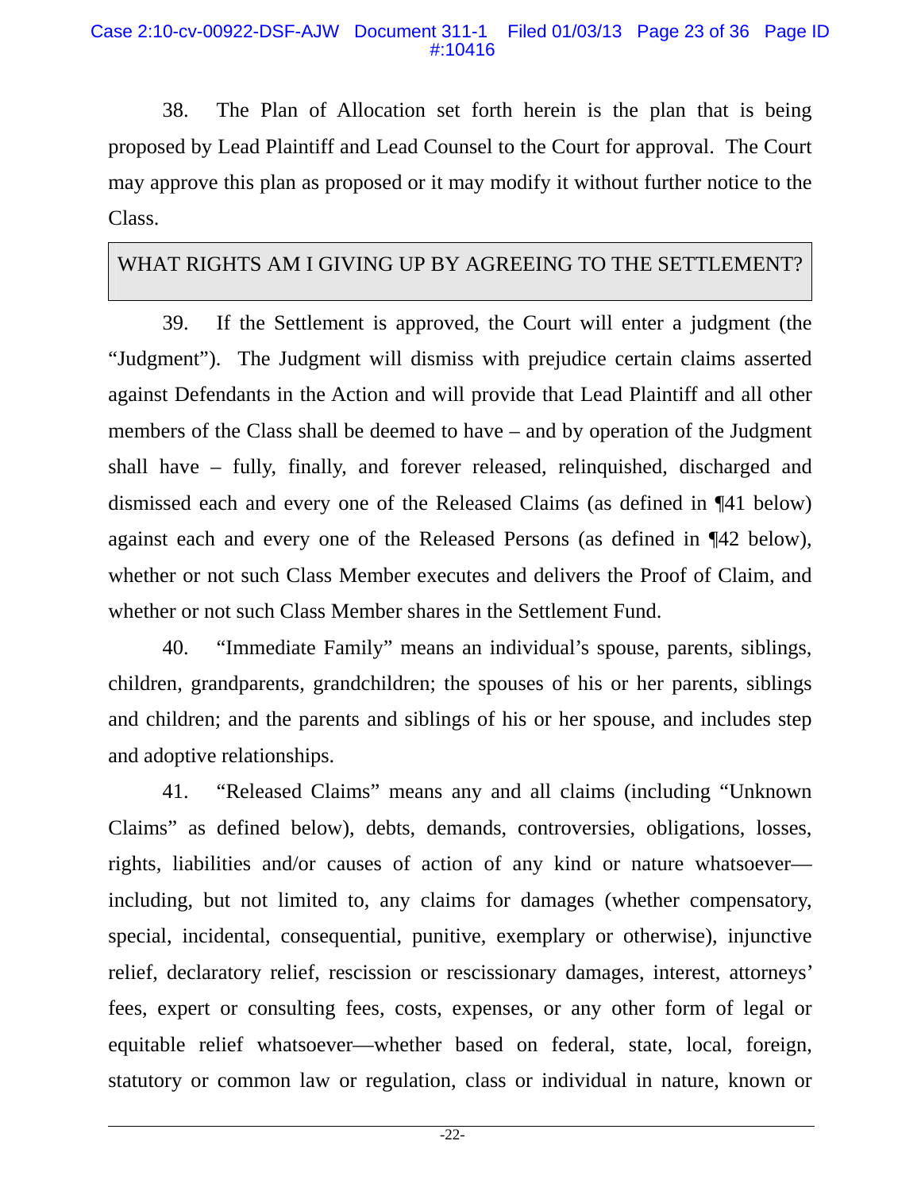38. The Plan of Allocation set forth herein is the plan that is being proposed by Lead Plaintiff and Lead Counsel to the Court for approval. The Court may approve this plan as proposed or it may modify it without further notice to the Class.

## WHAT RIGHTS AM I GIVING UP BY AGREEING TO THE SETTLEMENT?

39. If the Settlement is approved, the Court will enter a judgment (the "Judgment"). The Judgment will dismiss with prejudice certain claims asserted against Defendants in the Action and will provide that Lead Plaintiff and all other members of the Class shall be deemed to have – and by operation of the Judgment shall have – fully, finally, and forever released, relinquished, discharged and dismissed each and every one of the Released Claims (as defined in ¶41 below) against each and every one of the Released Persons (as defined in ¶42 below), whether or not such Class Member executes and delivers the Proof of Claim, and whether or not such Class Member shares in the Settlement Fund.

40. "Immediate Family" means an individual's spouse, parents, siblings, children, grandparents, grandchildren; the spouses of his or her parents, siblings and children; and the parents and siblings of his or her spouse, and includes step and adoptive relationships.

41. "Released Claims" means any and all claims (including "Unknown Claims" as defined below), debts, demands, controversies, obligations, losses, rights, liabilities and/or causes of action of any kind or nature whatsoever—including, but not limited to, any claims for damages (whether compensatory, special, incidental, consequential, punitive, exemplary or otherwise), injunctive relief, declaratory relief, rescission or rescissionary damages, interest, attorneys' fees, expert or consulting fees, costs, expenses, or any other form of legal or equitable relief whatsoever—whether based on federal, state, local, foreign, statutory or common law or regulation, class or individual in nature, known or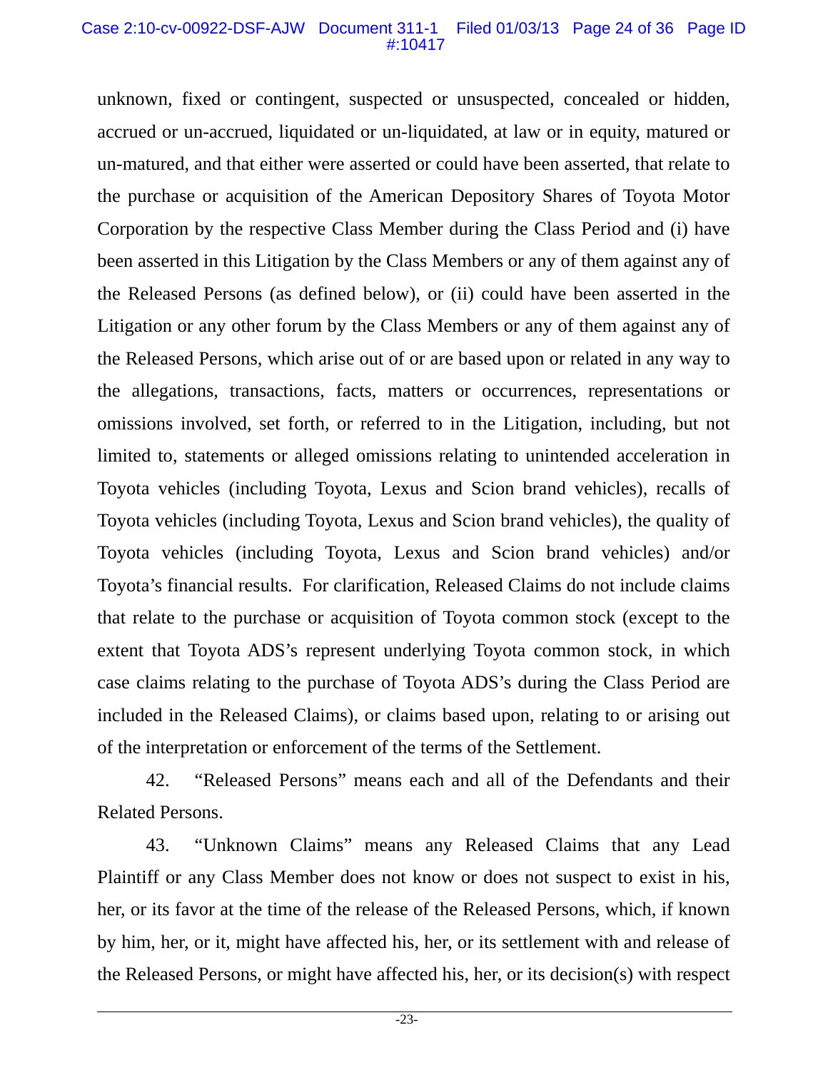unknown, fixed or contingent, suspected or unsuspected, concealed or hidden, accrued or un-accrued, liquidated or un-liquidated, at law or in equity, matured or un-matured, and that either were asserted or could have been asserted, that relate to the purchase or acquisition of the American Depository Shares of Toyota Motor Corporation by the respective Class Member during the Class Period and (i) have been asserted in this Litigation by the Class Members or any of them against any of the Released Persons (as defined below), or (ii) could have been asserted in the Litigation or any other forum by the Class Members or any of them against any of the Released Persons, which arise out of or are based upon or related in any way to the allegations, transactions, facts, matters or occurrences, representations or omissions involved, set forth, or referred to in the Litigation, including, but not limited to, statements or alleged omissions relating to unintended acceleration in Toyota vehicles (including Toyota, Lexus and Scion brand vehicles), recalls of Toyota vehicles (including Toyota, Lexus and Scion brand vehicles), the quality of Toyota vehicles (including Toyota, Lexus and Scion brand vehicles) and/or Toyota's financial results. For clarification, Released Claims do not include claims that relate to the purchase or acquisition of Toyota common stock (except to the extent that Toyota ADS's represent underlying Toyota common stock, in which case claims relating to the purchase of Toyota ADS's during the Class Period are included in the Released Claims), or claims based upon, relating to or arising out of the interpretation or enforcement of the terms of the Settlement.

42. "Released Persons" means each and all of the Defendants and their Related Persons.

43. "Unknown Claims" means any Released Claims that any Lead Plaintiff or any Class Member does not know or does not suspect to exist in his, her, or its favor at the time of the release of the Released Persons, which, if known by him, her, or it, might have affected his, her, or its settlement with and release of the Released Persons, or might have affected his, her, or its decision(s) with respect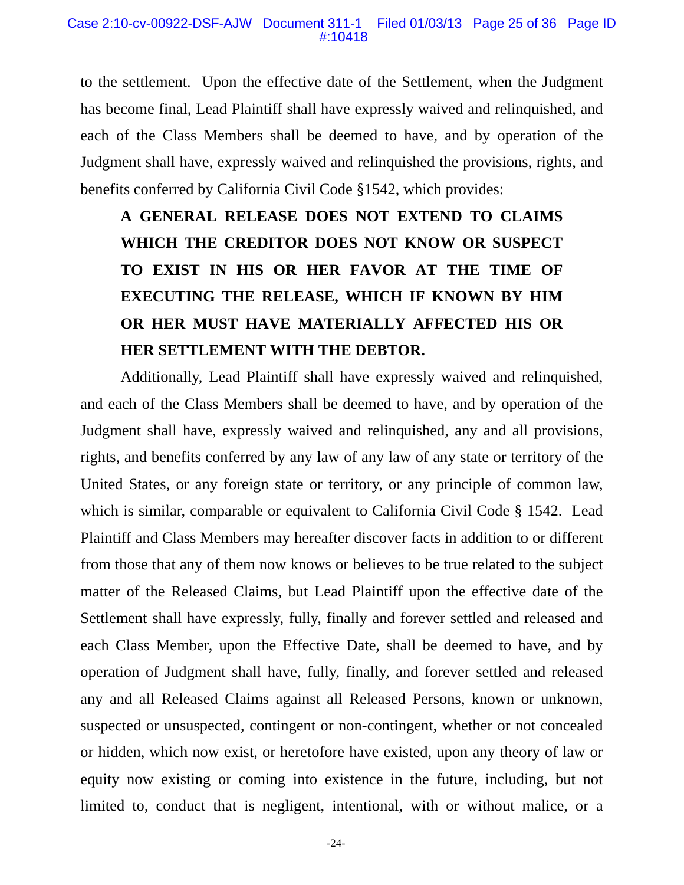to the settlement. Upon the effective date of the Settlement, when the Judgment has become final, Lead Plaintiff shall have expressly waived and relinquished, and each of the Class Members shall be deemed to have, and by operation of the Judgment shall have, expressly waived and relinquished the provisions, rights, and benefits conferred by California Civil Code §1542, which provides:

> **A GENERAL RELEASE DOES NOT EXTEND TO CLAIMS WHICH THE CREDITOR DOES NOT KNOW OR SUSPECT TO EXIST IN HIS OR HER FAVOR AT THE TIME OF EXECUTING THE RELEASE, WHICH IF KNOWN BY HIM OR HER MUST HAVE MATERIALLY AFFECTED HIS OR HER SETTLEMENT WITH THE DEBTOR.**

Additionally, Lead Plaintiff shall have expressly waived and relinquished, and each of the Class Members shall be deemed to have, and by operation of the Judgment shall have, expressly waived and relinquished, any and all provisions, rights, and benefits conferred by any law of any law of any state or territory of the United States, or any foreign state or territory, or any principle of common law, which is similar, comparable or equivalent to California Civil Code § 1542. Lead Plaintiff and Class Members may hereafter discover facts in addition to or different from those that any of them now knows or believes to be true related to the subject matter of the Released Claims, but Lead Plaintiff upon the effective date of the Settlement shall have expressly, fully, finally and forever settled and released and each Class Member, upon the Effective Date, shall be deemed to have, and by operation of Judgment shall have, fully, finally, and forever settled and released any and all Released Claims against all Released Persons, known or unknown, suspected or unsuspected, contingent or non-contingent, whether or not concealed or hidden, which now exist, or heretofore have existed, upon any theory of law or equity now existing or coming into existence in the future, including, but not limited to, conduct that is negligent, intentional, with or without malice, or a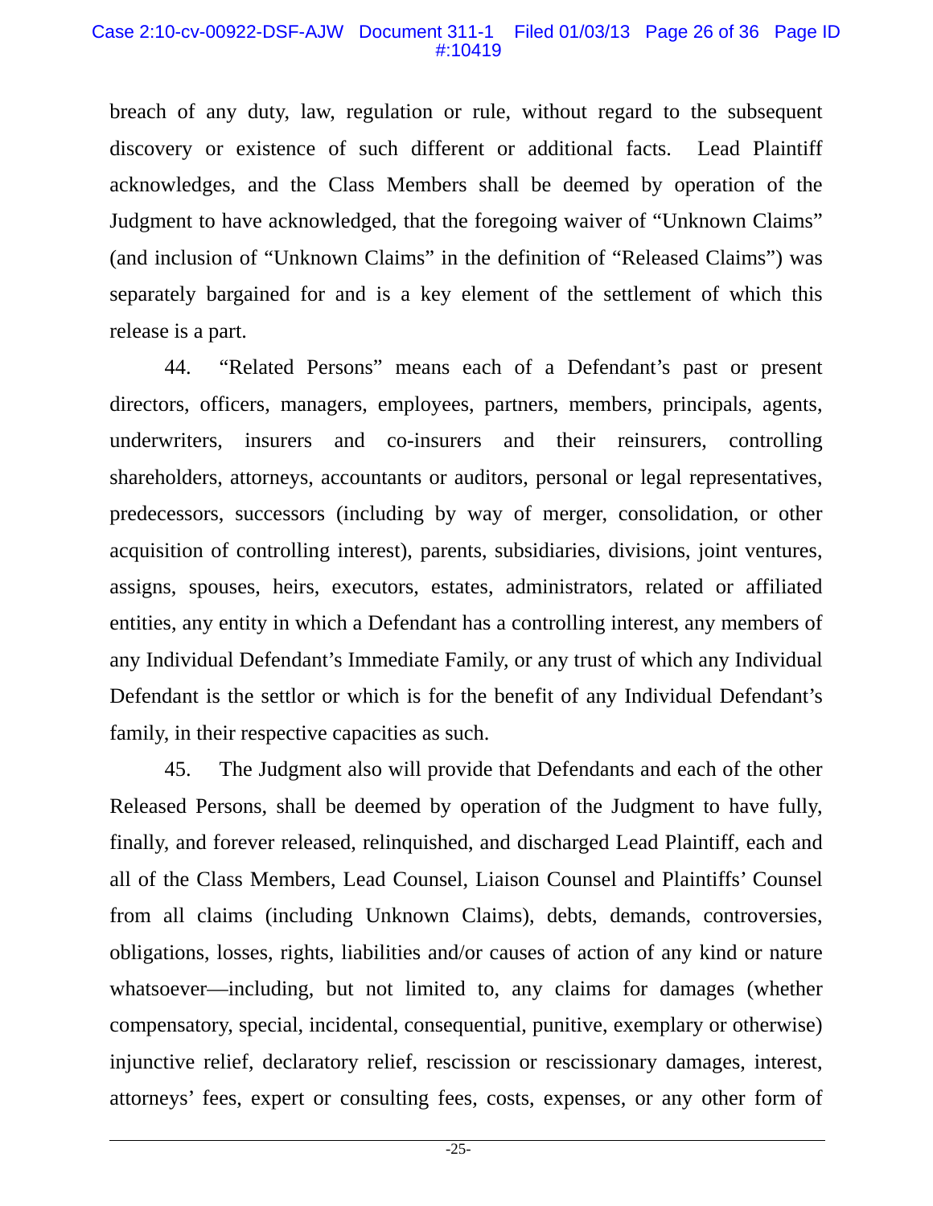breach of any duty, law, regulation or rule, without regard to the subsequent discovery or existence of such different or additional facts. Lead Plaintiff acknowledges, and the Class Members shall be deemed by operation of the Judgment to have acknowledged, that the foregoing waiver of "Unknown Claims" (and inclusion of "Unknown Claims" in the definition of "Released Claims") was separately bargained for and is a key element of the settlement of which this release is a part.

44. "Related Persons" means each of a Defendant's past or present directors, officers, managers, employees, partners, members, principals, agents, underwriters, insurers and co-insurers and their reinsurers, controlling shareholders, attorneys, accountants or auditors, personal or legal representatives, predecessors, successors (including by way of merger, consolidation, or other acquisition of controlling interest), parents, subsidiaries, divisions, joint ventures, assigns, spouses, heirs, executors, estates, administrators, related or affiliated entities, any entity in which a Defendant has a controlling interest, any members of any Individual Defendant's Immediate Family, or any trust of which any Individual Defendant is the settlor or which is for the benefit of any Individual Defendant's family, in their respective capacities as such.

45. The Judgment also will provide that Defendants and each of the other Released Persons, shall be deemed by operation of the Judgment to have fully, finally, and forever released, relinquished, and discharged Lead Plaintiff, each and all of the Class Members, Lead Counsel, Liaison Counsel and Plaintiffs' Counsel from all claims (including Unknown Claims), debts, demands, controversies, obligations, losses, rights, liabilities and/or causes of action of any kind or nature whatsoever—including, but not limited to, any claims for damages (whether compensatory, special, incidental, consequential, punitive, exemplary or otherwise) injunctive relief, declaratory relief, rescission or rescissionary damages, interest, attorneys' fees, expert or consulting fees, costs, expenses, or any other form of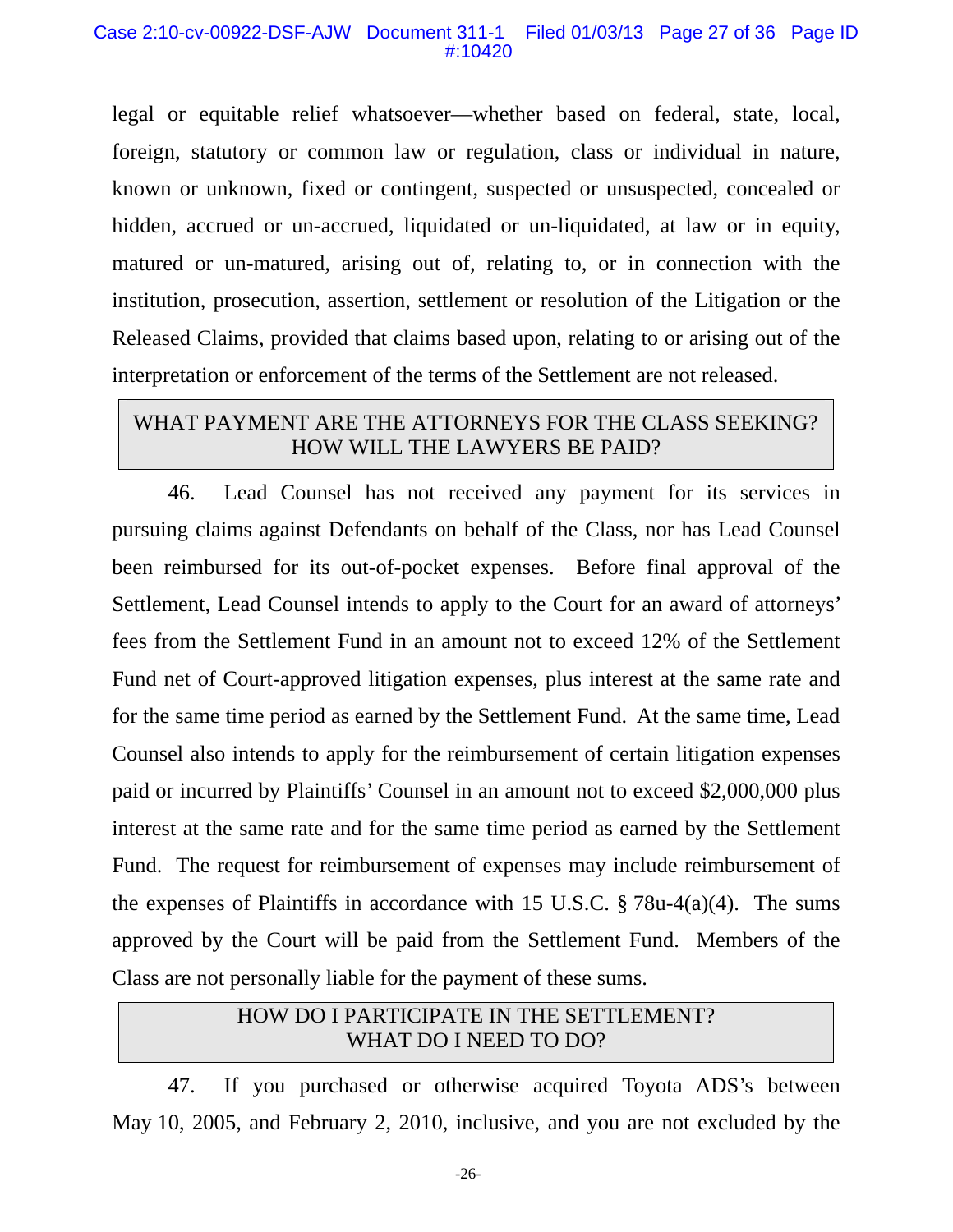legal or equitable relief whatsoever—whether based on federal, state, local, foreign, statutory or common law or regulation, class or individual in nature, known or unknown, fixed or contingent, suspected or unsuspected, concealed or hidden, accrued or un-accrued, liquidated or un-liquidated, at law or in equity, matured or un-matured, arising out of, relating to, or in connection with the institution, prosecution, assertion, settlement or resolution of the Litigation or the Released Claims, provided that claims based upon, relating to or arising out of the interpretation or enforcement of the terms of the Settlement are not released.

## WHAT PAYMENT ARE THE ATTORNEYS FOR THE CLASS SEEKING? HOW WILL THE LAWYERS BE PAID?

46. Lead Counsel has not received any payment for its services in pursuing claims against Defendants on behalf of the Class, nor has Lead Counsel been reimbursed for its out-of-pocket expenses. Before final approval of the Settlement, Lead Counsel intends to apply to the Court for an award of attorneys' fees from the Settlement Fund in an amount not to exceed 12% of the Settlement Fund net of Court-approved litigation expenses, plus interest at the same rate and for the same time period as earned by the Settlement Fund. At the same time, Lead Counsel also intends to apply for the reimbursement of certain litigation expenses paid or incurred by Plaintiffs' Counsel in an amount not to exceed $2,000,000 plus interest at the same rate and for the same time period as earned by the Settlement Fund. The request for reimbursement of expenses may include reimbursement of the expenses of Plaintiffs in accordance with 15 U.S.C. § 78u-4(a)(4). The sums approved by the Court will be paid from the Settlement Fund. Members of the Class are not personally liable for the payment of these sums.

## HOW DO I PARTICIPATE IN THE SETTLEMENT? WHAT DO I NEED TO DO?

47. If you purchased or otherwise acquired Toyota ADS's between May 10, 2005, and February 2, 2010, inclusive, and you are not excluded by the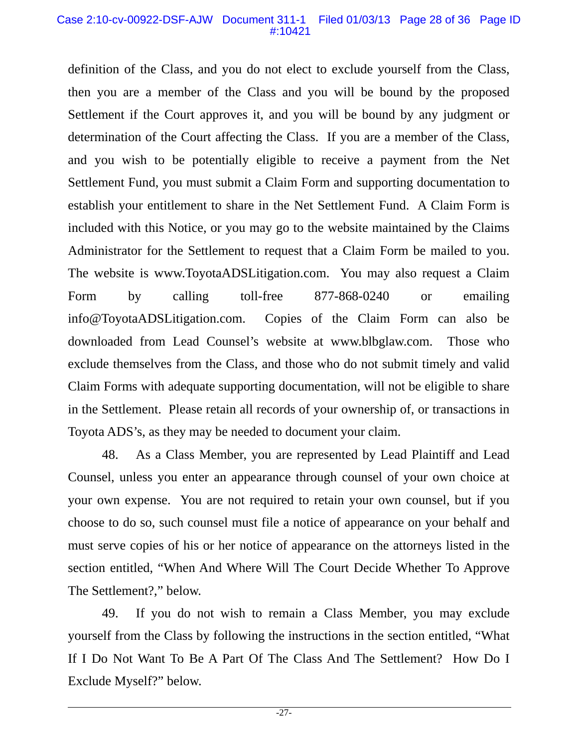definition of the Class, and you do not elect to exclude yourself from the Class, then you are a member of the Class and you will be bound by the proposed Settlement if the Court approves it, and you will be bound by any judgment or determination of the Court affecting the Class. If you are a member of the Class, and you wish to be potentially eligible to receive a payment from the Net Settlement Fund, you must submit a Claim Form and supporting documentation to establish your entitlement to share in the Net Settlement Fund. A Claim Form is included with this Notice, or you may go to the website maintained by the Claims Administrator for the Settlement to request that a Claim Form be mailed to you. The website is www.ToyotaADSLitigation.com. You may also request a Claim Form by calling toll-free 877-868-0240 or emailing info@ToyotaADSLitigation.com. Copies of the Claim Form can also be downloaded from Lead Counsel's website at www.blbglaw.com. Those who exclude themselves from the Class, and those who do not submit timely and valid Claim Forms with adequate supporting documentation, will not be eligible to share in the Settlement. Please retain all records of your ownership of, or transactions in Toyota ADS's, as they may be needed to document your claim.

48. As a Class Member, you are represented by Lead Plaintiff and Lead Counsel, unless you enter an appearance through counsel of your own choice at your own expense. You are not required to retain your own counsel, but if you choose to do so, such counsel must file a notice of appearance on your behalf and must serve copies of his or her notice of appearance on the attorneys listed in the section entitled, "When And Where Will The Court Decide Whether To Approve The Settlement?," below.

49. If you do not wish to remain a Class Member, you may exclude yourself from the Class by following the instructions in the section entitled, "What If I Do Not Want To Be A Part Of The Class And The Settlement? How Do I Exclude Myself?" below.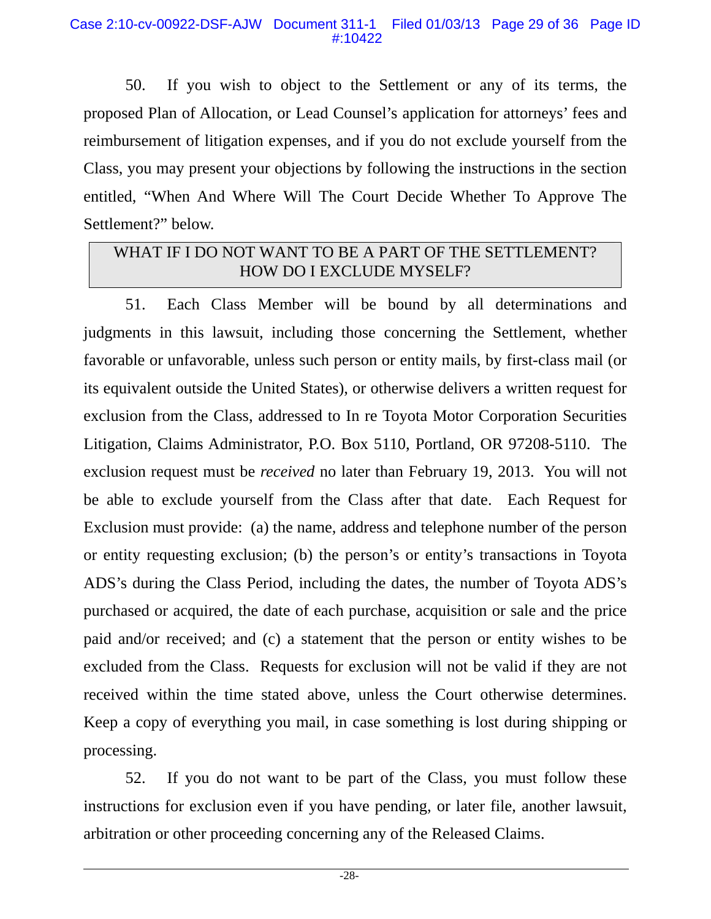50. If you wish to object to the Settlement or any of its terms, the proposed Plan of Allocation, or Lead Counsel's application for attorneys' fees and reimbursement of litigation expenses, and if you do not exclude yourself from the Class, you may present your objections by following the instructions in the section entitled, "When And Where Will The Court Decide Whether To Approve The Settlement?" below.

## WHAT IF I DO NOT WANT TO BE A PART OF THE SETTLEMENT? HOW DO I EXCLUDE MYSELF?

51. Each Class Member will be bound by all determinations and judgments in this lawsuit, including those concerning the Settlement, whether favorable or unfavorable, unless such person or entity mails, by first-class mail (or its equivalent outside the United States), or otherwise delivers a written request for exclusion from the Class, addressed to In re Toyota Motor Corporation Securities Litigation, Claims Administrator, P.O. Box 5110, Portland, OR 97208-5110. The exclusion request must be *received* no later than February 19, 2013. You will not be able to exclude yourself from the Class after that date. Each Request for Exclusion must provide: (a) the name, address and telephone number of the person or entity requesting exclusion; (b) the person's or entity's transactions in Toyota ADS's during the Class Period, including the dates, the number of Toyota ADS's purchased or acquired, the date of each purchase, acquisition or sale and the price paid and/or received; and (c) a statement that the person or entity wishes to be excluded from the Class. Requests for exclusion will not be valid if they are not received within the time stated above, unless the Court otherwise determines. Keep a copy of everything you mail, in case something is lost during shipping or processing.

52. If you do not want to be part of the Class, you must follow these instructions for exclusion even if you have pending, or later file, another lawsuit, arbitration or other proceeding concerning any of the Released Claims.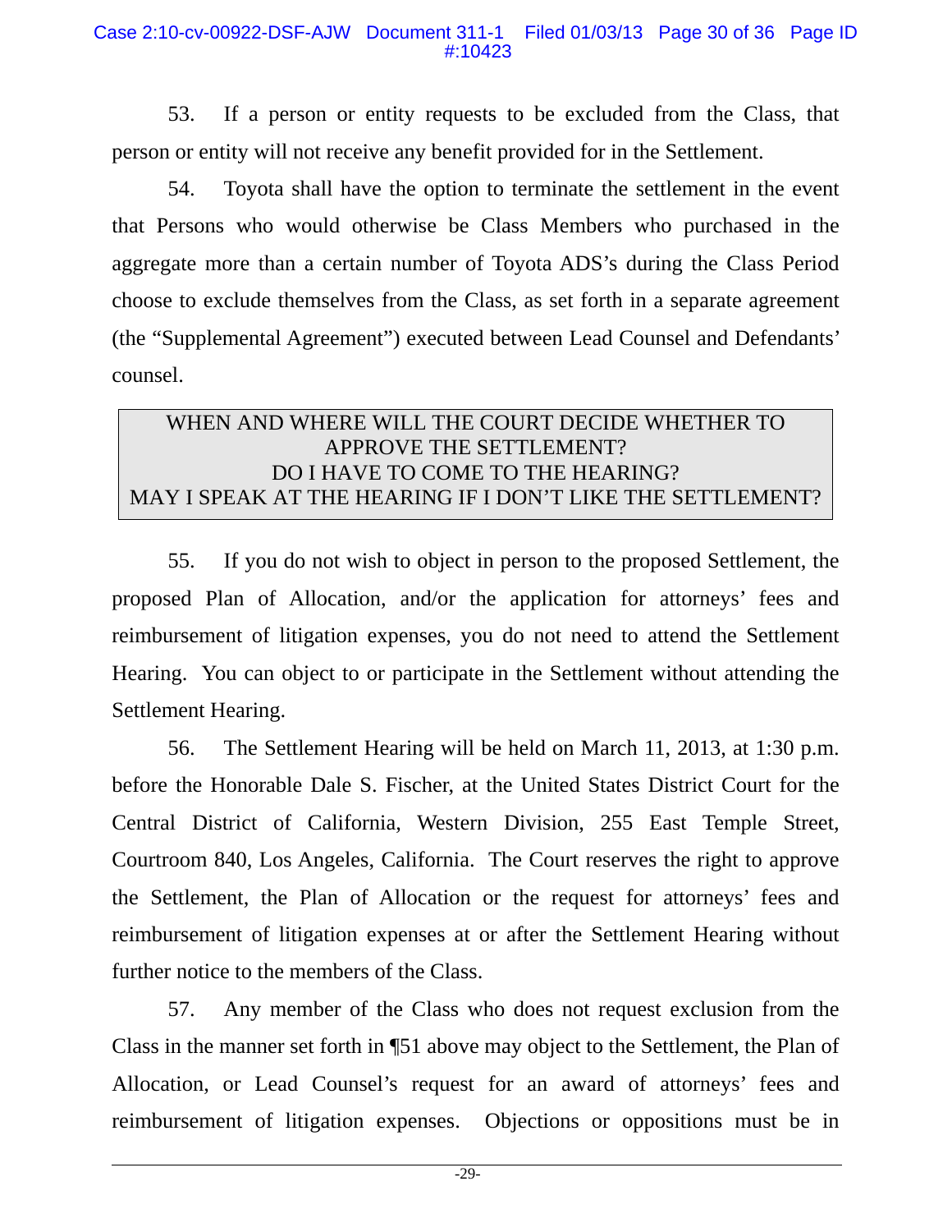53. If a person or entity requests to be excluded from the Class, that person or entity will not receive any benefit provided for in the Settlement.

54. Toyota shall have the option to terminate the settlement in the event that Persons who would otherwise be Class Members who purchased in the aggregate more than a certain number of Toyota ADS's during the Class Period choose to exclude themselves from the Class, as set forth in a separate agreement (the "Supplemental Agreement") executed between Lead Counsel and Defendants' counsel.

## WHEN AND WHERE WILL THE COURT DECIDE WHETHER TO APPROVE THE SETTLEMENT? DO I HAVE TO COME TO THE HEARING? MAY I SPEAK AT THE HEARING IF I DON'T LIKE THE SETTLEMENT?

55. If you do not wish to object in person to the proposed Settlement, the proposed Plan of Allocation, and/or the application for attorneys' fees and reimbursement of litigation expenses, you do not need to attend the Settlement Hearing. You can object to or participate in the Settlement without attending the Settlement Hearing.

56. The Settlement Hearing will be held on March 11, 2013, at 1:30 p.m. before the Honorable Dale S. Fischer, at the United States District Court for the Central District of California, Western Division, 255 East Temple Street, Courtroom 840, Los Angeles, California. The Court reserves the right to approve the Settlement, the Plan of Allocation or the request for attorneys' fees and reimbursement of litigation expenses at or after the Settlement Hearing without further notice to the members of the Class.

57. Any member of the Class who does not request exclusion from the Class in the manner set forth in ¶51 above may object to the Settlement, the Plan of Allocation, or Lead Counsel's request for an award of attorneys' fees and reimbursement of litigation expenses. Objections or oppositions must be in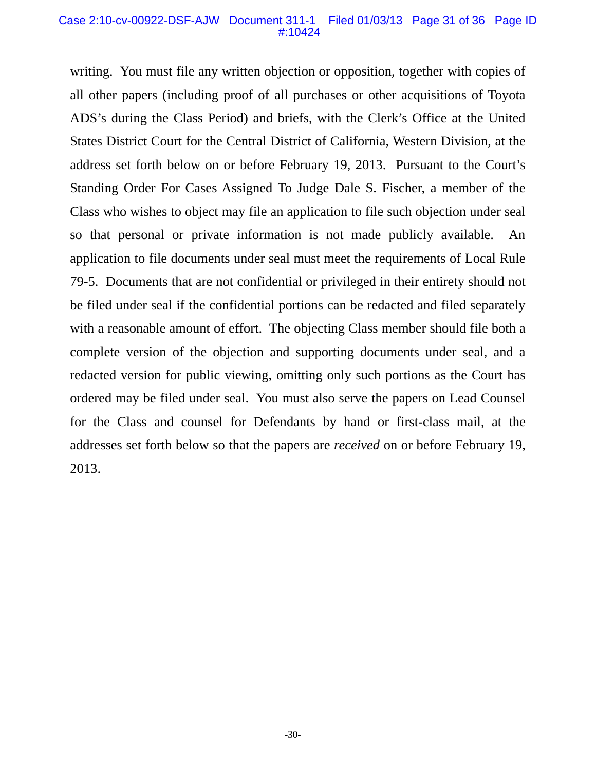writing. You must file any written objection or opposition, together with copies of all other papers (including proof of all purchases or other acquisitions of Toyota ADS's during the Class Period) and briefs, with the Clerk's Office at the United States District Court for the Central District of California, Western Division, at the address set forth below on or before February 19, 2013. Pursuant to the Court's Standing Order For Cases Assigned To Judge Dale S. Fischer, a member of the Class who wishes to object may file an application to file such objection under seal so that personal or private information is not made publicly available. An application to file documents under seal must meet the requirements of Local Rule 79-5. Documents that are not confidential or privileged in their entirety should not be filed under seal if the confidential portions can be redacted and filed separately with a reasonable amount of effort. The objecting Class member should file both a complete version of the objection and supporting documents under seal, and a redacted version for public viewing, omitting only such portions as the Court has ordered may be filed under seal. You must also serve the papers on Lead Counsel for the Class and counsel for Defendants by hand or first-class mail, at the addresses set forth below so that the papers are *received* on or before February 19, 2013.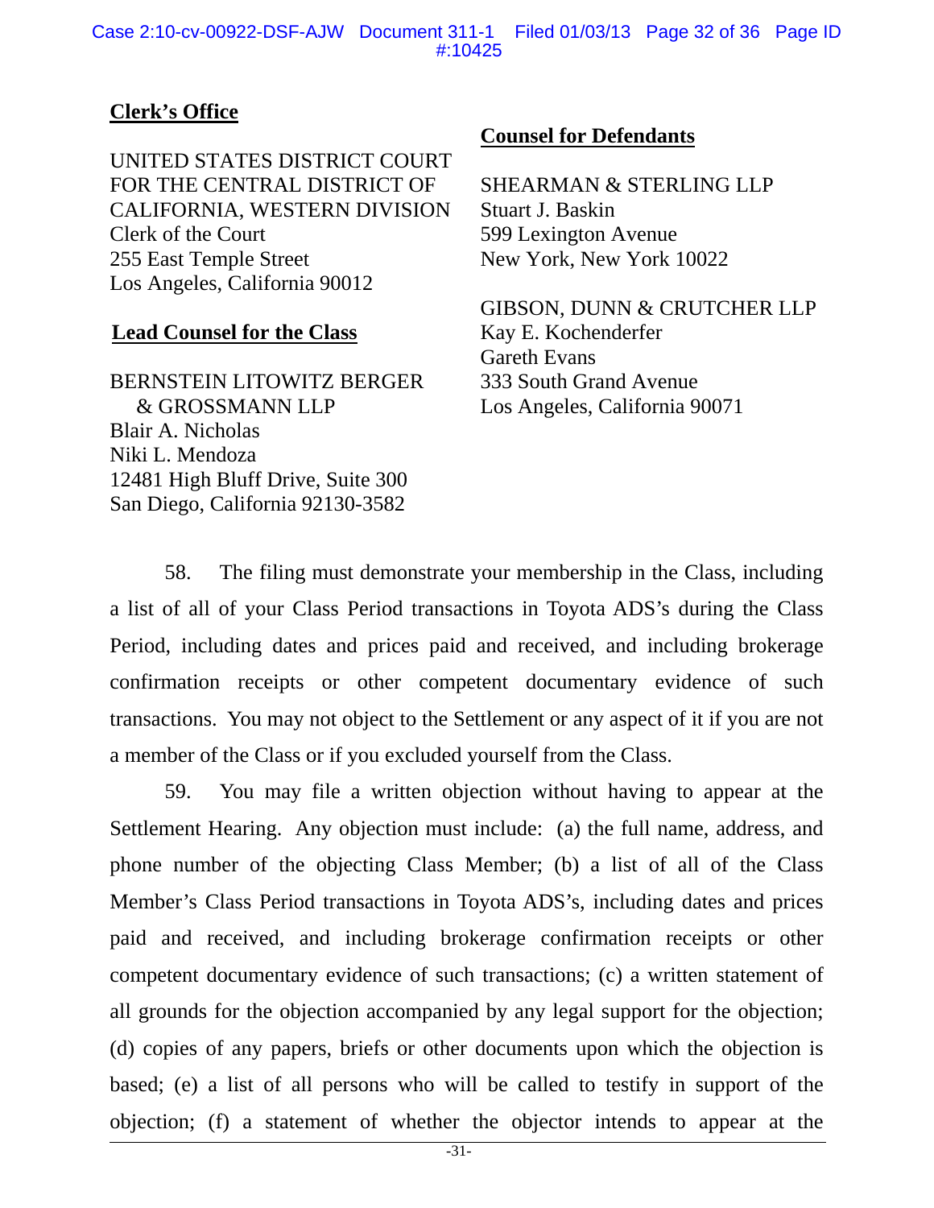**Clerk's Office**

UNITED STATES DISTRICT COURT
FOR THE CENTRAL DISTRICT OF
CALIFORNIA, WESTERN DIVISION
Clerk of the Court
255 East Temple Street
Los Angeles, California 90012

**Lead Counsel for the Class**

BERNSTEIN LITOWITZ BERGER
& GROSSMANN LLP
Blair A. Nicholas
Niki L. Mendoza
12481 High Bluff Drive, Suite 300
San Diego, California 92130-3582

**Counsel for Defendants**

SHEARMAN & STERLING LLP
Stuart J. Baskin
599 Lexington Avenue
New York, New York 10022

GIBSON, DUNN & CRUTCHER LLP
Kay E. Kochenderfer
Gareth Evans
333 South Grand Avenue
Los Angeles, California 90071

58. The filing must demonstrate your membership in the Class, including a list of all of your Class Period transactions in Toyota ADS's during the Class Period, including dates and prices paid and received, and including brokerage confirmation receipts or other competent documentary evidence of such transactions. You may not object to the Settlement or any aspect of it if you are not a member of the Class or if you excluded yourself from the Class.

59. You may file a written objection without having to appear at the Settlement Hearing. Any objection must include: (a) the full name, address, and phone number of the objecting Class Member; (b) a list of all of the Class Member's Class Period transactions in Toyota ADS's, including dates and prices paid and received, and including brokerage confirmation receipts or other competent documentary evidence of such transactions; (c) a written statement of all grounds for the objection accompanied by any legal support for the objection; (d) copies of any papers, briefs or other documents upon which the objection is based; (e) a list of all persons who will be called to testify in support of the objection; (f) a statement of whether the objector intends to appear at the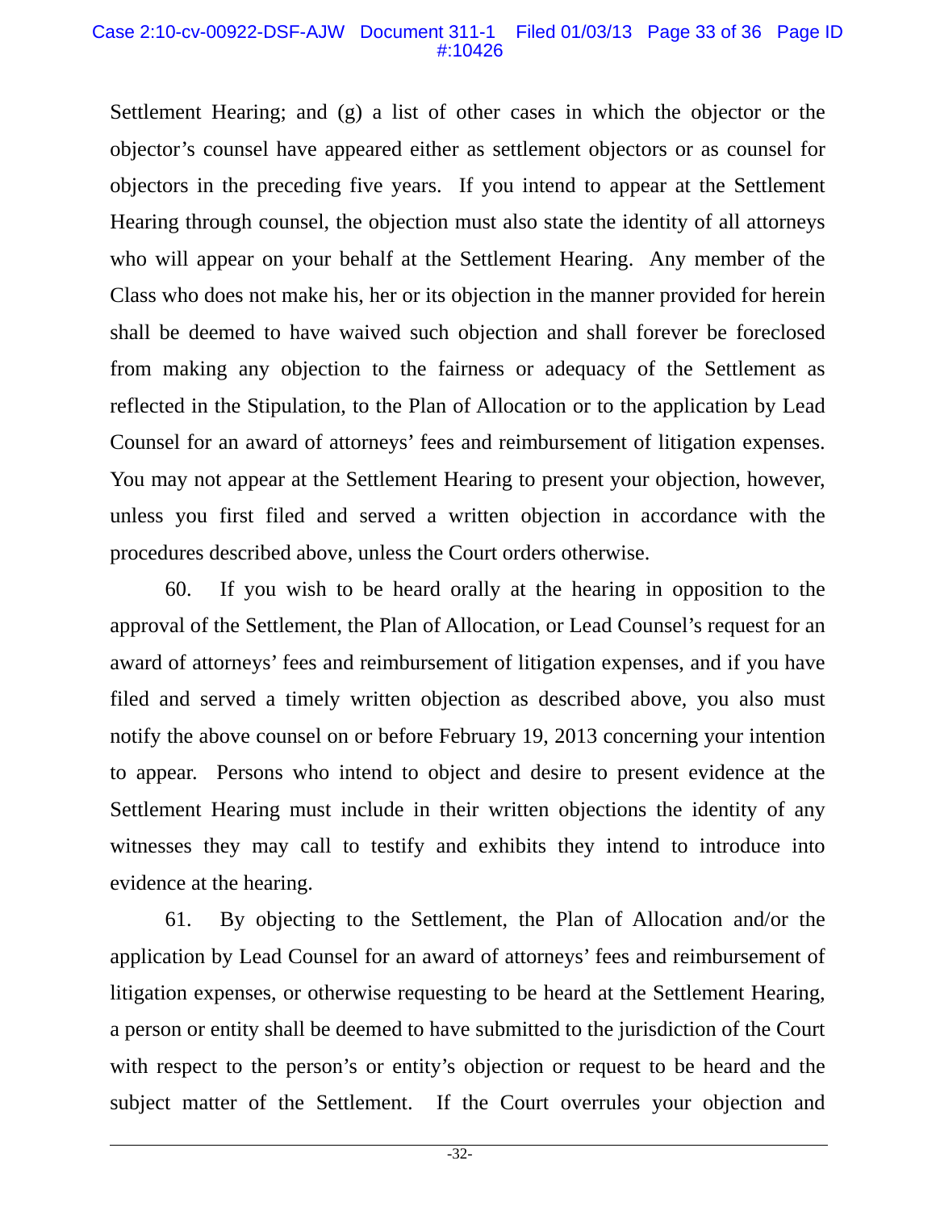Settlement Hearing; and (g) a list of other cases in which the objector or the objector's counsel have appeared either as settlement objectors or as counsel for objectors in the preceding five years. If you intend to appear at the Settlement Hearing through counsel, the objection must also state the identity of all attorneys who will appear on your behalf at the Settlement Hearing. Any member of the Class who does not make his, her or its objection in the manner provided for herein shall be deemed to have waived such objection and shall forever be foreclosed from making any objection to the fairness or adequacy of the Settlement as reflected in the Stipulation, to the Plan of Allocation or to the application by Lead Counsel for an award of attorneys' fees and reimbursement of litigation expenses. You may not appear at the Settlement Hearing to present your objection, however, unless you first filed and served a written objection in accordance with the procedures described above, unless the Court orders otherwise.

60. If you wish to be heard orally at the hearing in opposition to the approval of the Settlement, the Plan of Allocation, or Lead Counsel's request for an award of attorneys' fees and reimbursement of litigation expenses, and if you have filed and served a timely written objection as described above, you also must notify the above counsel on or before February 19, 2013 concerning your intention to appear. Persons who intend to object and desire to present evidence at the Settlement Hearing must include in their written objections the identity of any witnesses they may call to testify and exhibits they intend to introduce into evidence at the hearing.

61. By objecting to the Settlement, the Plan of Allocation and/or the application by Lead Counsel for an award of attorneys' fees and reimbursement of litigation expenses, or otherwise requesting to be heard at the Settlement Hearing, a person or entity shall be deemed to have submitted to the jurisdiction of the Court with respect to the person's or entity's objection or request to be heard and the subject matter of the Settlement. If the Court overrules your objection and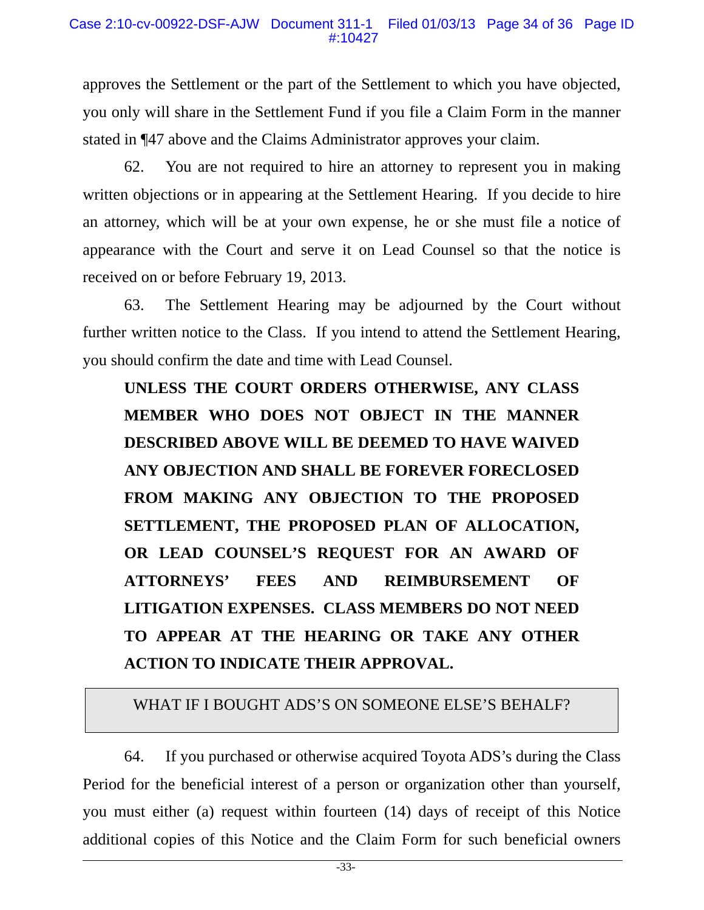approves the Settlement or the part of the Settlement to which you have objected, you only will share in the Settlement Fund if you file a Claim Form in the manner stated in ¶47 above and the Claims Administrator approves your claim.

62. You are not required to hire an attorney to represent you in making written objections or in appearing at the Settlement Hearing. If you decide to hire an attorney, which will be at your own expense, he or she must file a notice of appearance with the Court and serve it on Lead Counsel so that the notice is received on or before February 19, 2013.

63. The Settlement Hearing may be adjourned by the Court without further written notice to the Class. If you intend to attend the Settlement Hearing, you should confirm the date and time with Lead Counsel.

**UNLESS THE COURT ORDERS OTHERWISE, ANY CLASS MEMBER WHO DOES NOT OBJECT IN THE MANNER DESCRIBED ABOVE WILL BE DEEMED TO HAVE WAIVED ANY OBJECTION AND SHALL BE FOREVER FORECLOSED FROM MAKING ANY OBJECTION TO THE PROPOSED SETTLEMENT, THE PROPOSED PLAN OF ALLOCATION, OR LEAD COUNSEL'S REQUEST FOR AN AWARD OF ATTORNEYS' FEES AND REIMBURSEMENT OF LITIGATION EXPENSES. CLASS MEMBERS DO NOT NEED TO APPEAR AT THE HEARING OR TAKE ANY OTHER ACTION TO INDICATE THEIR APPROVAL.**

## WHAT IF I BOUGHT ADS'S ON SOMEONE ELSE'S BEHALF?

64. If you purchased or otherwise acquired Toyota ADS's during the Class Period for the beneficial interest of a person or organization other than yourself, you must either (a) request within fourteen (14) days of receipt of this Notice additional copies of this Notice and the Claim Form for such beneficial owners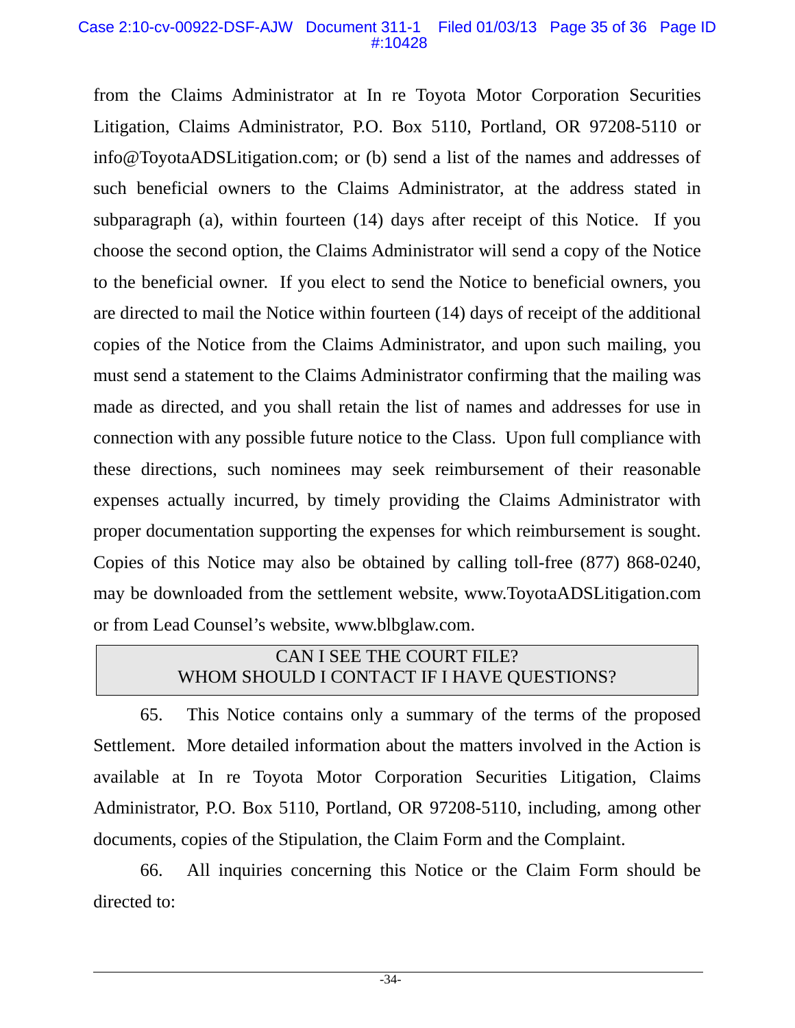from the Claims Administrator at In re Toyota Motor Corporation Securities Litigation, Claims Administrator, P.O. Box 5110, Portland, OR 97208-5110 or info@ToyotaADSLitigation.com; or (b) send a list of the names and addresses of such beneficial owners to the Claims Administrator, at the address stated in subparagraph (a), within fourteen (14) days after receipt of this Notice. If you choose the second option, the Claims Administrator will send a copy of the Notice to the beneficial owner. If you elect to send the Notice to beneficial owners, you are directed to mail the Notice within fourteen (14) days of receipt of the additional copies of the Notice from the Claims Administrator, and upon such mailing, you must send a statement to the Claims Administrator confirming that the mailing was made as directed, and you shall retain the list of names and addresses for use in connection with any possible future notice to the Class. Upon full compliance with these directions, such nominees may seek reimbursement of their reasonable expenses actually incurred, by timely providing the Claims Administrator with proper documentation supporting the expenses for which reimbursement is sought. Copies of this Notice may also be obtained by calling toll-free (877) 868-0240, may be downloaded from the settlement website, www.ToyotaADSLitigation.com or from Lead Counsel's website, www.blbglaw.com.

## CAN I SEE THE COURT FILE? WHOM SHOULD I CONTACT IF I HAVE QUESTIONS?

65. This Notice contains only a summary of the terms of the proposed Settlement. More detailed information about the matters involved in the Action is available at In re Toyota Motor Corporation Securities Litigation, Claims Administrator, P.O. Box 5110, Portland, OR 97208-5110, including, among other documents, copies of the Stipulation, the Claim Form and the Complaint.

66. All inquiries concerning this Notice or the Claim Form should be directed to: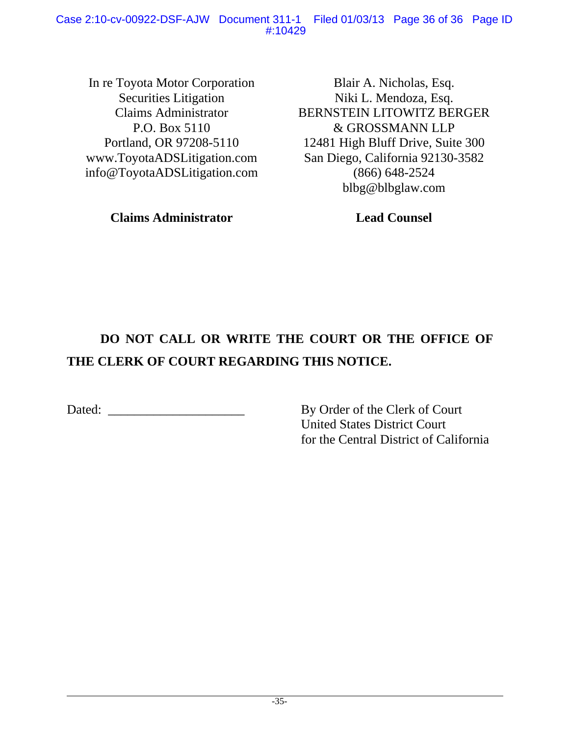In re Toyota Motor Corporation
Securities Litigation
Claims Administrator
P.O. Box 5110
Portland, OR 97208-5110
www.ToyotaADSLitigation.com
info@ToyotaADSLitigation.com

**Claims Administrator**

Blair A. Nicholas, Esq.
Niki L. Mendoza, Esq.
BERNSTEIN LITOWITZ BERGER
& GROSSMANN LLP
12481 High Bluff Drive, Suite 300
San Diego, California 92130-3582
(866) 648-2524
blbg@blbglaw.com

**Lead Counsel**

**DO NOT CALL OR WRITE THE COURT OR THE OFFICE OF THE CLERK OF COURT REGARDING THIS NOTICE.**

Dated: ____________________

By Order of the Clerk of Court
United States District Court
for the Central District of California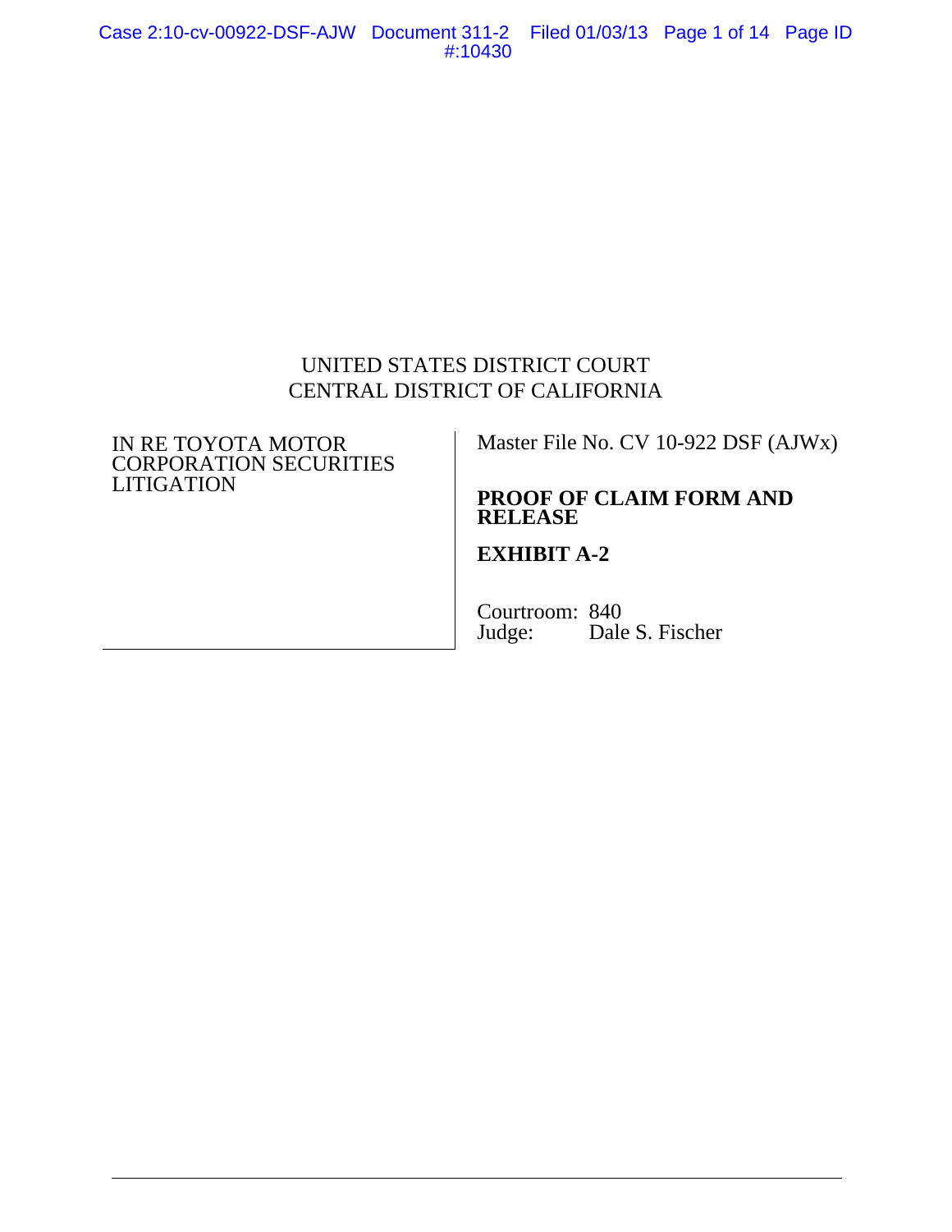UNITED STATES DISTRICT COURT
CENTRAL DISTRICT OF CALIFORNIA

| IN RE TOYOTA MOTOR CORPORATION SECURITIES LITIGATION | Master File No. CV 10-922 DSF (AJWx) |
|---|---|
| | **PROOF OF CLAIM FORM AND RELEASE** |
| | **EXHIBIT A-2** |
| | Courtroom: 840<br>Judge: Dale S. Fischer |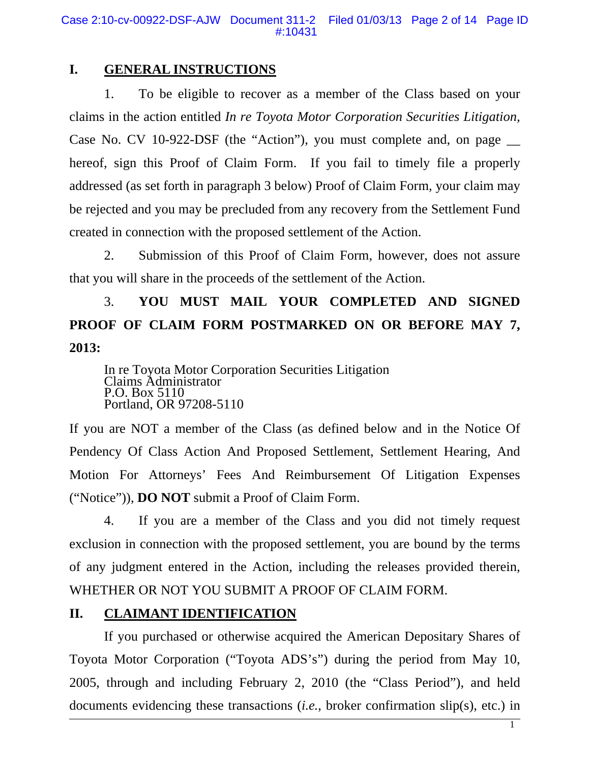## I. GENERAL INSTRUCTIONS

1. To be eligible to recover as a member of the Class based on your claims in the action entitled *In re Toyota Motor Corporation Securities Litigation,* Case No. CV 10-922-DSF (the "Action"), you must complete and, on page __ hereof, sign this Proof of Claim Form. If you fail to timely file a properly addressed (as set forth in paragraph 3 below) Proof of Claim Form, your claim may be rejected and you may be precluded from any recovery from the Settlement Fund created in connection with the proposed settlement of the Action.

2. Submission of this Proof of Claim Form, however, does not assure that you will share in the proceeds of the settlement of the Action.

3. **YOU MUST MAIL YOUR COMPLETED AND SIGNED PROOF OF CLAIM FORM POSTMARKED ON OR BEFORE MAY 7, 2013:**

In re Toyota Motor Corporation Securities Litigation
Claims Administrator
P.O. Box 5110
Portland, OR 97208-5110

If you are NOT a member of the Class (as defined below and in the Notice Of Pendency Of Class Action And Proposed Settlement, Settlement Hearing, And Motion For Attorneys' Fees And Reimbursement Of Litigation Expenses ("Notice")), **DO NOT** submit a Proof of Claim Form.

4. If you are a member of the Class and you did not timely request exclusion in connection with the proposed settlement, you are bound by the terms of any judgment entered in the Action, including the releases provided therein, WHETHER OR NOT YOU SUBMIT A PROOF OF CLAIM FORM.

## II. CLAIMANT IDENTIFICATION

If you purchased or otherwise acquired the American Depositary Shares of Toyota Motor Corporation ("Toyota ADS's") during the period from May 10, 2005, through and including February 2, 2010 (the "Class Period"), and held documents evidencing these transactions (*i.e.,* broker confirmation slip(s), etc.) in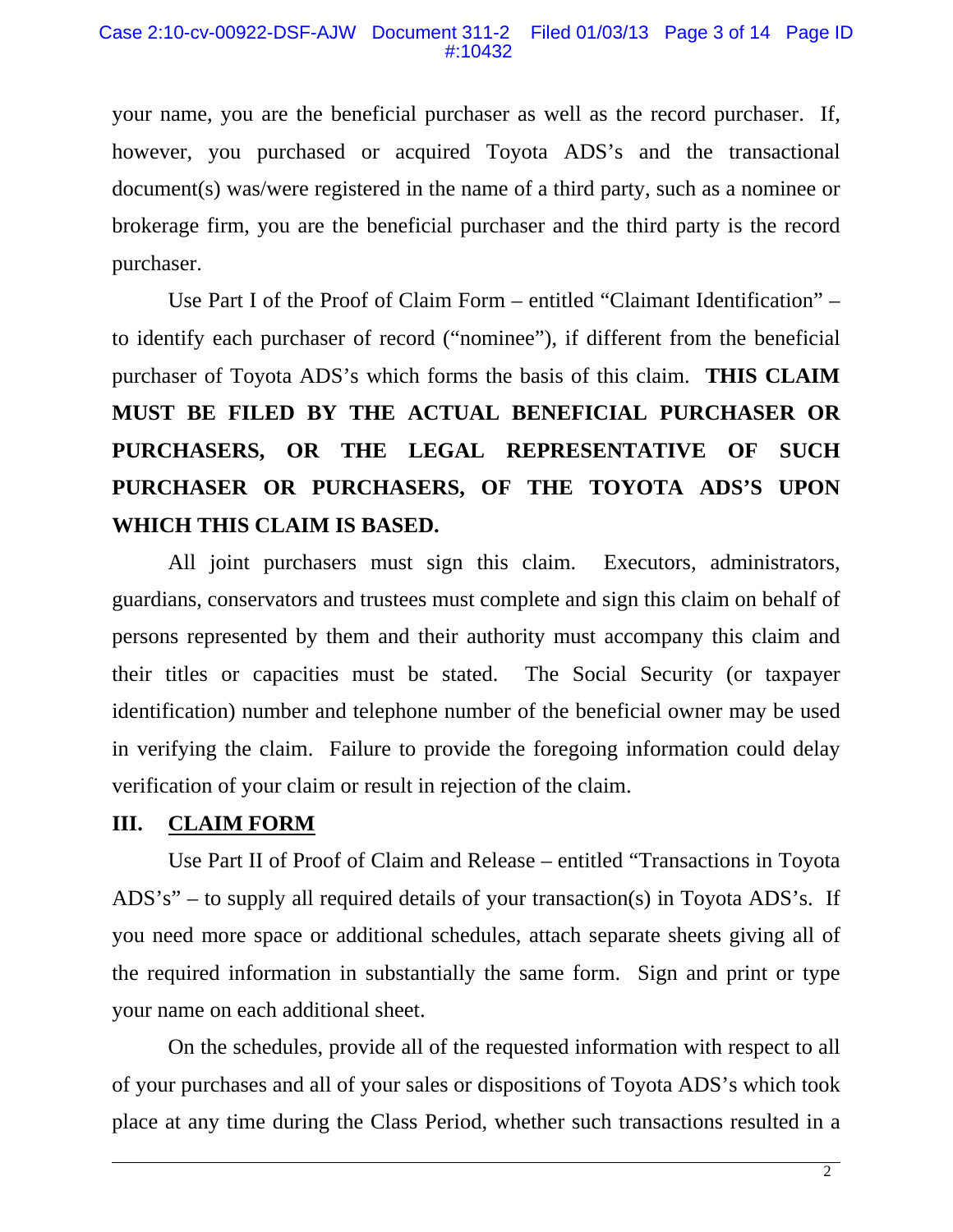your name, you are the beneficial purchaser as well as the record purchaser. If, however, you purchased or acquired Toyota ADS's and the transactional document(s) was/were registered in the name of a third party, such as a nominee or brokerage firm, you are the beneficial purchaser and the third party is the record purchaser.

Use Part I of the Proof of Claim Form – entitled "Claimant Identification" – to identify each purchaser of record ("nominee"), if different from the beneficial purchaser of Toyota ADS's which forms the basis of this claim. **THIS CLAIM MUST BE FILED BY THE ACTUAL BENEFICIAL PURCHASER OR PURCHASERS, OR THE LEGAL REPRESENTATIVE OF SUCH PURCHASER OR PURCHASERS, OF THE TOYOTA ADS'S UPON WHICH THIS CLAIM IS BASED.**

All joint purchasers must sign this claim. Executors, administrators, guardians, conservators and trustees must complete and sign this claim on behalf of persons represented by them and their authority must accompany this claim and their titles or capacities must be stated. The Social Security (or taxpayer identification) number and telephone number of the beneficial owner may be used in verifying the claim. Failure to provide the foregoing information could delay verification of your claim or result in rejection of the claim.

## III. CLAIM FORM

Use Part II of Proof of Claim and Release – entitled "Transactions in Toyota ADS's" – to supply all required details of your transaction(s) in Toyota ADS's. If you need more space or additional schedules, attach separate sheets giving all of the required information in substantially the same form. Sign and print or type your name on each additional sheet.

On the schedules, provide all of the requested information with respect to all of your purchases and all of your sales or dispositions of Toyota ADS's which took place at any time during the Class Period, whether such transactions resulted in a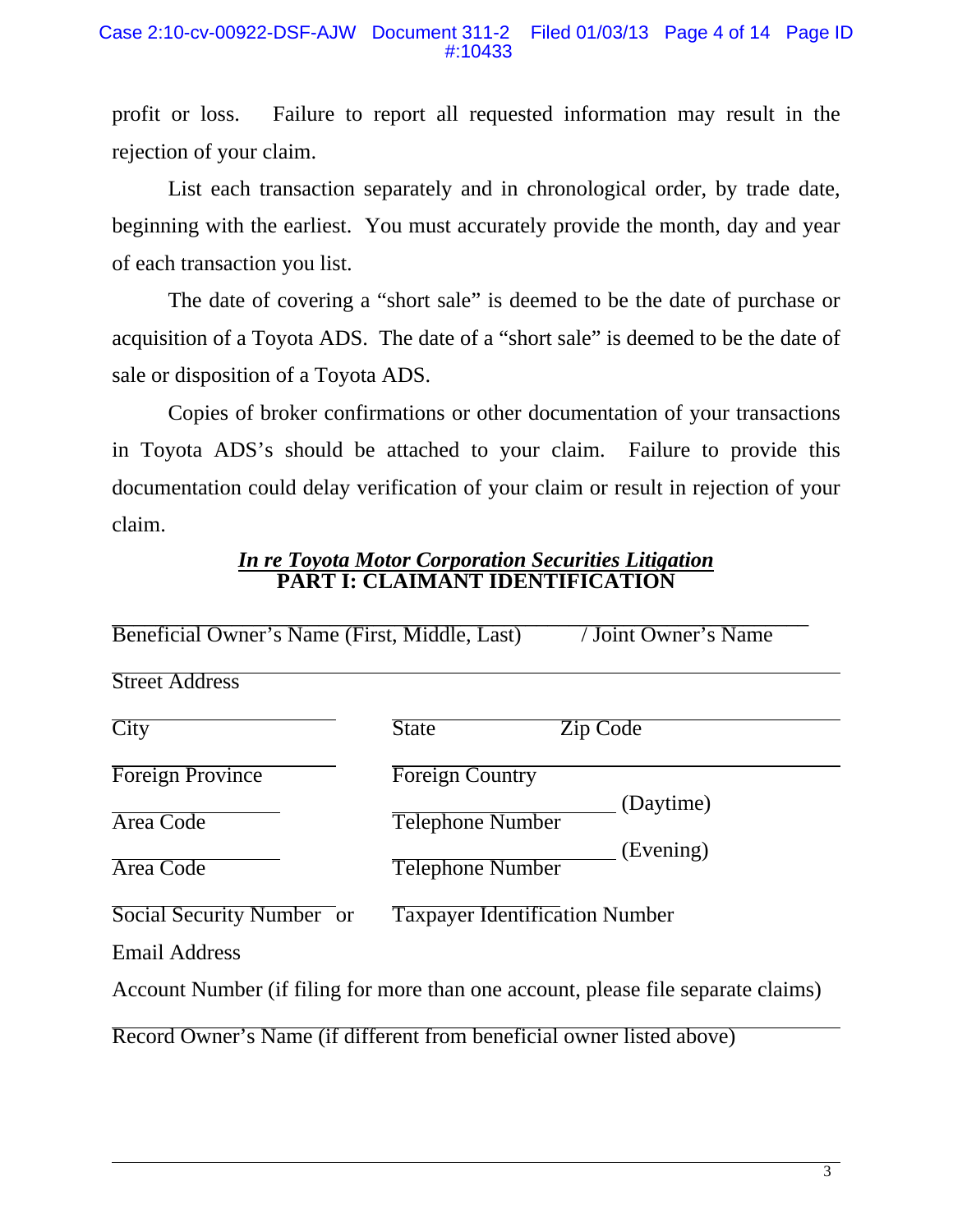profit or loss. Failure to report all requested information may result in the rejection of your claim.

List each transaction separately and in chronological order, by trade date, beginning with the earliest. You must accurately provide the month, day and year of each transaction you list.

The date of covering a "short sale" is deemed to be the date of purchase or acquisition of a Toyota ADS. The date of a "short sale" is deemed to be the date of sale or disposition of a Toyota ADS.

Copies of broker confirmations or other documentation of your transactions in Toyota ADS's should be attached to your claim. Failure to provide this documentation could delay verification of your claim or result in rejection of your claim.

## ***In re Toyota Motor Corporation Securities Litigation***
## **PART I: CLAIMANT IDENTIFICATION**

Beneficial Owner's Name (First, Middle, Last) / Joint Owner's Name

Street Address

City | State | Zip Code

Foreign Province | Foreign Country

Area Code | Telephone Number (Daytime)

Area Code | Telephone Number (Evening)

Social Security Number or Taxpayer Identification Number

Email Address

Account Number (if filing for more than one account, please file separate claims)

Record Owner's Name (if different from beneficial owner listed above)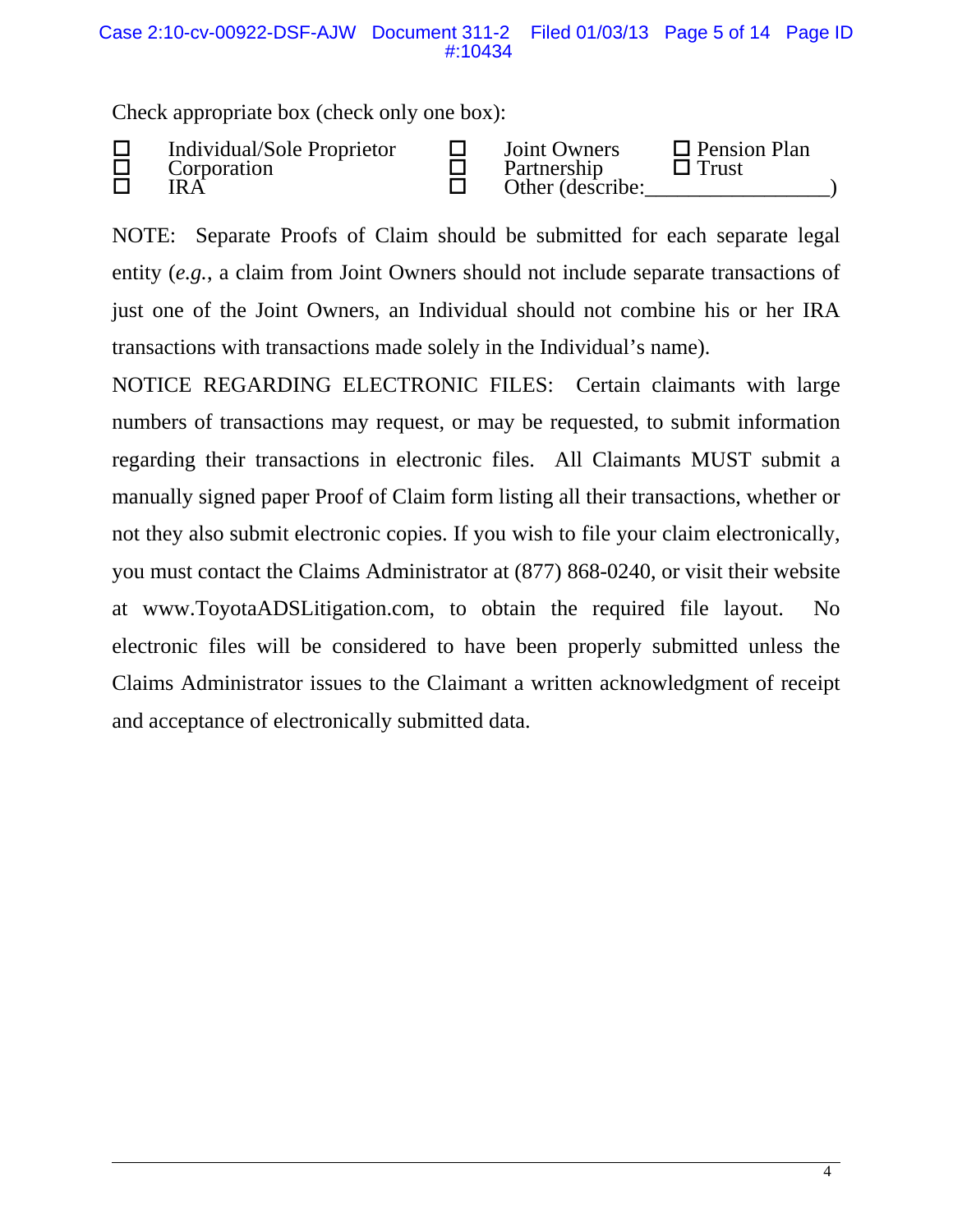Check appropriate box (check only one box):

| | | |
|---|---|---|
| ☐ Individual/Sole Proprietor | ☐ Joint Owners | ☐ Pension Plan |
| ☐ Corporation | ☐ Partnership | ☐ Trust |
| ☐ IRA | ☐ Other (describe:_________________) | |

NOTE: Separate Proofs of Claim should be submitted for each separate legal entity (*e.g.*, a claim from Joint Owners should not include separate transactions of just one of the Joint Owners, an Individual should not combine his or her IRA transactions with transactions made solely in the Individual's name).

NOTICE REGARDING ELECTRONIC FILES: Certain claimants with large numbers of transactions may request, or may be requested, to submit information regarding their transactions in electronic files. All Claimants MUST submit a manually signed paper Proof of Claim form listing all their transactions, whether or not they also submit electronic copies. If you wish to file your claim electronically, you must contact the Claims Administrator at (877) 868-0240, or visit their website at www.ToyotaADSLitigation.com, to obtain the required file layout. No electronic files will be considered to have been properly submitted unless the Claims Administrator issues to the Claimant a written acknowledgment of receipt and acceptance of electronically submitted data.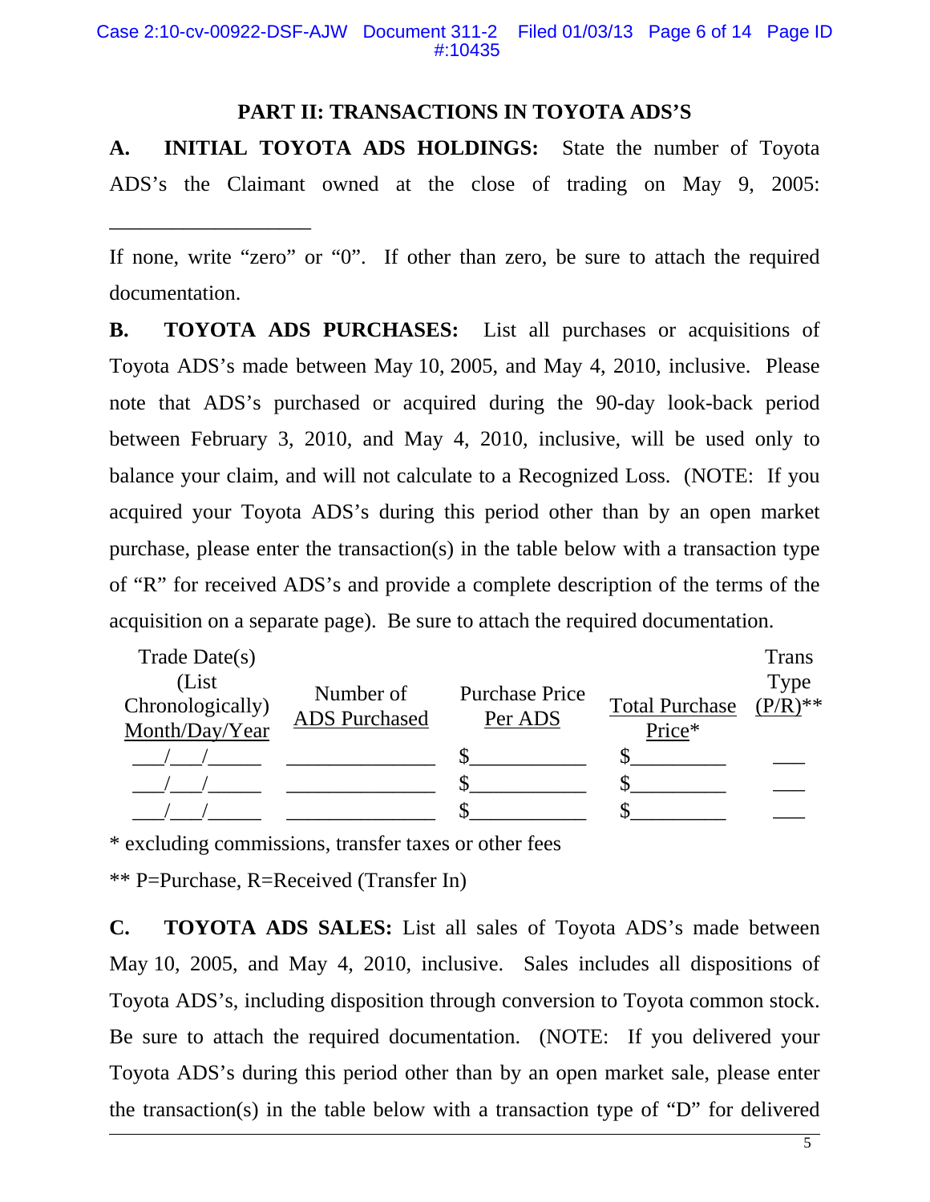## PART II: TRANSACTIONS IN TOYOTA ADS'S

**A. INITIAL TOYOTA ADS HOLDINGS:** State the number of Toyota ADS's the Claimant owned at the close of trading on May 9, 2005: ___________________

If none, write "zero" or "0". If other than zero, be sure to attach the required documentation.

**B. TOYOTA ADS PURCHASES:** List all purchases or acquisitions of Toyota ADS's made between May 10, 2005, and May 4, 2010, inclusive. Please note that ADS's purchased or acquired during the 90-day look-back period between February 3, 2010, and May 4, 2010, inclusive, will be used only to balance your claim, and will not calculate to a Recognized Loss. (NOTE: If you acquired your Toyota ADS's during this period other than by an open market purchase, please enter the transaction(s) in the table below with a transaction type of "R" for received ADS's and provide a complete description of the terms of the acquisition on a separate page). Be sure to attach the required documentation.

| Trade Date(s) (List Chronologically) Month/Day/Year | Number of ADS Purchased | Purchase Price Per ADS | Total Purchase Price* | Trans Type (P/R)** |
|---|---|---|---|---|
| ___/___/_____ | _______________ | $___________ | $_________ | ___ |
| ___/___/_____ | _______________ | $___________ | $_________ | ___ |
| ___/___/_____ | _______________ | $___________ | $_________ | ___ |

\* excluding commissions, transfer taxes or other fees

\*\* P=Purchase, R=Received (Transfer In)

**C. TOYOTA ADS SALES:** List all sales of Toyota ADS's made between May 10, 2005, and May 4, 2010, inclusive. Sales includes all dispositions of Toyota ADS's, including disposition through conversion to Toyota common stock. Be sure to attach the required documentation. (NOTE: If you delivered your Toyota ADS's during this period other than by an open market sale, please enter the transaction(s) in the table below with a transaction type of "D" for delivered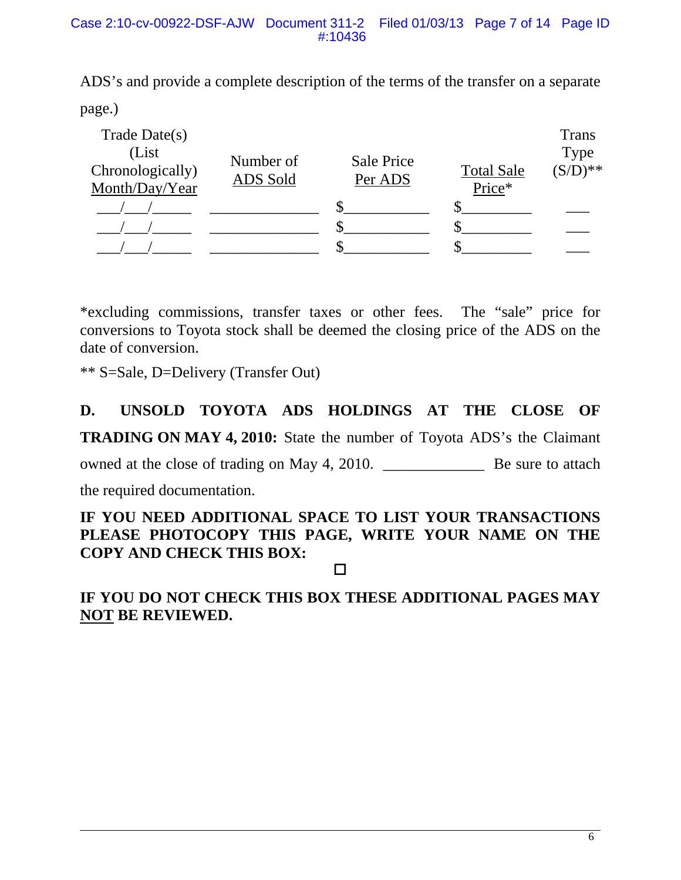ADS's and provide a complete description of the terms of the transfer on a separate page.)

| Trade Date(s) (List Chronologically) Month/Day/Year | Number of ADS Sold | Sale Price Per ADS | Total Sale Price* | Trans Type (S/D)** |
|---|---|---|---|---|
| \_\_\_/\_\_\_/\_\_\_\_\_ | \_\_\_\_\_\_\_\_\_\_\_\_\_\_\_ | $\_\_\_\_\_\_\_\_\_\_\_ | $\_\_\_\_\_\_\_\_\_ | \_\_\_ |
| \_\_\_/\_\_\_/\_\_\_\_\_ | \_\_\_\_\_\_\_\_\_\_\_\_\_\_\_ | $\_\_\_\_\_\_\_\_\_\_\_ | $\_\_\_\_\_\_\_\_\_ | \_\_\_ |
| \_\_\_/\_\_\_/\_\_\_\_\_ | \_\_\_\_\_\_\_\_\_\_\_\_\_\_\_ | $\_\_\_\_\_\_\_\_\_\_\_ | $\_\_\_\_\_\_\_\_\_ | \_\_\_ |

*excluding commissions, transfer taxes or other fees. The "sale" price for conversions to Toyota stock shall be deemed the closing price of the ADS on the date of conversion.

** S=Sale, D=Delivery (Transfer Out)

**D. UNSOLD TOYOTA ADS HOLDINGS AT THE CLOSE OF TRADING ON MAY 4, 2010:** State the number of Toyota ADS's the Claimant owned at the close of trading on May 4, 2010. \_\_\_\_\_\_\_\_\_\_\_\_\_ Be sure to attach the required documentation.

**IF YOU NEED ADDITIONAL SPACE TO LIST YOUR TRANSACTIONS PLEASE PHOTOCOPY THIS PAGE, WRITE YOUR NAME ON THE COPY AND CHECK THIS BOX:**

☐

**IF YOU DO NOT CHECK THIS BOX THESE ADDITIONAL PAGES MAY NOT BE REVIEWED.**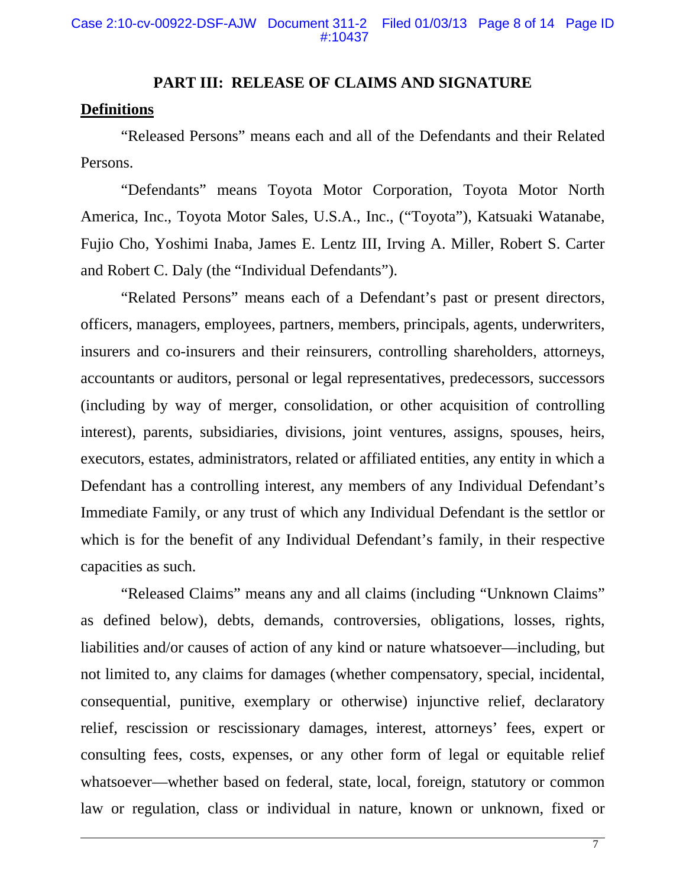## PART III: RELEASE OF CLAIMS AND SIGNATURE

**Definitions**

"Released Persons" means each and all of the Defendants and their Related Persons.

"Defendants" means Toyota Motor Corporation, Toyota Motor North America, Inc., Toyota Motor Sales, U.S.A., Inc., ("Toyota"), Katsuaki Watanabe, Fujio Cho, Yoshimi Inaba, James E. Lentz III, Irving A. Miller, Robert S. Carter and Robert C. Daly (the "Individual Defendants").

"Related Persons" means each of a Defendant's past or present directors, officers, managers, employees, partners, members, principals, agents, underwriters, insurers and co-insurers and their reinsurers, controlling shareholders, attorneys, accountants or auditors, personal or legal representatives, predecessors, successors (including by way of merger, consolidation, or other acquisition of controlling interest), parents, subsidiaries, divisions, joint ventures, assigns, spouses, heirs, executors, estates, administrators, related or affiliated entities, any entity in which a Defendant has a controlling interest, any members of any Individual Defendant's Immediate Family, or any trust of which any Individual Defendant is the settlor or which is for the benefit of any Individual Defendant's family, in their respective capacities as such.

"Released Claims" means any and all claims (including "Unknown Claims" as defined below), debts, demands, controversies, obligations, losses, rights, liabilities and/or causes of action of any kind or nature whatsoever—including, but not limited to, any claims for damages (whether compensatory, special, incidental, consequential, punitive, exemplary or otherwise) injunctive relief, declaratory relief, rescission or rescissionary damages, interest, attorneys' fees, expert or consulting fees, costs, expenses, or any other form of legal or equitable relief whatsoever—whether based on federal, state, local, foreign, statutory or common law or regulation, class or individual in nature, known or unknown, fixed or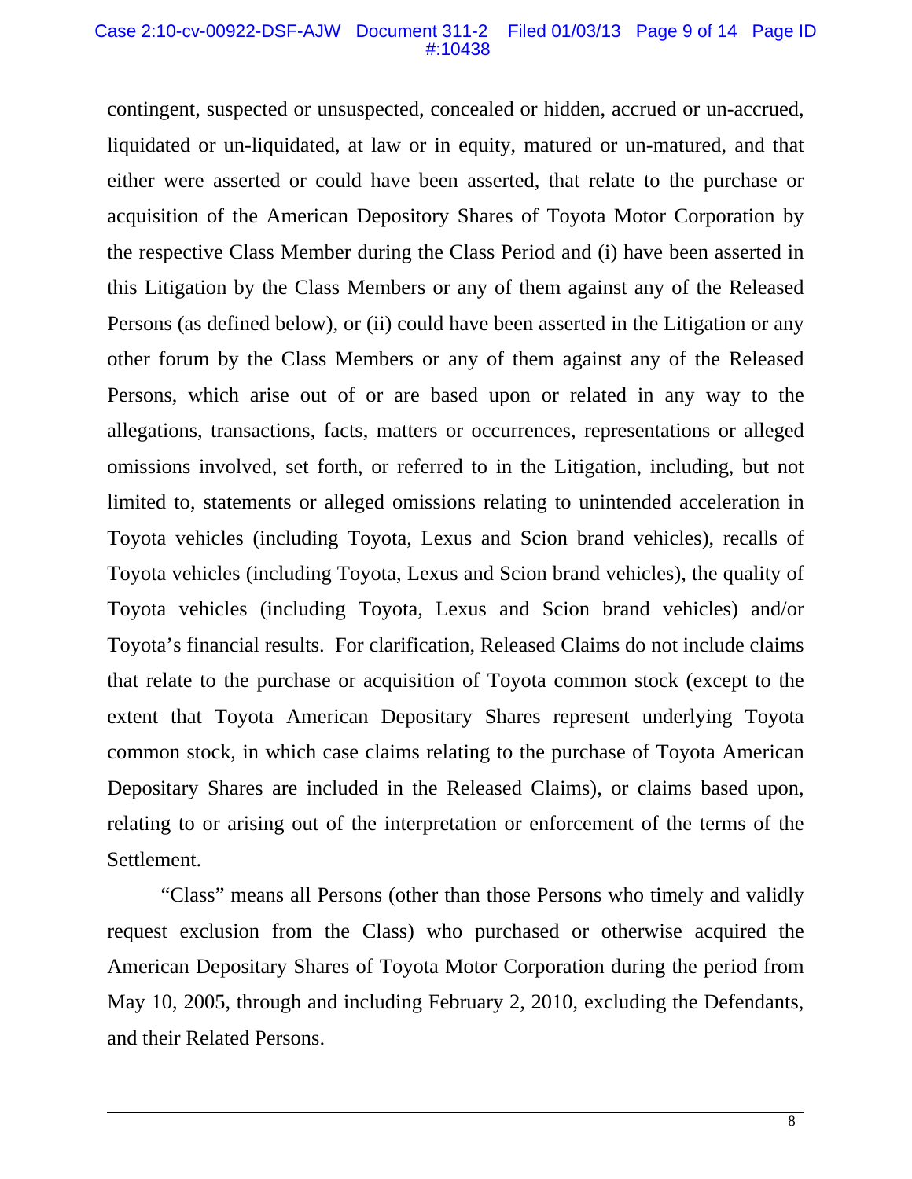contingent, suspected or unsuspected, concealed or hidden, accrued or un-accrued, liquidated or un-liquidated, at law or in equity, matured or un-matured, and that either were asserted or could have been asserted, that relate to the purchase or acquisition of the American Depository Shares of Toyota Motor Corporation by the respective Class Member during the Class Period and (i) have been asserted in this Litigation by the Class Members or any of them against any of the Released Persons (as defined below), or (ii) could have been asserted in the Litigation or any other forum by the Class Members or any of them against any of the Released Persons, which arise out of or are based upon or related in any way to the allegations, transactions, facts, matters or occurrences, representations or alleged omissions involved, set forth, or referred to in the Litigation, including, but not limited to, statements or alleged omissions relating to unintended acceleration in Toyota vehicles (including Toyota, Lexus and Scion brand vehicles), recalls of Toyota vehicles (including Toyota, Lexus and Scion brand vehicles), the quality of Toyota vehicles (including Toyota, Lexus and Scion brand vehicles) and/or Toyota's financial results. For clarification, Released Claims do not include claims that relate to the purchase or acquisition of Toyota common stock (except to the extent that Toyota American Depositary Shares represent underlying Toyota common stock, in which case claims relating to the purchase of Toyota American Depositary Shares are included in the Released Claims), or claims based upon, relating to or arising out of the interpretation or enforcement of the terms of the Settlement.

"Class" means all Persons (other than those Persons who timely and validly request exclusion from the Class) who purchased or otherwise acquired the American Depositary Shares of Toyota Motor Corporation during the period from May 10, 2005, through and including February 2, 2010, excluding the Defendants, and their Related Persons.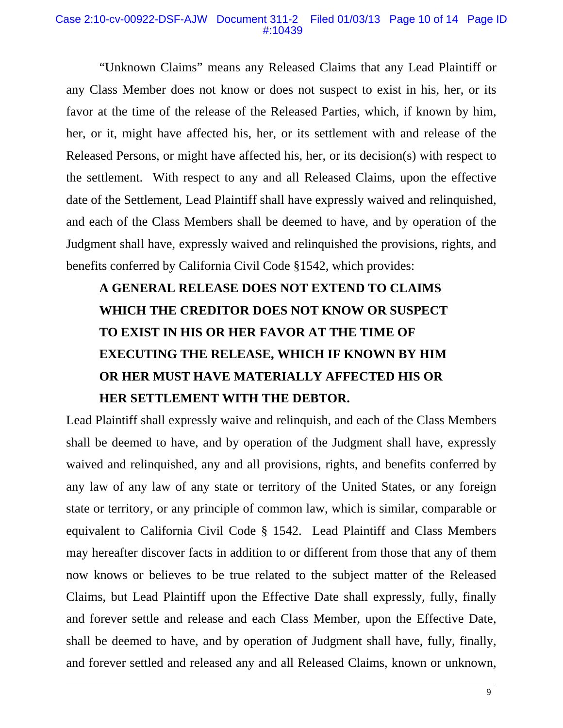"Unknown Claims" means any Released Claims that any Lead Plaintiff or any Class Member does not know or does not suspect to exist in his, her, or its favor at the time of the release of the Released Parties, which, if known by him, her, or it, might have affected his, her, or its settlement with and release of the Released Persons, or might have affected his, her, or its decision(s) with respect to the settlement. With respect to any and all Released Claims, upon the effective date of the Settlement, Lead Plaintiff shall have expressly waived and relinquished, and each of the Class Members shall be deemed to have, and by operation of the Judgment shall have, expressly waived and relinquished the provisions, rights, and benefits conferred by California Civil Code §1542, which provides:

> **A GENERAL RELEASE DOES NOT EXTEND TO CLAIMS WHICH THE CREDITOR DOES NOT KNOW OR SUSPECT TO EXIST IN HIS OR HER FAVOR AT THE TIME OF EXECUTING THE RELEASE, WHICH IF KNOWN BY HIM OR HER MUST HAVE MATERIALLY AFFECTED HIS OR HER SETTLEMENT WITH THE DEBTOR.**

Lead Plaintiff shall expressly waive and relinquish, and each of the Class Members shall be deemed to have, and by operation of the Judgment shall have, expressly waived and relinquished, any and all provisions, rights, and benefits conferred by any law of any law of any state or territory of the United States, or any foreign state or territory, or any principle of common law, which is similar, comparable or equivalent to California Civil Code § 1542. Lead Plaintiff and Class Members may hereafter discover facts in addition to or different from those that any of them now knows or believes to be true related to the subject matter of the Released Claims, but Lead Plaintiff upon the Effective Date shall expressly, fully, finally and forever settle and release and each Class Member, upon the Effective Date, shall be deemed to have, and by operation of Judgment shall have, fully, finally, and forever settled and released any and all Released Claims, known or unknown,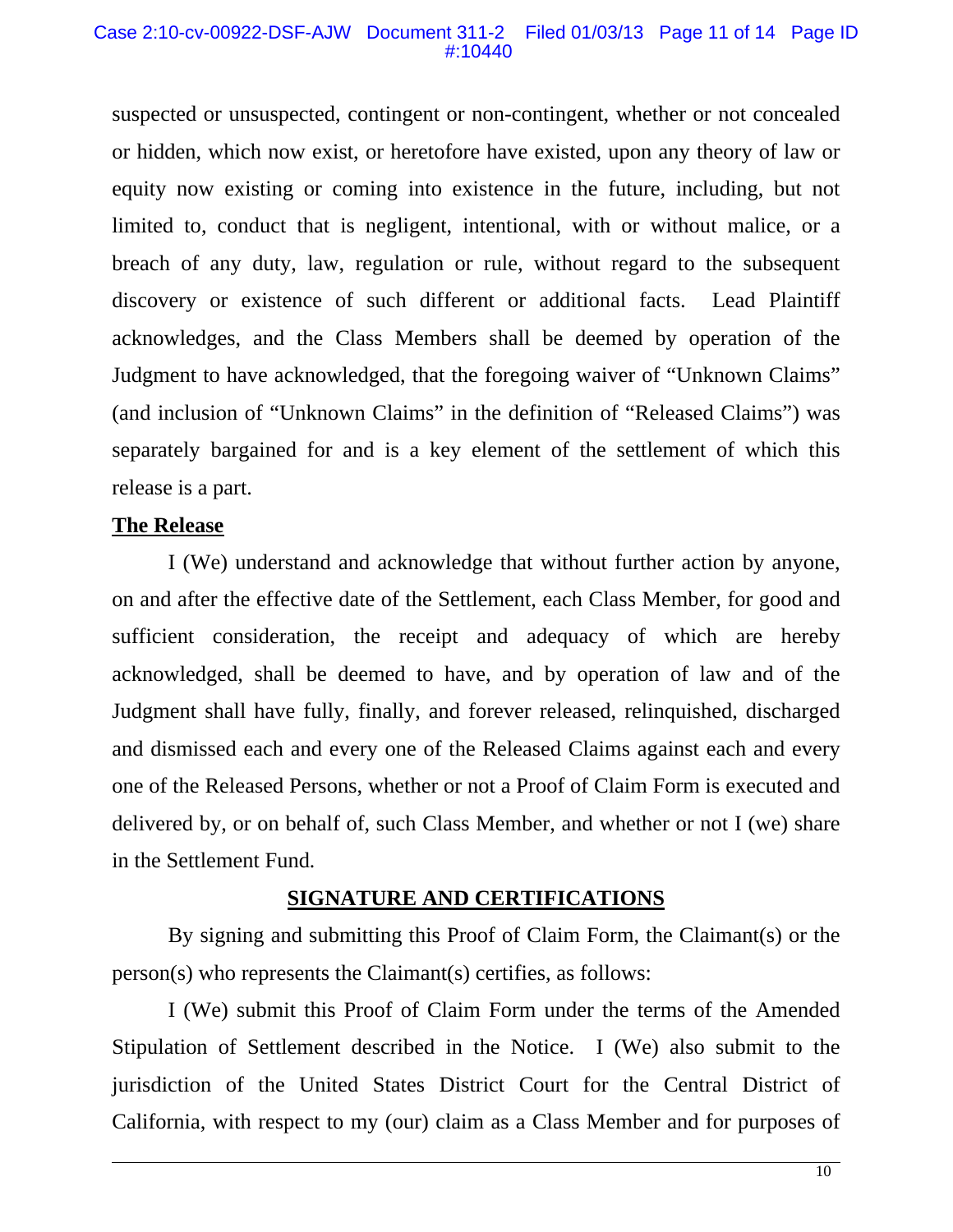suspected or unsuspected, contingent or non-contingent, whether or not concealed or hidden, which now exist, or heretofore have existed, upon any theory of law or equity now existing or coming into existence in the future, including, but not limited to, conduct that is negligent, intentional, with or without malice, or a breach of any duty, law, regulation or rule, without regard to the subsequent discovery or existence of such different or additional facts. Lead Plaintiff acknowledges, and the Class Members shall be deemed by operation of the Judgment to have acknowledged, that the foregoing waiver of "Unknown Claims" (and inclusion of "Unknown Claims" in the definition of "Released Claims") was separately bargained for and is a key element of the settlement of which this release is a part.

**The Release**

I (We) understand and acknowledge that without further action by anyone, on and after the effective date of the Settlement, each Class Member, for good and sufficient consideration, the receipt and adequacy of which are hereby acknowledged, shall be deemed to have, and by operation of law and of the Judgment shall have fully, finally, and forever released, relinquished, discharged and dismissed each and every one of the Released Claims against each and every one of the Released Persons, whether or not a Proof of Claim Form is executed and delivered by, or on behalf of, such Class Member, and whether or not I (we) share in the Settlement Fund.

## SIGNATURE AND CERTIFICATIONS

By signing and submitting this Proof of Claim Form, the Claimant(s) or the person(s) who represents the Claimant(s) certifies, as follows:

I (We) submit this Proof of Claim Form under the terms of the Amended Stipulation of Settlement described in the Notice. I (We) also submit to the jurisdiction of the United States District Court for the Central District of California, with respect to my (our) claim as a Class Member and for purposes of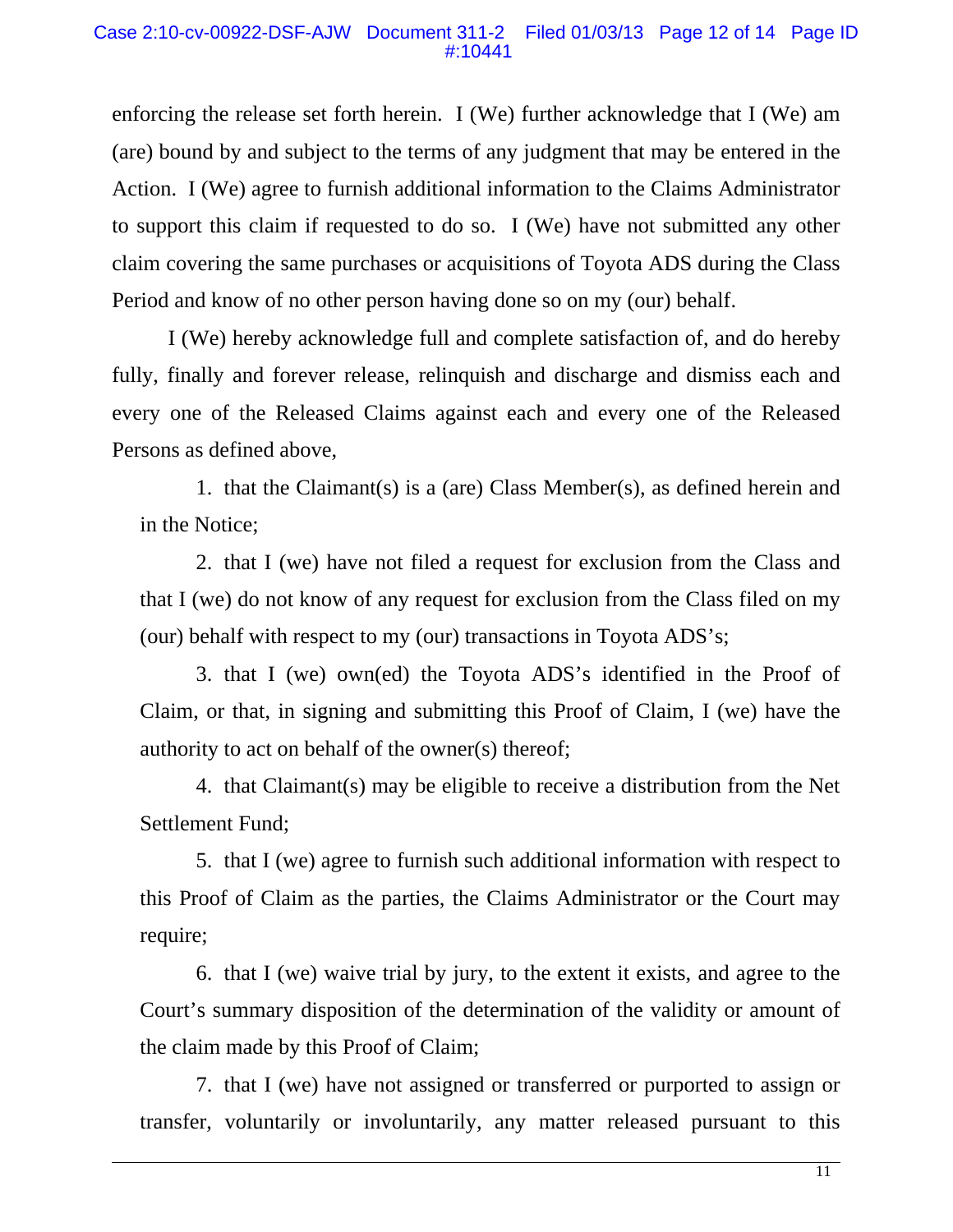enforcing the release set forth herein. I (We) further acknowledge that I (We) am (are) bound by and subject to the terms of any judgment that may be entered in the Action. I (We) agree to furnish additional information to the Claims Administrator to support this claim if requested to do so. I (We) have not submitted any other claim covering the same purchases or acquisitions of Toyota ADS during the Class Period and know of no other person having done so on my (our) behalf.

I (We) hereby acknowledge full and complete satisfaction of, and do hereby fully, finally and forever release, relinquish and discharge and dismiss each and every one of the Released Claims against each and every one of the Released Persons as defined above,

1. that the Claimant(s) is a (are) Class Member(s), as defined herein and in the Notice;

2. that I (we) have not filed a request for exclusion from the Class and that I (we) do not know of any request for exclusion from the Class filed on my (our) behalf with respect to my (our) transactions in Toyota ADS's;

3. that I (we) own(ed) the Toyota ADS's identified in the Proof of Claim, or that, in signing and submitting this Proof of Claim, I (we) have the authority to act on behalf of the owner(s) thereof;

4. that Claimant(s) may be eligible to receive a distribution from the Net Settlement Fund;

5. that I (we) agree to furnish such additional information with respect to this Proof of Claim as the parties, the Claims Administrator or the Court may require;

6. that I (we) waive trial by jury, to the extent it exists, and agree to the Court's summary disposition of the determination of the validity or amount of the claim made by this Proof of Claim;

7. that I (we) have not assigned or transferred or purported to assign or transfer, voluntarily or involuntarily, any matter released pursuant to this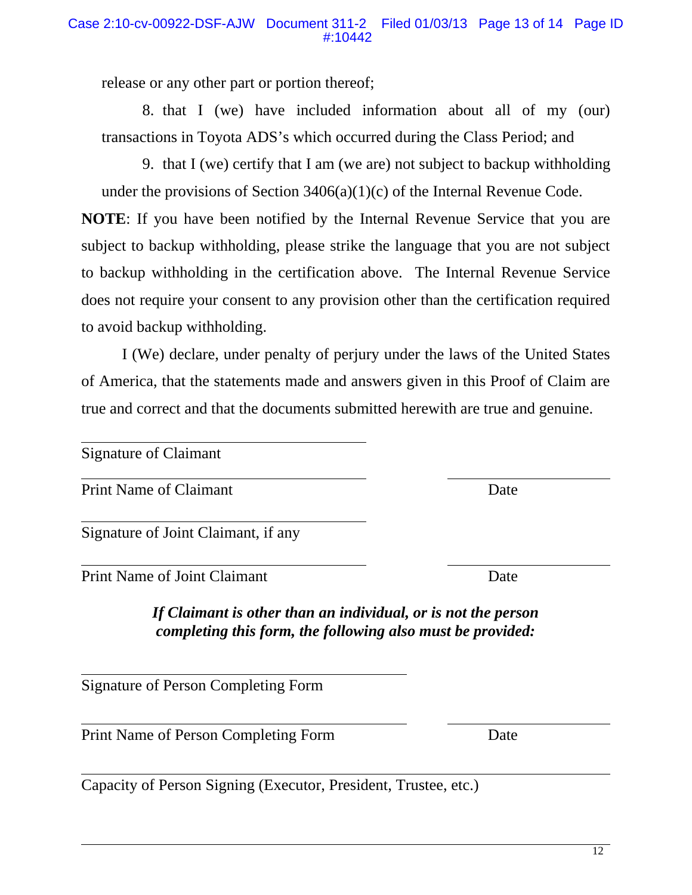release or any other part or portion thereof;

8. that I (we) have included information about all of my (our) transactions in Toyota ADS's which occurred during the Class Period; and

9. that I (we) certify that I am (we are) not subject to backup withholding under the provisions of Section 3406(a)(1)(c) of the Internal Revenue Code.

**NOTE**: If you have been notified by the Internal Revenue Service that you are subject to backup withholding, please strike the language that you are not subject to backup withholding in the certification above. The Internal Revenue Service does not require your consent to any provision other than the certification required to avoid backup withholding.

I (We) declare, under penalty of perjury under the laws of the United States of America, that the statements made and answers given in this Proof of Claim are true and correct and that the documents submitted herewith are true and genuine.

\_\_\_\_\_\_\_\_\_\_\_\_\_\_\_\_\_\_\_\_\_\_\_\_\_\_\_\_\_\_\_\_\_\_\_\_
Signature of Claimant

\_\_\_\_\_\_\_\_\_\_\_\_\_\_\_\_\_\_\_\_\_\_\_\_\_\_\_\_\_\_\_\_\_\_\_\_ \_\_\_\_\_\_\_\_\_\_\_\_\_\_\_\_\_\_\_\_
Print Name of Claimant Date

\_\_\_\_\_\_\_\_\_\_\_\_\_\_\_\_\_\_\_\_\_\_\_\_\_\_\_\_\_\_\_\_\_\_\_\_
Signature of Joint Claimant, if any

\_\_\_\_\_\_\_\_\_\_\_\_\_\_\_\_\_\_\_\_\_\_\_\_\_\_\_\_\_\_\_\_\_\_\_\_ \_\_\_\_\_\_\_\_\_\_\_\_\_\_\_\_\_\_\_\_
Print Name of Joint Claimant Date

***If Claimant is other than an individual, or is not the person completing this form, the following also must be provided:***

\_\_\_\_\_\_\_\_\_\_\_\_\_\_\_\_\_\_\_\_\_\_\_\_\_\_\_\_\_\_\_\_\_\_\_\_\_\_\_\_
Signature of Person Completing Form

\_\_\_\_\_\_\_\_\_\_\_\_\_\_\_\_\_\_\_\_\_\_\_\_\_\_\_\_\_\_\_\_\_\_\_\_\_\_\_\_ \_\_\_\_\_\_\_\_\_\_\_\_\_\_\_\_\_\_\_\_
Print Name of Person Completing Form Date

\_\_\_\_\_\_\_\_\_\_\_\_\_\_\_\_\_\_\_\_\_\_\_\_\_\_\_\_\_\_\_\_\_\_\_\_\_\_\_\_\_\_\_\_\_\_\_\_\_\_\_\_\_\_\_\_\_\_\_\_\_\_\_\_
Capacity of Person Signing (Executor, President, Trustee, etc.)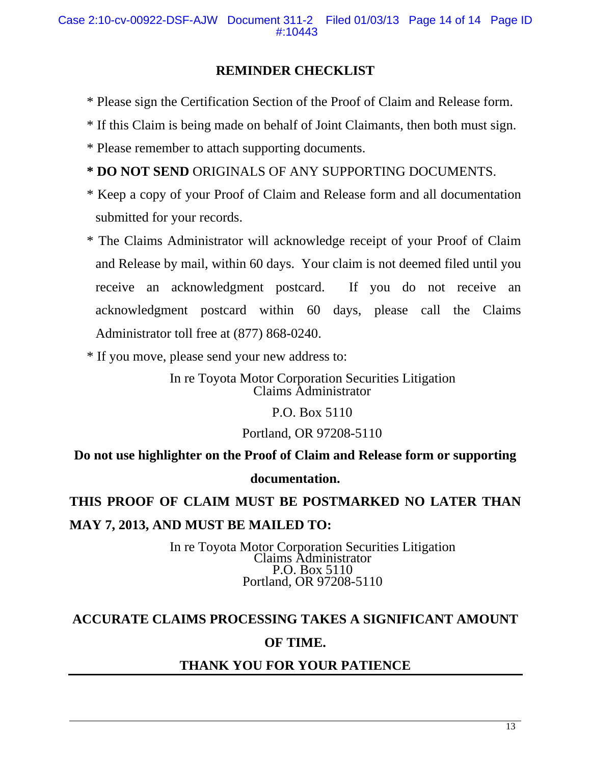## REMINDER CHECKLIST

* Please sign the Certification Section of the Proof of Claim and Release form.
* If this Claim is being made on behalf of Joint Claimants, then both must sign.
* Please remember to attach supporting documents.
* **DO NOT SEND** ORIGINALS OF ANY SUPPORTING DOCUMENTS.
* Keep a copy of your Proof of Claim and Release form and all documentation submitted for your records.
* The Claims Administrator will acknowledge receipt of your Proof of Claim and Release by mail, within 60 days. Your claim is not deemed filed until you receive an acknowledgment postcard. If you do not receive an acknowledgment postcard within 60 days, please call the Claims Administrator toll free at (877) 868-0240.
* If you move, please send your new address to:

In re Toyota Motor Corporation Securities Litigation
Claims Administrator
P.O. Box 5110
Portland, OR 97208-5110

**Do not use highlighter on the Proof of Claim and Release form or supporting documentation.**

**THIS PROOF OF CLAIM MUST BE POSTMARKED NO LATER THAN MAY 7, 2013, AND MUST BE MAILED TO:**

In re Toyota Motor Corporation Securities Litigation
Claims Administrator
P.O. Box 5110
Portland, OR 97208-5110

**ACCURATE CLAIMS PROCESSING TAKES A SIGNIFICANT AMOUNT OF TIME.**

**THANK YOU FOR YOUR PATIENCE**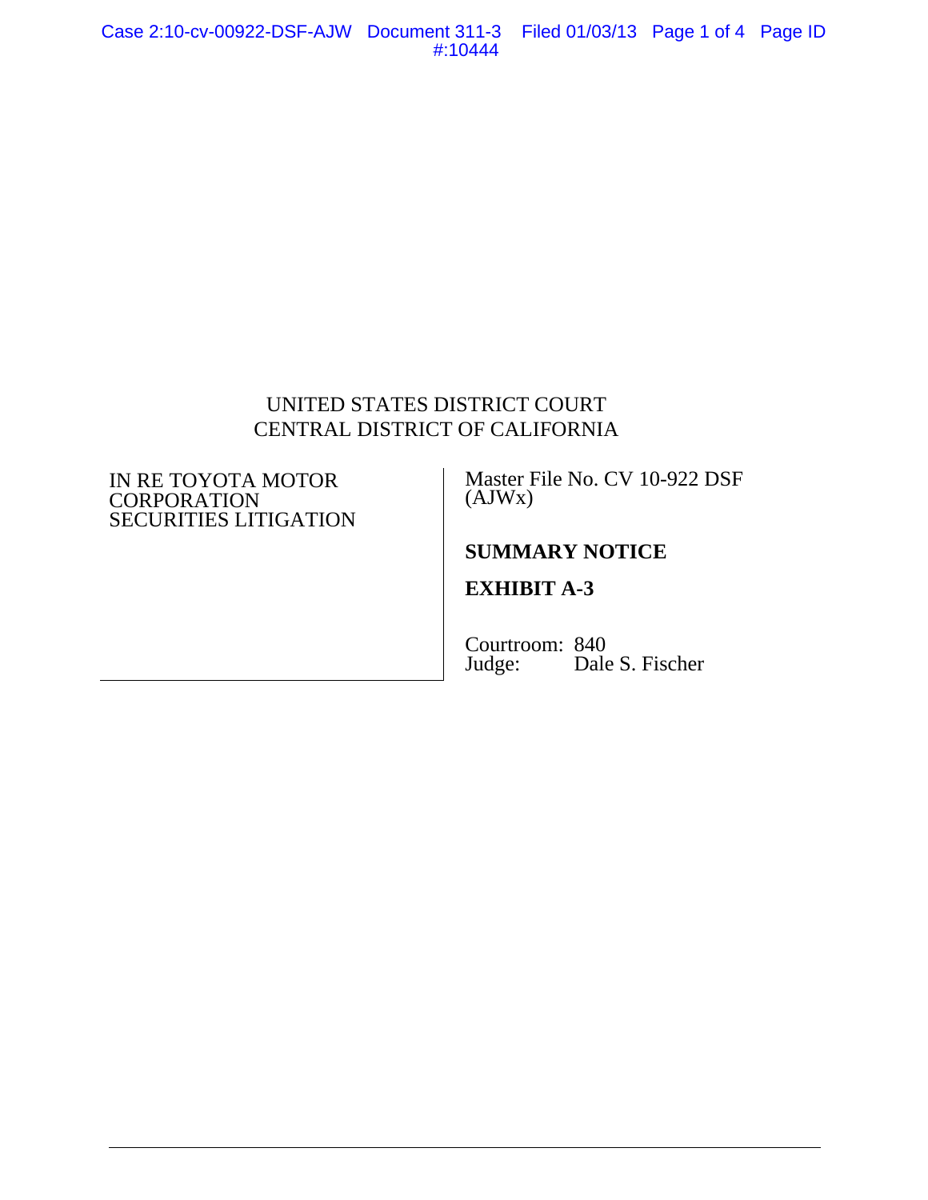UNITED STATES DISTRICT COURT
CENTRAL DISTRICT OF CALIFORNIA

| IN RE TOYOTA MOTOR CORPORATION SECURITIES LITIGATION | Master File No. CV 10-922 DSF (AJWx) |
|---|---|
| | **SUMMARY NOTICE** |
| | **EXHIBIT A-3** |
| | Courtroom: 840<br>Judge: Dale S. Fischer |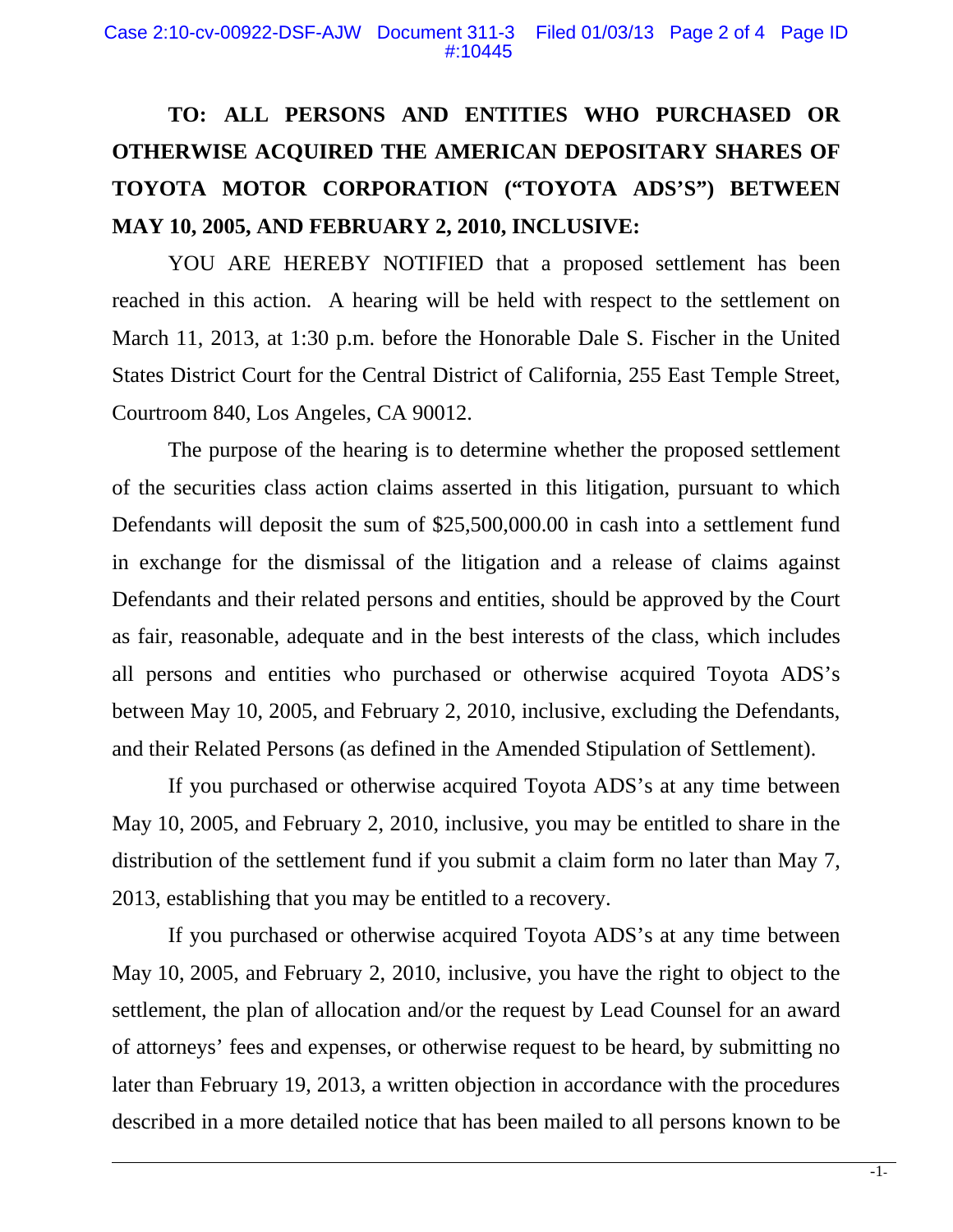**TO: ALL PERSONS AND ENTITIES WHO PURCHASED OR OTHERWISE ACQUIRED THE AMERICAN DEPOSITARY SHARES OF TOYOTA MOTOR CORPORATION ("TOYOTA ADS'S") BETWEEN MAY 10, 2005, AND FEBRUARY 2, 2010, INCLUSIVE:**

YOU ARE HEREBY NOTIFIED that a proposed settlement has been reached in this action. A hearing will be held with respect to the settlement on March 11, 2013, at 1:30 p.m. before the Honorable Dale S. Fischer in the United States District Court for the Central District of California, 255 East Temple Street, Courtroom 840, Los Angeles, CA 90012.

The purpose of the hearing is to determine whether the proposed settlement of the securities class action claims asserted in this litigation, pursuant to which Defendants will deposit the sum of $25,500,000.00 in cash into a settlement fund in exchange for the dismissal of the litigation and a release of claims against Defendants and their related persons and entities, should be approved by the Court as fair, reasonable, adequate and in the best interests of the class, which includes all persons and entities who purchased or otherwise acquired Toyota ADS's between May 10, 2005, and February 2, 2010, inclusive, excluding the Defendants, and their Related Persons (as defined in the Amended Stipulation of Settlement).

If you purchased or otherwise acquired Toyota ADS's at any time between May 10, 2005, and February 2, 2010, inclusive, you may be entitled to share in the distribution of the settlement fund if you submit a claim form no later than May 7, 2013, establishing that you may be entitled to a recovery.

If you purchased or otherwise acquired Toyota ADS's at any time between May 10, 2005, and February 2, 2010, inclusive, you have the right to object to the settlement, the plan of allocation and/or the request by Lead Counsel for an award of attorneys' fees and expenses, or otherwise request to be heard, by submitting no later than February 19, 2013, a written objection in accordance with the procedures described in a more detailed notice that has been mailed to all persons known to be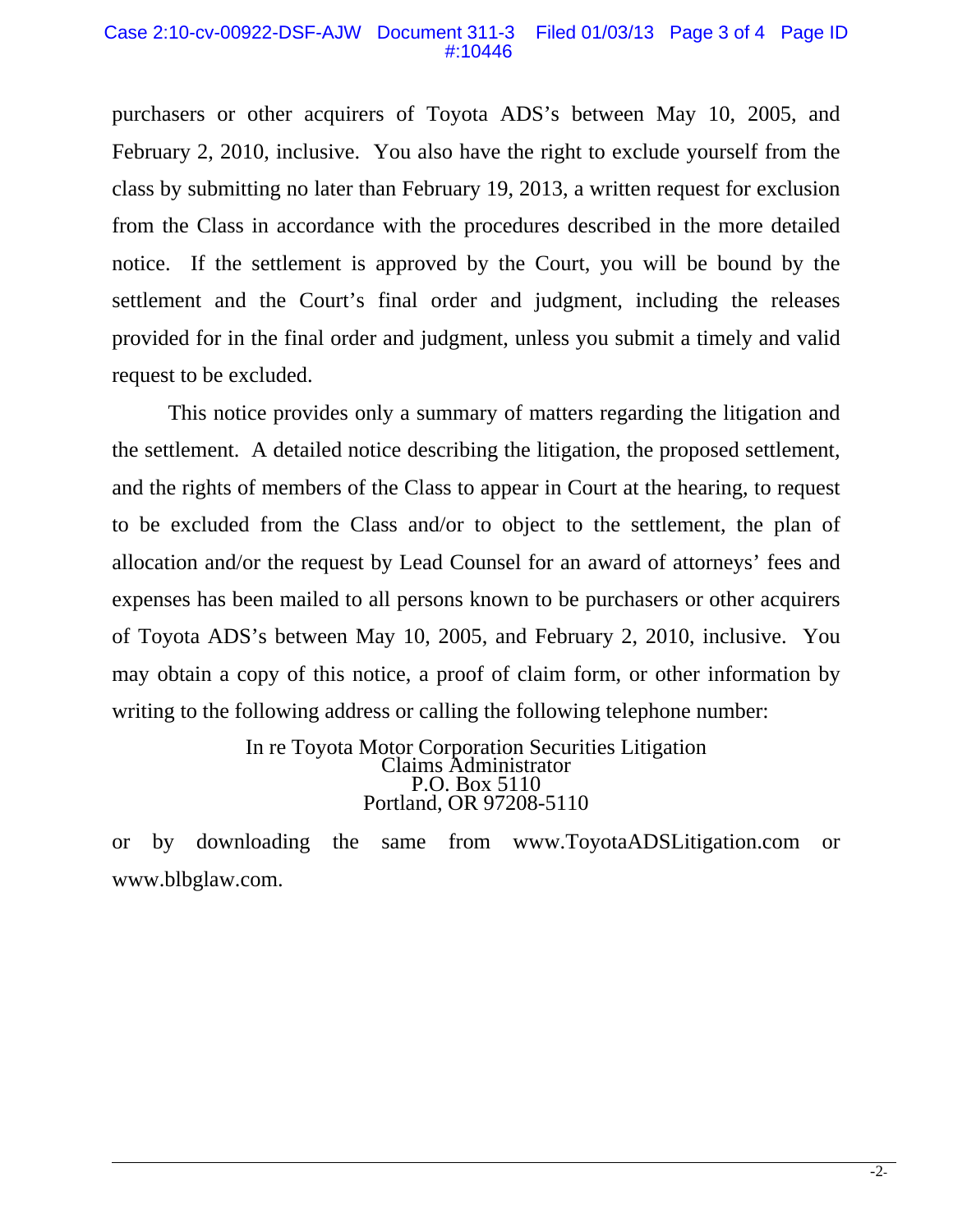purchasers or other acquirers of Toyota ADS's between May 10, 2005, and February 2, 2010, inclusive. You also have the right to exclude yourself from the class by submitting no later than February 19, 2013, a written request for exclusion from the Class in accordance with the procedures described in the more detailed notice. If the settlement is approved by the Court, you will be bound by the settlement and the Court's final order and judgment, including the releases provided for in the final order and judgment, unless you submit a timely and valid request to be excluded.

This notice provides only a summary of matters regarding the litigation and the settlement. A detailed notice describing the litigation, the proposed settlement, and the rights of members of the Class to appear in Court at the hearing, to request to be excluded from the Class and/or to object to the settlement, the plan of allocation and/or the request by Lead Counsel for an award of attorneys' fees and expenses has been mailed to all persons known to be purchasers or other acquirers of Toyota ADS's between May 10, 2005, and February 2, 2010, inclusive. You may obtain a copy of this notice, a proof of claim form, or other information by writing to the following address or calling the following telephone number:

In re Toyota Motor Corporation Securities Litigation
Claims Administrator
P.O. Box 5110
Portland, OR 97208-5110

or by downloading the same from www.ToyotaADSLitigation.com or www.blbglaw.com.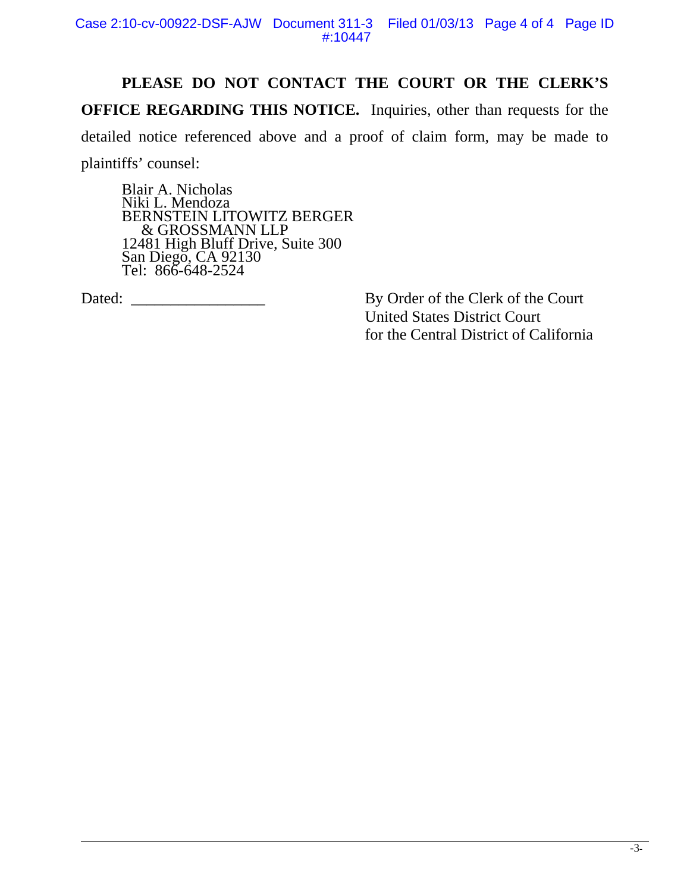**PLEASE DO NOT CONTACT THE COURT OR THE CLERK'S OFFICE REGARDING THIS NOTICE.** Inquiries, other than requests for the detailed notice referenced above and a proof of claim form, may be made to plaintiffs' counsel:

Blair A. Nicholas
Niki L. Mendoza
BERNSTEIN LITOWITZ BERGER
& GROSSMANN LLP
12481 High Bluff Drive, Suite 300
San Diego, CA 92130
Tel: 866-648-2524

Dated: _________________

By Order of the Clerk of the Court
United States District Court
for the Central District of California